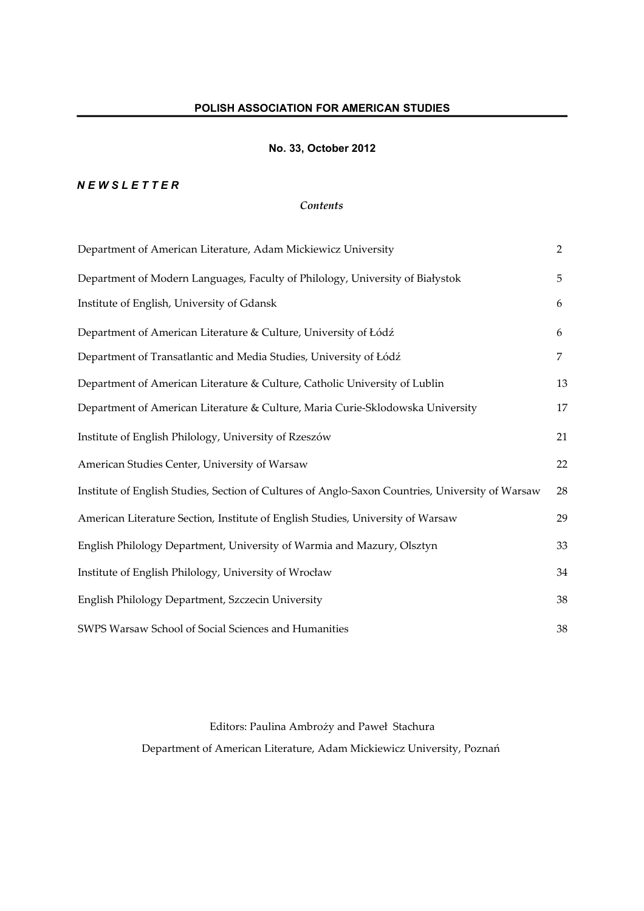**POLISH ASSOCIATION FOR AMERICAN STUDIES**

**No. 33, October 2012**

***N E W S L E T T E R***

*Contents*

| | |
|---|---|
| Department of American Literature, Adam Mickiewicz University | 2 |
| Department of Modern Languages, Faculty of Philology, University of Białystok | 5 |
| Institute of English, University of Gdansk | 6 |
| Department of American Literature & Culture, University of Łódź | 6 |
| Department of Transatlantic and Media Studies, University of Łódź | 7 |
| Department of American Literature & Culture, Catholic University of Lublin | 13 |
| Department of American Literature & Culture, Maria Curie-Sklodowska University | 17 |
| Institute of English Philology, University of Rzeszów | 21 |
| American Studies Center, University of Warsaw | 22 |
| Institute of English Studies, Section of Cultures of Anglo-Saxon Countries, University of Warsaw | 28 |
| American Literature Section, Institute of English Studies, University of Warsaw | 29 |
| English Philology Department, University of Warmia and Mazury, Olsztyn | 33 |
| Institute of English Philology, University of Wrocław | 34 |
| English Philology Department, Szczecin University | 38 |
| SWPS Warsaw School of Social Sciences and Humanities | 38 |

Editors: Paulina Ambroży and Paweł Stachura

Department of American Literature, Adam Mickiewicz University, Poznań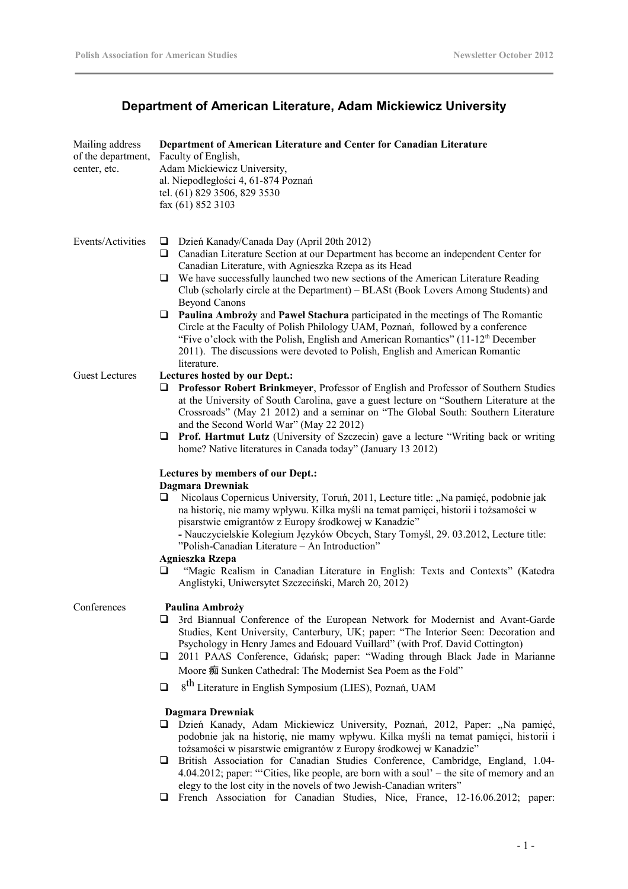## Department of American Literature, Adam Mickiewicz University

**Mailing address of the department, center, etc.**

**Department of American Literature and Center for Canadian Literature**
Faculty of English,
Adam Mickiewicz University,
al. Niepodległości 4, 61-874 Poznań
tel. (61) 829 3506, 829 3530
fax (61) 852 3103

**Events/Activities**

- Dzień Kanady/Canada Day (April 20th 2012)
- Canadian Literature Section at our Department has become an independent Center for Canadian Literature, with Agnieszka Rzepa as its Head
- We have successfully launched two new sections of the American Literature Reading Club (scholarly circle at the Department) – BLASt (Book Lovers Among Students) and Beyond Canons
- **Paulina Ambroży** and **Paweł Stachura** participated in the meetings of The Romantic Circle at the Faculty of Polish Philology UAM, Poznań, followed by a conference "Five o'clock with the Polish, English and American Romantics" (11-12th December 2011). The discussions were devoted to Polish, English and American Romantic literature.

**Guest Lectures**

**Lectures hosted by our Dept.:**

- **Professor Robert Brinkmeyer**, Professor of English and Professor of Southern Studies at the University of South Carolina, gave a guest lecture on "Southern Literature at the Crossroads" (May 21 2012) and a seminar on "The Global South: Southern Literature and the Second World War" (May 22 2012)
- **Prof. Hartmut Lutz** (University of Szczecin) gave a lecture "Writing back or writing home? Native literatures in Canada today" (January 13 2012)

**Lectures by members of our Dept.:**

**Dagmara Drewniak**

- Nicolaus Copernicus University, Toruń, 2011, Lecture title: „Na pamięć, podobnie jak na historię, nie mamy wpływu. Kilka myśli na temat pamięci, historii i tożsamości w pisarstwie emigrantów z Europy środkowej w Kanadzie"
  - Nauczycielskie Kolegium Języków Obcych, Stary Tomyśl, 29. 03.2012, Lecture title: "Polish-Canadian Literature – An Introduction"

**Agnieszka Rzepa**

- "Magic Realism in Canadian Literature in English: Texts and Contexts" (Katedra Anglistyki, Uniwersytet Szczeciński, March 20, 2012)

**Conferences**

**Paulina Ambroży**

- 3rd Biannual Conference of the European Network for Modernist and Avant-Garde Studies, Kent University, Canterbury, UK; paper: "The Interior Seen: Decoration and Psychology in Henry James and Edouard Vuillard" (with Prof. David Cottington)
- 2011 PAAS Conference, Gdańsk; paper: "Wading through Black Jade in Marianne Moore 痴 Sunken Cathedral: The Modernist Sea Poem as the Fold"
- 8th Literature in English Symposium (LIES), Poznań, UAM

**Dagmara Drewniak**

- Dzień Kanady, Adam Mickiewicz University, Poznań, 2012, Paper: „Na pamięć, podobnie jak na historię, nie mamy wpływu. Kilka myśli na temat pamięci, historii i tożsamości w pisarstwie emigrantów z Europy środkowej w Kanadzie"
- British Association for Canadian Studies Conference, Cambridge, England, 1.04-4.04.2012; paper: "'Cities, like people, are born with a soul' – the site of memory and an elegy to the lost city in the novels of two Jewish-Canadian writers"
- French Association for Canadian Studies, Nice, France, 12-16.06.2012; paper: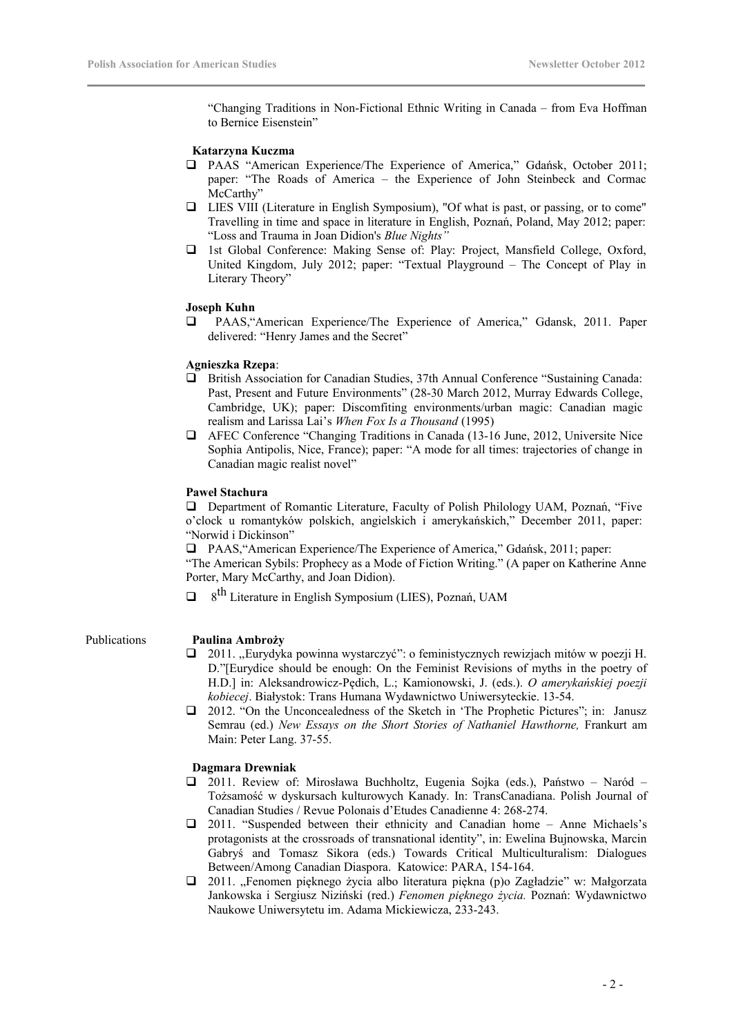"Changing Traditions in Non-Fictional Ethnic Writing in Canada – from Eva Hoffman to Bernice Eisenstein"

**Katarzyna Kuczma**

- PAAS "American Experience/The Experience of America," Gdańsk, October 2011; paper: "The Roads of America – the Experience of John Steinbeck and Cormac McCarthy"
- LIES VIII (Literature in English Symposium), "Of what is past, or passing, or to come" Travelling in time and space in literature in English, Poznań, Poland, May 2012; paper: "Loss and Trauma in Joan Didion's *Blue Nights"*
- 1st Global Conference: Making Sense of: Play: Project, Mansfield College, Oxford, United Kingdom, July 2012; paper: "Textual Playground – The Concept of Play in Literary Theory"

**Joseph Kuhn**

- PAAS,"American Experience/The Experience of America," Gdansk, 2011. Paper delivered: "Henry James and the Secret"

**Agnieszka Rzepa**:

- British Association for Canadian Studies, 37th Annual Conference "Sustaining Canada: Past, Present and Future Environments" (28-30 March 2012, Murray Edwards College, Cambridge, UK); paper: Discomfiting environments/urban magic: Canadian magic realism and Larissa Lai's *When Fox Is a Thousand* (1995)
- AFEC Conference "Changing Traditions in Canada (13-16 June, 2012, Universite Nice Sophia Antipolis, Nice, France); paper: "A mode for all times: trajectories of change in Canadian magic realist novel"

**Paweł Stachura**

- Department of Romantic Literature, Faculty of Polish Philology UAM, Poznań, "Five o'clock u romantyków polskich, angielskich i amerykańskich," December 2011, paper: "Norwid i Dickinson"
- PAAS,"American Experience/The Experience of America," Gdańsk, 2011; paper: "The American Sybils: Prophecy as a Mode of Fiction Writing." (A paper on Katherine Anne Porter, Mary McCarthy, and Joan Didion).
- 8th Literature in English Symposium (LIES), Poznań, UAM

## Publications

**Paulina Ambroży**

- 2011. „Eurydyka powinna wystarczyć": o feministycznych rewizjach mitów w poezji H. D."[Eurydice should be enough: On the Feminist Revisions of myths in the poetry of H.D.] in: Aleksandrowicz-Pędich, L.; Kamionowski, J. (eds.). *O amerykańskiej poezji kobiecej*. Białystok: Trans Humana Wydawnictwo Uniwersyteckie. 13-54.
- 2012. "On the Unconcealedness of the Sketch in 'The Prophetic Pictures"; in: Janusz Semrau (ed.) *New Essays on the Short Stories of Nathaniel Hawthorne,* Frankurt am Main: Peter Lang. 37-55.

**Dagmara Drewniak**

- 2011. Review of: Mirosława Buchholtz, Eugenia Sojka (eds.), Państwo – Naród – Tożsamość w dyskursach kulturowych Kanady. In: TransCanadiana. Polish Journal of Canadian Studies / Revue Polonais d'Etudes Canadienne 4: 268-274.
- 2011. "Suspended between their ethnicity and Canadian home – Anne Michaels's protagonists at the crossroads of transnational identity", in: Ewelina Bujnowska, Marcin Gabryś and Tomasz Sikora (eds.) Towards Critical Multiculturalism: Dialogues Between/Among Canadian Diaspora. Katowice: PARA, 154-164.
- 2011. „Fenomen pięknego życia albo literatura piękna (p)o Zagładzie" w: Małgorzata Jankowska i Sergiusz Niziński (red.) *Fenomen pięknego życia.* Poznań: Wydawnictwo Naukowe Uniwersytetu im. Adama Mickiewicza, 233-243.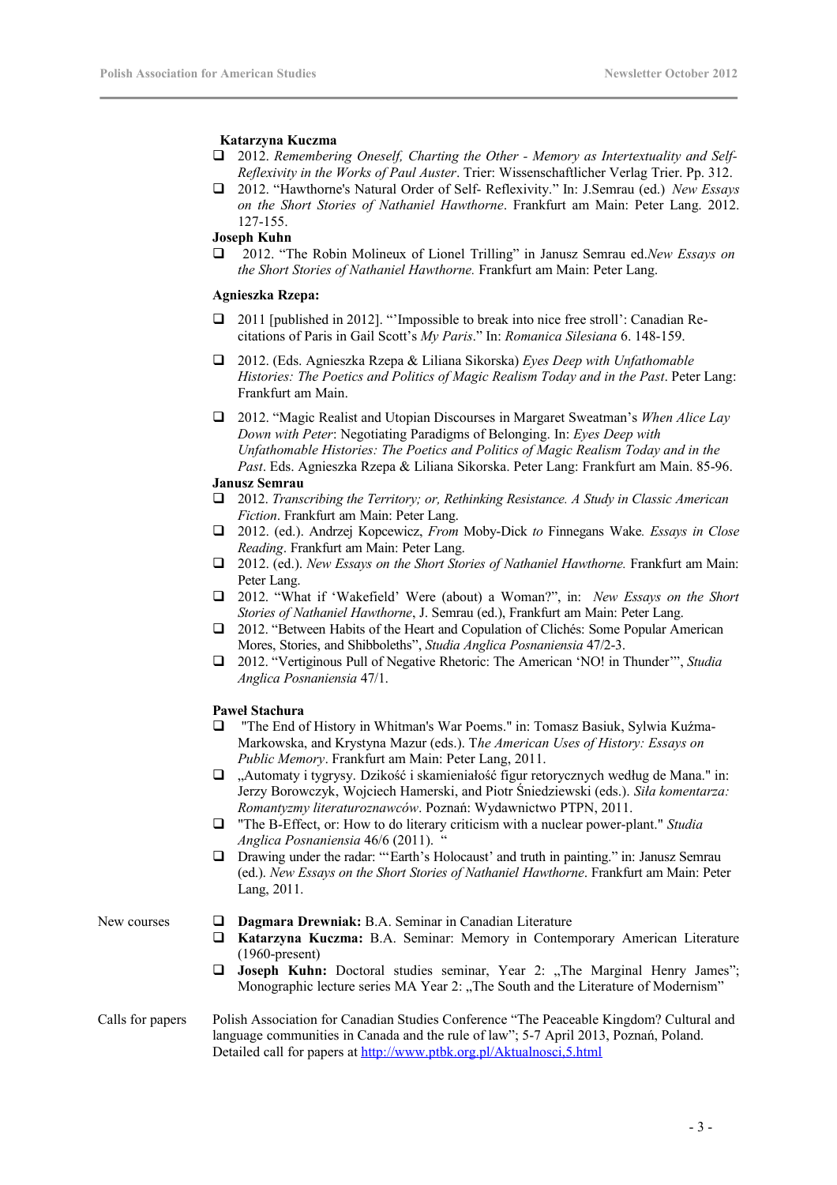**Katarzyna Kuczma**

- 2012. *Remembering Oneself, Charting the Other - Memory as Intertextuality and Self-Reflexivity in the Works of Paul Auster*. Trier: Wissenschaftlicher Verlag Trier. Pp. 312.
- 2012. “Hawthorne's Natural Order of Self- Reflexivity.” In: J.Semrau (ed.) *New Essays on the Short Stories of Nathaniel Hawthorne*. Frankfurt am Main: Peter Lang. 2012. 127-155.

**Joseph Kuhn**

- 2012. “The Robin Molineux of Lionel Trilling” in Janusz Semrau ed.*New Essays on the Short Stories of Nathaniel Hawthorne.* Frankfurt am Main: Peter Lang.

**Agnieszka Rzepa:**

- 2011 [published in 2012]. “’Impossible to break into nice free stroll’: Canadian Re-citations of Paris in Gail Scott’s *My Paris*.” In: *Romanica Silesiana* 6. 148-159.
- 2012. (Eds. Agnieszka Rzepa & Liliana Sikorska) *Eyes Deep with Unfathomable Histories: The Poetics and Politics of Magic Realism Today and in the Past*. Peter Lang: Frankfurt am Main.
- 2012. “Magic Realist and Utopian Discourses in Margaret Sweatman’s *When Alice Lay Down with Peter*: Negotiating Paradigms of Belonging. In: *Eyes Deep with Unfathomable Histories: The Poetics and Politics of Magic Realism Today and in the Past*. Eds. Agnieszka Rzepa & Liliana Sikorska. Peter Lang: Frankfurt am Main. 85-96.

**Janusz Semrau**

- 2012. *Transcribing the Territory; or, Rethinking Resistance. A Study in Classic American Fiction*. Frankfurt am Main: Peter Lang.
- 2012. (ed.). Andrzej Kopcewicz, *From* Moby-Dick *to* Finnegans Wake*. Essays in Close Reading*. Frankfurt am Main: Peter Lang.
- 2012. (ed.). *New Essays on the Short Stories of Nathaniel Hawthorne.* Frankfurt am Main: Peter Lang.
- 2012. “What if ‘Wakefield’ Were (about) a Woman?”, in: *New Essays on the Short Stories of Nathaniel Hawthorne*, J. Semrau (ed.), Frankfurt am Main: Peter Lang.
- 2012. “Between Habits of the Heart and Copulation of Clichés: Some Popular American Mores, Stories, and Shibboleths”, *Studia Anglica Posnaniensia* 47/2-3.
- 2012. “Vertiginous Pull of Negative Rhetoric: The American ‘NO! in Thunder’”, *Studia Anglica Posnaniensia* 47/1.

**Paweł Stachura**

- "The End of History in Whitman's War Poems." in: Tomasz Basiuk, Sylwia Kuźma-Markowska, and Krystyna Mazur (eds.). T*he American Uses of History: Essays on Public Memory*. Frankfurt am Main: Peter Lang, 2011.
- „Automaty i tygrysy. Dzikość i skamieniałość figur retorycznych według de Mana." in: Jerzy Borowczyk, Wojciech Hamerski, and Piotr Śniedziewski (eds.). *Siła komentarza: Romantyzmy literaturoznawców*. Poznań: Wydawnictwo PTPN, 2011.
- "The B-Effect, or: How to do literary criticism with a nuclear power-plant." *Studia Anglica Posnaniensia* 46/6 (2011). “
- Drawing under the radar: “‘Earth’s Holocaust’ and truth in painting.” in: Janusz Semrau (ed.). *New Essays on the Short Stories of Nathaniel Hawthorne*. Frankfurt am Main: Peter Lang, 2011.

New courses

- **Dagmara Drewniak:** B.A. Seminar in Canadian Literature
- **Katarzyna Kuczma:** B.A. Seminar: Memory in Contemporary American Literature (1960-present)
- **Joseph Kuhn:** Doctoral studies seminar, Year 2: „The Marginal Henry James”; Monographic lecture series MA Year 2: „The South and the Literature of Modernism”

Calls for papers

Polish Association for Canadian Studies Conference “The Peaceable Kingdom? Cultural and language communities in Canada and the rule of law”; 5-7 April 2013, Poznań, Poland. Detailed call for papers at http://www.ptbk.org.pl/Aktualnosci,5.html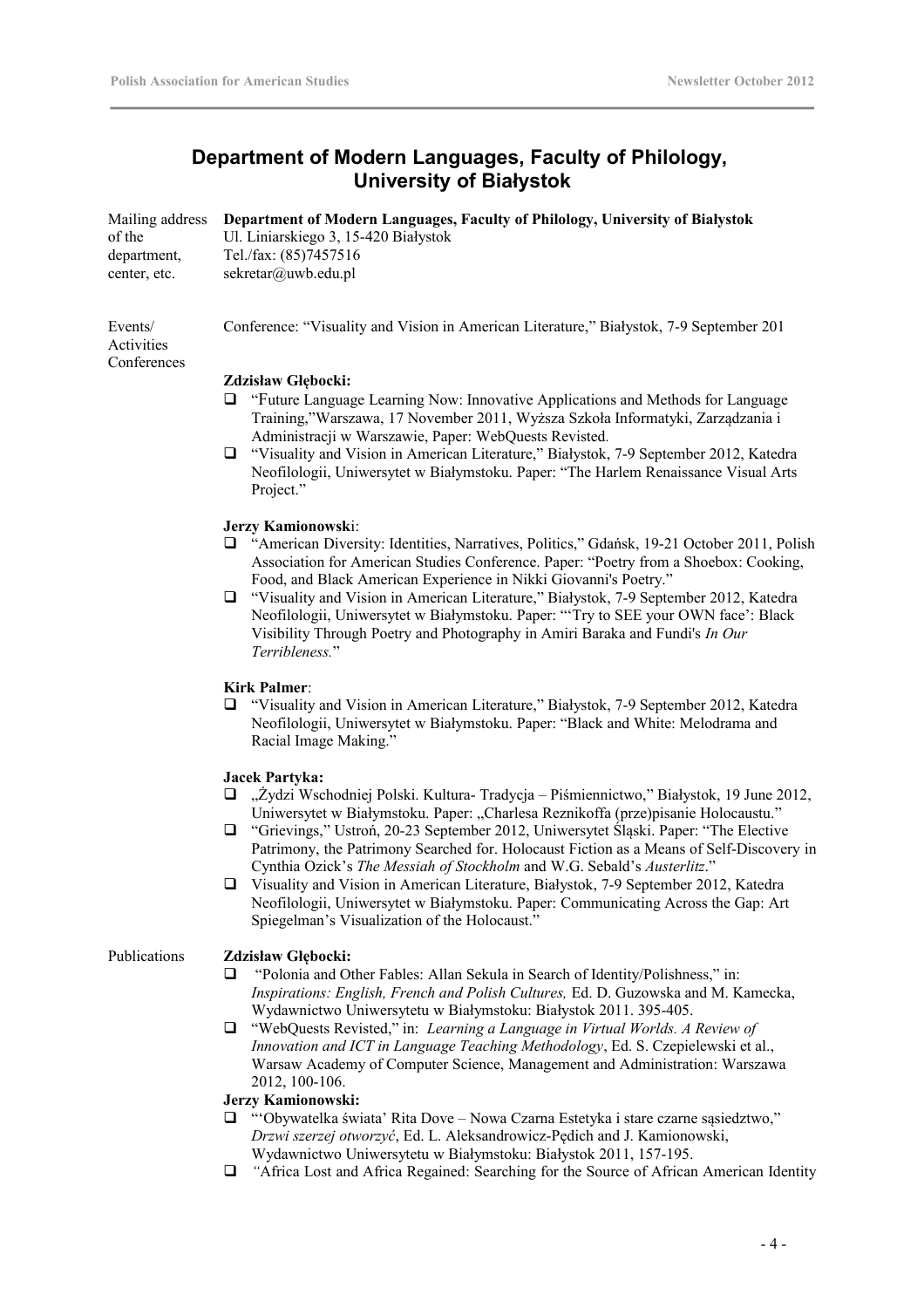## Department of Modern Languages, Faculty of Philology, University of Białystok

Mailing address of the department, center, etc.

**Department of Modern Languages, Faculty of Philology, University of Białystok**
Ul. Liniarskiego 3, 15-420 Białystok
Tel./fax: (85)7457516
sekretar@uwb.edu.pl

Events/ Activities Conferences

Conference: "Visuality and Vision in American Literature," Białystok, 7-9 September 201

**Zdzisław Głębocki:**

- "Future Language Learning Now: Innovative Applications and Methods for Language Training,"Warszawa, 17 November 2011, Wyższa Szkoła Informatyki, Zarządzania i Administracji w Warszawie, Paper: WebQuests Revisted.
- "Visuality and Vision in American Literature," Białystok, 7-9 September 2012, Katedra Neofilologii, Uniwersytet w Białymstoku. Paper: "The Harlem Renaissance Visual Arts Project."

**Jerzy Kamionowsk**i:

- "American Diversity: Identities, Narratives, Politics," Gdańsk, 19-21 October 2011, Polish Association for American Studies Conference. Paper: "Poetry from a Shoebox: Cooking, Food, and Black American Experience in Nikki Giovanni's Poetry."
- "Visuality and Vision in American Literature," Białystok, 7-9 September 2012, Katedra Neofilologii, Uniwersytet w Białymstoku. Paper: "'Try to SEE your OWN face': Black Visibility Through Poetry and Photography in Amiri Baraka and Fundi's *In Our Terribleness.*"

**Kirk Palmer**:

- "Visuality and Vision in American Literature," Białystok, 7-9 September 2012, Katedra Neofilologii, Uniwersytet w Białymstoku. Paper: "Black and White: Melodrama and Racial Image Making."

**Jacek Partyka:**

- „Żydzi Wschodniej Polski. Kultura- Tradycja – Piśmiennictwo," Białystok, 19 June 2012, Uniwersytet w Białymstoku. Paper: „Charlesa Reznikoffa (prze)pisanie Holocaustu."
- "Grievings," Ustroń, 20-23 September 2012, Uniwersytet Śląski. Paper: "The Elective Patrimony, the Patrimony Searched for. Holocaust Fiction as a Means of Self-Discovery in Cynthia Ozick's *The Messiah of Stockholm* and W.G. Sebald's *Austerlitz*."
- Visuality and Vision in American Literature, Białystok, 7-9 September 2012, Katedra Neofilologii, Uniwersytet w Białymstoku. Paper: Communicating Across the Gap: Art Spiegelman's Visualization of the Holocaust."

Publications

**Zdzisław Głębocki:**

- "Polonia and Other Fables: Allan Sekula in Search of Identity/Polishness," in: *Inspirations: English, French and Polish Cultures,* Ed. D. Guzowska and M. Kamecka, Wydawnictwo Uniwersytetu w Białymstoku: Białystok 2011. 395-405.
- "WebQuests Revisted," in: *Learning a Language in Virtual Worlds. A Review of Innovation and ICT in Language Teaching Methodology*, Ed. S. Czepielewski et al., Warsaw Academy of Computer Science, Management and Administration: Warszawa 2012, 100-106.

**Jerzy Kamionowski:**

- "'Obywatelka świata' Rita Dove – Nowa Czarna Estetyka i stare czarne sąsiedztwo," *Drzwi szerzej otworzyć*, Ed. L. Aleksandrowicz-Pędich and J. Kamionowski, Wydawnictwo Uniwersytetu w Białymstoku: Białystok 2011, 157-195.
- *"*Africa Lost and Africa Regained: Searching for the Source of African American Identity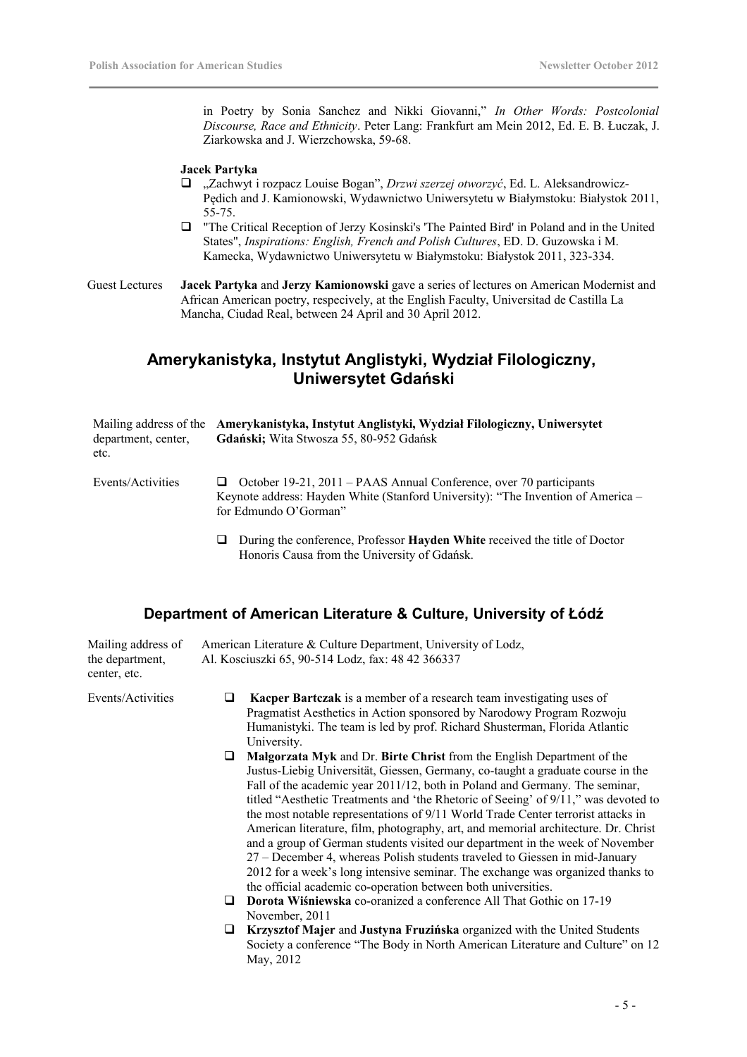in Poetry by Sonia Sanchez and Nikki Giovanni," *In Other Words: Postcolonial Discourse, Race and Ethnicity*. Peter Lang: Frankfurt am Mein 2012, Ed. E. B. Łuczak, J. Ziarkowska and J. Wierzchowska, 59-68.

**Jacek Partyka**

- „Zachwyt i rozpacz Louise Bogan", *Drzwi szerzej otworzyć*, Ed. L. Aleksandrowicz-Pędich and J. Kamionowski, Wydawnictwo Uniwersytetu w Białymstoku: Białystok 2011, 55-75.
- "The Critical Reception of Jerzy Kosinski's 'The Painted Bird' in Poland and in the United States", *Inspirations: English, French and Polish Cultures*, ED. D. Guzowska i M. Kamecka, Wydawnictwo Uniwersytetu w Białymstoku: Białystok 2011, 323-334.

Guest Lectures **Jacek Partyka** and **Jerzy Kamionowski** gave a series of lectures on American Modernist and African American poetry, respecively, at the English Faculty, Universitad de Castilla La Mancha, Ciudad Real, between 24 April and 30 April 2012.

## Amerykanistyka, Instytut Anglistyki, Wydział Filologiczny, Uniwersytet Gdański

Mailing address of the department, center, etc. **Amerykanistyka, Instytut Anglistyki, Wydział Filologiczny, Uniwersytet Gdański;** Wita Stwosza 55, 80-952 Gdańsk

Events/Activities

- October 19-21, 2011 – PAAS Annual Conference, over 70 participants
  Keynote address: Hayden White (Stanford University): "The Invention of America – for Edmundo O'Gorman"
- During the conference, Professor **Hayden White** received the title of Doctor Honoris Causa from the University of Gdańsk.

## Department of American Literature & Culture, University of Łódź

Mailing address of the department, center, etc. American Literature & Culture Department, University of Lodz, Al. Kosciuszki 65, 90-514 Lodz, fax: 48 42 366337

Events/Activities

- **Kacper Bartczak** is a member of a research team investigating uses of Pragmatist Aesthetics in Action sponsored by Narodowy Program Rozwoju Humanistyki. The team is led by prof. Richard Shusterman, Florida Atlantic University.
- **Małgorzata Myk** and Dr. **Birte Christ** from the English Department of the Justus-Liebig Universität, Giessen, Germany, co-taught a graduate course in the Fall of the academic year 2011/12, both in Poland and Germany. The seminar, titled "Aesthetic Treatments and 'the Rhetoric of Seeing' of 9/11," was devoted to the most notable representations of 9/11 World Trade Center terrorist attacks in American literature, film, photography, art, and memorial architecture. Dr. Christ and a group of German students visited our department in the week of November 27 – December 4, whereas Polish students traveled to Giessen in mid-January 2012 for a week's long intensive seminar. The exchange was organized thanks to the official academic co-operation between both universities.
- **Dorota Wiśniewska** co-oranized a conference All That Gothic on 17-19 November, 2011
- **Krzysztof Majer** and **Justyna Fruzińska** organized with the United Students Society a conference "The Body in North American Literature and Culture" on 12 May, 2012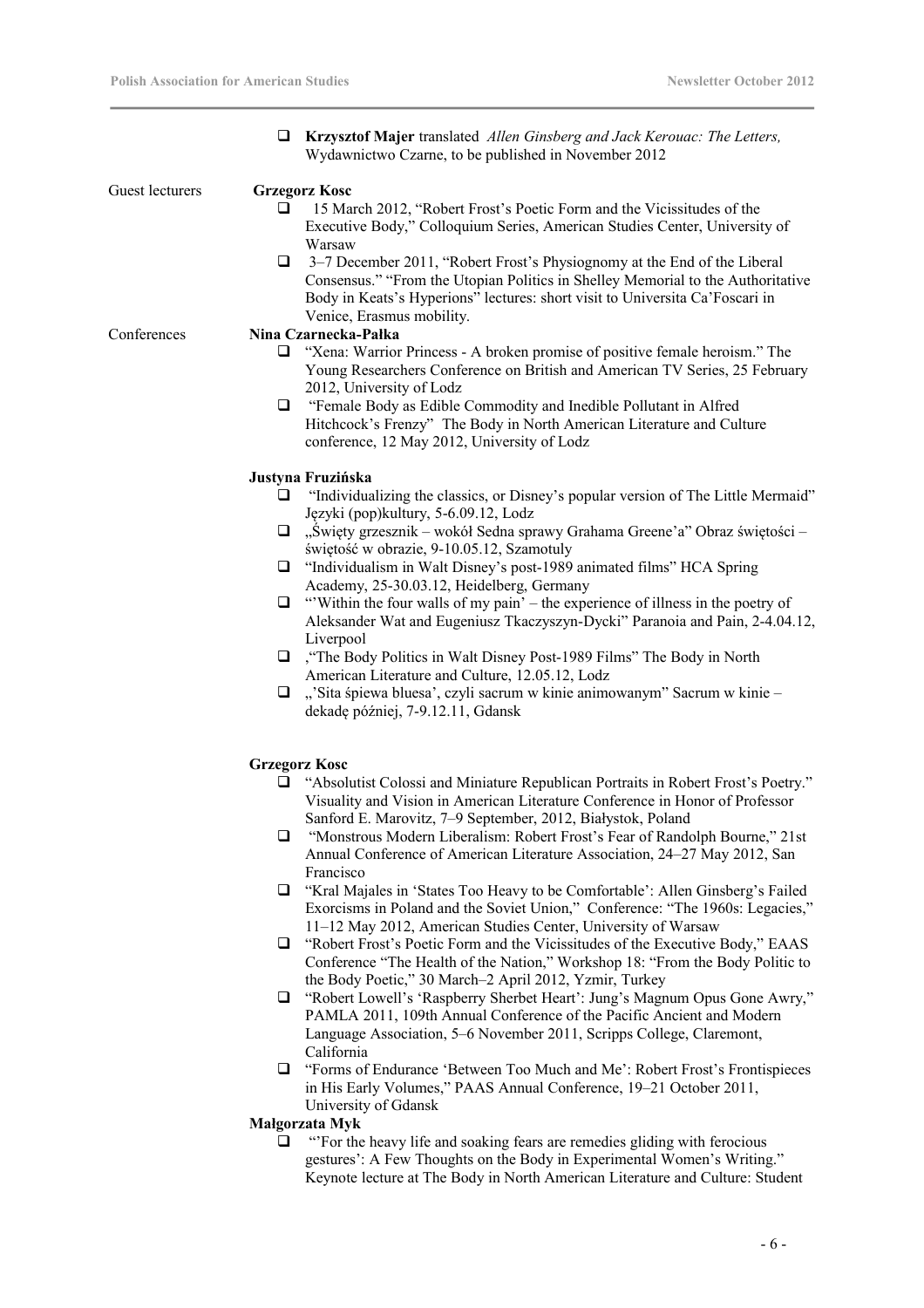- **Krzysztof Majer** translated *Allen Ginsberg and Jack Kerouac: The Letters,* Wydawnictwo Czarne, to be published in November 2012

Guest lecturers

**Grzegorz Kosc**

- 15 March 2012, "Robert Frost's Poetic Form and the Vicissitudes of the Executive Body," Colloquium Series, American Studies Center, University of Warsaw
- 3–7 December 2011, "Robert Frost's Physiognomy at the End of the Liberal Consensus." "From the Utopian Politics in Shelley Memorial to the Authoritative Body in Keats's Hyperions" lectures: short visit to Universita Ca'Foscari in Venice, Erasmus mobility.

Conferences

**Nina Czarnecka-Pałka**

- "Xena: Warrior Princess - A broken promise of positive female heroism." The Young Researchers Conference on British and American TV Series, 25 February 2012, University of Lodz
- "Female Body as Edible Commodity and Inedible Pollutant in Alfred Hitchcock's Frenzy" The Body in North American Literature and Culture conference, 12 May 2012, University of Lodz

**Justyna Fruzińska**

- "Individualizing the classics, or Disney's popular version of The Little Mermaid" Języki (pop)kultury, 5-6.09.12, Lodz
- „Święty grzesznik – wokół Sedna sprawy Grahama Greene'a" Obraz świętości – świętość w obrazie, 9-10.05.12, Szamotuly
- "Individualism in Walt Disney's post-1989 animated films" HCA Spring Academy, 25-30.03.12, Heidelberg, Germany
- "'Within the four walls of my pain' – the experience of illness in the poetry of Aleksander Wat and Eugeniusz Tkaczyszyn-Dycki" Paranoia and Pain, 2-4.04.12, Liverpool
- ,"The Body Politics in Walt Disney Post-1989 Films" The Body in North American Literature and Culture, 12.05.12, Lodz
- „'Sita śpiewa bluesa', czyli sacrum w kinie animowanym" Sacrum w kinie – dekadę później, 7-9.12.11, Gdansk

**Grzegorz Kosc**

- "Absolutist Colossi and Miniature Republican Portraits in Robert Frost's Poetry." Visuality and Vision in American Literature Conference in Honor of Professor Sanford E. Marovitz, 7–9 September, 2012, Białystok, Poland
- "Monstrous Modern Liberalism: Robert Frost's Fear of Randolph Bourne," 21st Annual Conference of American Literature Association, 24–27 May 2012, San Francisco
- "Kral Majales in 'States Too Heavy to be Comfortable': Allen Ginsberg's Failed Exorcisms in Poland and the Soviet Union," Conference: "The 1960s: Legacies," 11–12 May 2012, American Studies Center, University of Warsaw
- "Robert Frost's Poetic Form and the Vicissitudes of the Executive Body," EAAS Conference "The Health of the Nation," Workshop 18: "From the Body Politic to the Body Poetic," 30 March–2 April 2012, Yzmir, Turkey
- "Robert Lowell's 'Raspberry Sherbet Heart': Jung's Magnum Opus Gone Awry," PAMLA 2011, 109th Annual Conference of the Pacific Ancient and Modern Language Association, 5–6 November 2011, Scripps College, Claremont, California
- "Forms of Endurance 'Between Too Much and Me': Robert Frost's Frontispieces in His Early Volumes," PAAS Annual Conference, 19–21 October 2011, University of Gdansk

**Małgorzata Myk**

- "'For the heavy life and soaking fears are remedies gliding with ferocious gestures': A Few Thoughts on the Body in Experimental Women's Writing." Keynote lecture at The Body in North American Literature and Culture: Student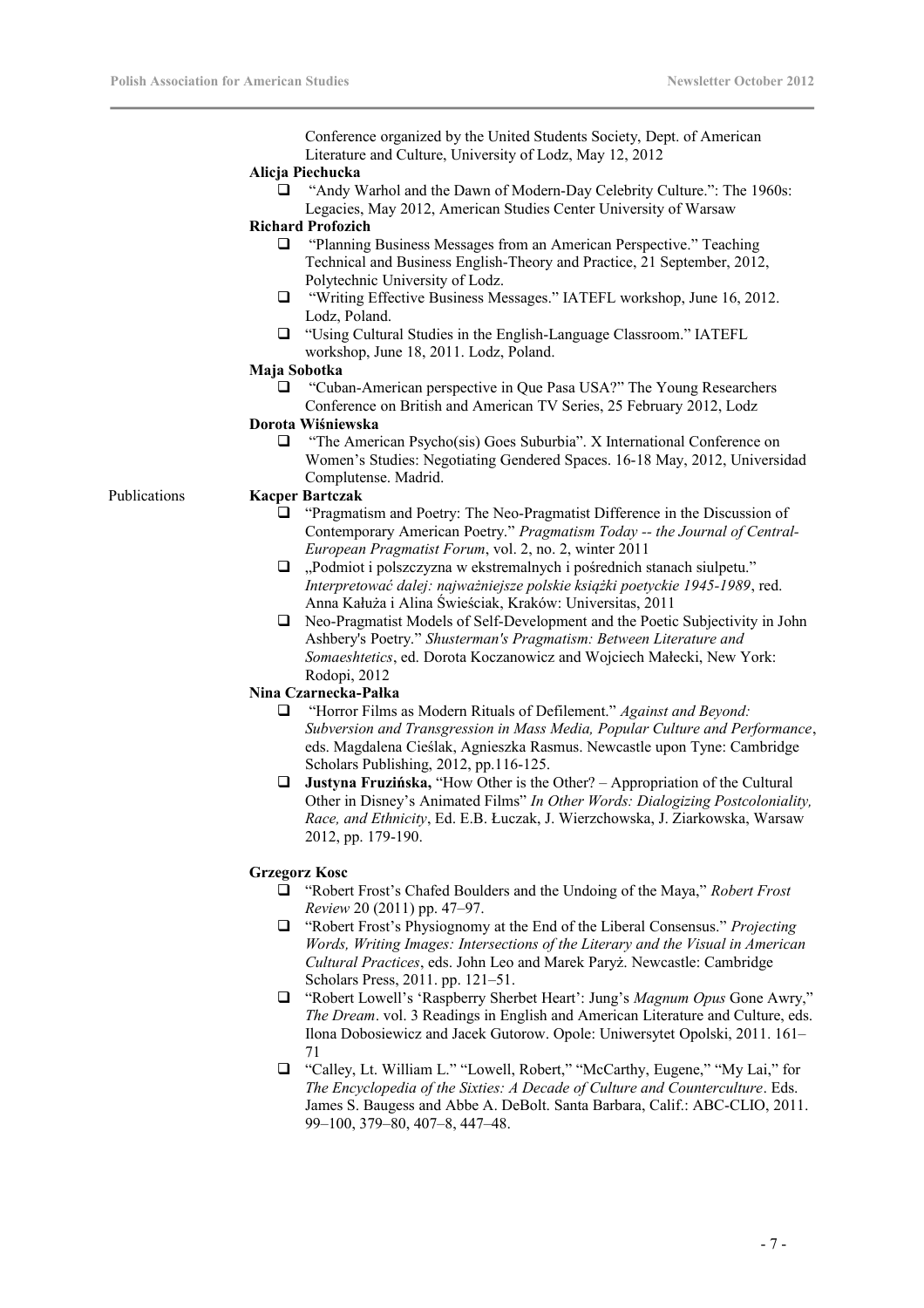Conference organized by the United Students Society, Dept. of American Literature and Culture, University of Lodz, May 12, 2012

**Alicja Piechucka**

- "Andy Warhol and the Dawn of Modern-Day Celebrity Culture.": The 1960s: Legacies, May 2012, American Studies Center University of Warsaw

**Richard Profozich**

- "Planning Business Messages from an American Perspective." Teaching Technical and Business English-Theory and Practice, 21 September, 2012, Polytechnic University of Lodz.
- "Writing Effective Business Messages." IATEFL workshop, June 16, 2012. Lodz, Poland.
- "Using Cultural Studies in the English-Language Classroom." IATEFL workshop, June 18, 2011. Lodz, Poland.

**Maja Sobotka**

- "Cuban-American perspective in Que Pasa USA?" The Young Researchers Conference on British and American TV Series, 25 February 2012, Lodz

**Dorota Wiśniewska**

- "The American Psycho(sis) Goes Suburbia". X International Conference on Women's Studies: Negotiating Gendered Spaces. 16-18 May, 2012, Universidad Complutense. Madrid.

Publications

**Kacper Bartczak**

- "Pragmatism and Poetry: The Neo-Pragmatist Difference in the Discussion of Contemporary American Poetry." *Pragmatism Today -- the Journal of Central-European Pragmatist Forum*, vol. 2, no. 2, winter 2011
- „Podmiot i polszczyzna w ekstremalnych i pośrednich stanach siulpetu." *Interpretować dalej: najważniejsze polskie książki poetyckie 1945-1989*, red. Anna Kałuża i Alina Świeściak, Kraków: Universitas, 2011
- Neo-Pragmatist Models of Self-Development and the Poetic Subjectivity in John Ashbery's Poetry." *Shusterman's Pragmatism: Between Literature and Somaeshtetics*, ed. Dorota Koczanowicz and Wojciech Małecki, New York: Rodopi, 2012

**Nina Czarnecka-Pałka**

- "Horror Films as Modern Rituals of Defilement." *Against and Beyond: Subversion and Transgression in Mass Media, Popular Culture and Performance*, eds. Magdalena Cieślak, Agnieszka Rasmus. Newcastle upon Tyne: Cambridge Scholars Publishing, 2012, pp.116-125.
- **Justyna Fruzińska,** "How Other is the Other? – Appropriation of the Cultural Other in Disney's Animated Films" *In Other Words: Dialogizing Postcoloniality, Race, and Ethnicity*, Ed. E.B. Łuczak, J. Wierzchowska, J. Ziarkowska, Warsaw 2012, pp. 179-190.

**Grzegorz Kosc**

- "Robert Frost's Chafed Boulders and the Undoing of the Maya," *Robert Frost Review* 20 (2011) pp. 47–97.
- "Robert Frost's Physiognomy at the End of the Liberal Consensus." *Projecting Words, Writing Images: Intersections of the Literary and the Visual in American Cultural Practices*, eds. John Leo and Marek Paryż. Newcastle: Cambridge Scholars Press, 2011. pp. 121–51.
- "Robert Lowell's 'Raspberry Sherbet Heart': Jung's *Magnum Opus* Gone Awry," *The Dream*. vol. 3 Readings in English and American Literature and Culture, eds. Ilona Dobosiewicz and Jacek Gutorow. Opole: Uniwersytet Opolski, 2011. 161–71
- "Calley, Lt. William L." "Lowell, Robert," "McCarthy, Eugene," "My Lai," for *The Encyclopedia of the Sixties: A Decade of Culture and Counterculture*. Eds. James S. Baugess and Abbe A. DeBolt. Santa Barbara, Calif.: ABC-CLIO, 2011. 99–100, 379–80, 407–8, 447–48.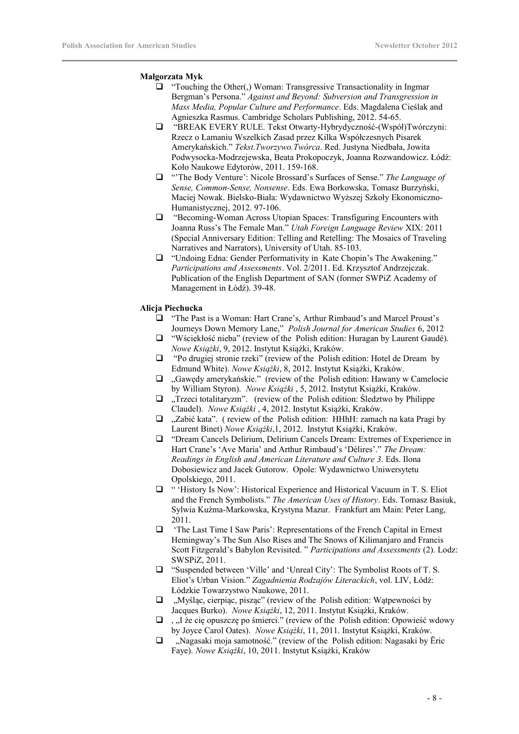**Małgorzata Myk**

- "Touching the Other(,) Woman: Transgressive Transactionality in Ingmar Bergman's Persona." *Against and Beyond: Subversion and Transgression in Mass Media, Popular Culture and Performance*. Eds. Magdalena Cieślak and Agnieszka Rasmus. Cambridge Scholars Publishing, 2012. 54-65.
- "BREAK EVERY RULE. Tekst Otwarty-Hybrydyczność-(Współ)Twórczyni: Rzecz o Łamaniu Wszelkich Zasad przez Kilka Współczesnych Pisarek Amerykańskich." *Tekst.Tworzywo.Twórca*. Red. Justyna Niedbała, Jowita Podwysocka-Modrzejewska, Beata Prokopoczyk, Joanna Rozwandowicz. Łódź: Koło Naukowe Edytorów, 2011. 159-168.
- "'The Body Venture': Nicole Brossard's Surfaces of Sense." *The Language of Sense, Common-Sense, Nonsense*. Eds. Ewa Borkowska, Tomasz Burzyński, Maciej Nowak. Bielsko-Biała: Wydawnictwo Wyższej Szkoły Ekonomiczno-Humanistycznej, 2012. 97-106.
- "Becoming-Woman Across Utopian Spaces: Transfiguring Encounters with Joanna Russ's The Female Man." *Utah Foreign Language Review* XIX: 2011 (Special Anniversary Edition: Telling and Retelling: The Mosaics of Traveling Narratives and Narrators), University of Utah. 85-103.
- "Undoing Edna: Gender Performativity in Kate Chopin's The Awakening." *Participations and Assessments*. Vol. 2/2011. Ed. Krzysztof Andrzejczak. Publication of the English Department of SAN (former SWPiZ Academy of Management in Łódź). 39-48.

**Alicja Piechucka**

- "The Past is a Woman: Hart Crane's, Arthur Rimbaud's and Marcel Proust's Journeys Down Memory Lane," *Polish Journal for American Studies* 6, 2012
- "Wściekłość nieba" (review of the Polish edition: Huragan by Laurent Gaudé). *Nowe Książki*, 9, 2012. Instytut Książki, Kraków.
- "Po drugiej stronie rzeki" (review of the Polish edition: Hotel de Dream by Edmund White). *Nowe Książki*, 8, 2012. Instytut Książki, Kraków.
- „Gawędy amerykańskie." (review of the Polish edition: Hawany w Camelocie by William Styron). *Nowe Książki* , 5, 2012. Instytut Książki, Kraków.
- „Trzeci totalitaryzm". (review of the Polish edition: Śledztwo by Philippe Claudel). *Nowe Książki* , 4, 2012. Instytut Książki, Kraków.
- „Zabić kata". ( review of the Polish edition: HHhH: zamach na kata Pragi by Laurent Binet) *Nowe Książki*,1, 2012. Instytut Książki, Kraków.
- "Dream Cancels Delirium, Delirium Cancels Dream: Extremes of Experience in Hart Crane's 'Ave Maria' and Arthur Rimbaud's 'Délires'." *The Dream: Readings in English and American Literature and Culture 3*. Eds. Ilona Dobosiewicz and Jacek Gutorow. Opole: Wydawnictwo Uniwersytetu Opolskiego, 2011.
- " 'History Is Now': Historical Experience and Historical Vacuum in T. S. Eliot and the French Symbolists." *The American Uses of History*. Eds. Tomasz Basiuk, Sylwia Kuźma-Markowska, Krystyna Mazur. Frankfurt am Main: Peter Lang, 2011.
- 'The Last Time I Saw Paris': Representations of the French Capital in Ernest Hemingway's The Sun Also Rises and The Snows of Kilimanjaro and Francis Scott Fitzgerald's Babylon Revisited. " *Participations and Assessments* (2). Lodz: SWSPiZ, 2011.
- "Suspended between 'Ville' and 'Unreal City': The Symbolist Roots of T. S. Eliot's Urban Vision." *Zagadnienia Rodzajów Literackich*, vol. LIV, Łódź: Łódzkie Towarzystwo Naukowe, 2011.
- „Myśląc, cierpiąc, pisząc" (review of the Polish edition: Wątpewności by Jacques Burko). *Nowe Książki*, 12, 2011. Instytut Książki, Kraków.
- , „I że cię opuszczę po śmierci." (review of the Polish edition: Opowieść wdowy by Joyce Carol Oates). *Nowe Książki*, 11, 2011. Instytut Książki, Kraków.
- „Nagasaki moja samotność." (review of the Polish edition: Nagasaki by Ēric Faye). *Nowe Książki*, 10, 2011. Instytut Książki, Kraków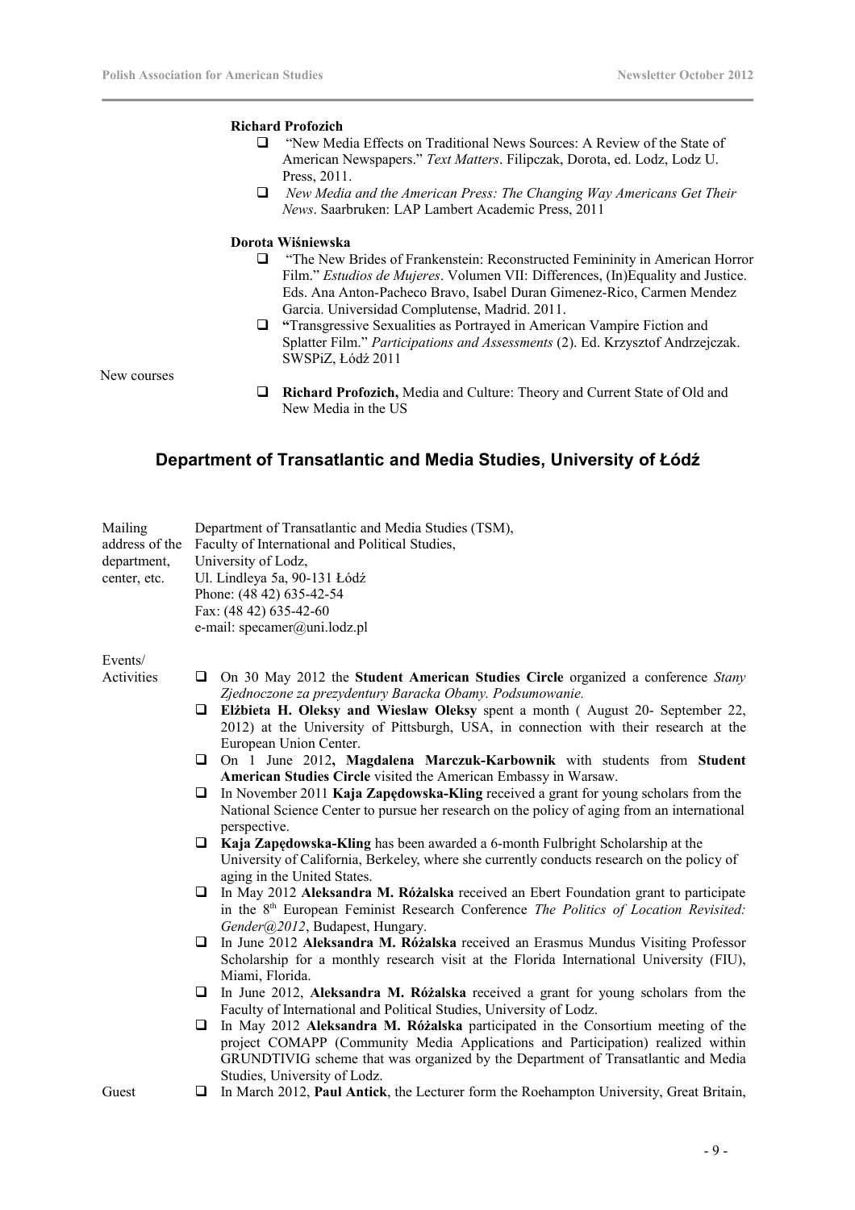**Richard Profozich**

- "New Media Effects on Traditional News Sources: A Review of the State of American Newspapers." *Text Matters*. Filipczak, Dorota, ed. Lodz, Lodz U. Press, 2011.
- *New Media and the American Press: The Changing Way Americans Get Their News*. Saarbruken: LAP Lambert Academic Press, 2011

**Dorota Wiśniewska**

- "The New Brides of Frankenstein: Reconstructed Femininity in American Horror Film." *Estudios de Mujeres*. Volumen VII: Differences, (In)Equality and Justice. Eds. Ana Anton-Pacheco Bravo, Isabel Duran Gimenez-Rico, Carmen Mendez Garcia. Universidad Complutense, Madrid. 2011.
- **"**Transgressive Sexualities as Portrayed in American Vampire Fiction and Splatter Film." *Participations and Assessments* (2). Ed. Krzysztof Andrzejczak. SWSPiZ, Łódź 2011

New courses

- **Richard Profozich,** Media and Culture: Theory and Current State of Old and New Media in the US

## Department of Transatlantic and Media Studies, University of Łódź

Mailing address of the department, center, etc.

Department of Transatlantic and Media Studies (TSM),
Faculty of International and Political Studies,
University of Lodz,
Ul. Lindleya 5a, 90-131 Łódź
Phone: (48 42) 635-42-54
Fax: (48 42) 635-42-60
e-mail: specamer@uni.lodz.pl

Events/ Activities

- On 30 May 2012 the **Student American Studies Circle** organized a conference *Stany Zjednoczone za prezydentury Baracka Obamy. Podsumowanie.*
- **Elżbieta H. Oleksy and Wieslaw Oleksy** spent a month ( August 20- September 22, 2012) at the University of Pittsburgh, USA, in connection with their research at the European Union Center.
- On 1 June 2012**, Magdalena Marczuk-Karbownik** with students from **Student American Studies Circle** visited the American Embassy in Warsaw.
- In November 2011 **Kaja Zapędowska-Kling** received a grant for young scholars from the National Science Center to pursue her research on the policy of aging from an international perspective.
- **Kaja Zapędowska-Kling** has been awarded a 6-month Fulbright Scholarship at the University of California, Berkeley, where she currently conducts research on the policy of aging in the United States.
- In May 2012 **Aleksandra M. Różalska** received an Ebert Foundation grant to participate in the 8th European Feminist Research Conference *The Politics of Location Revisited: Gender@2012*, Budapest, Hungary.
- In June 2012 **Aleksandra M. Różalska** received an Erasmus Mundus Visiting Professor Scholarship for a monthly research visit at the Florida International University (FIU), Miami, Florida.
- In June 2012, **Aleksandra M. Różalska** received a grant for young scholars from the Faculty of International and Political Studies, University of Lodz.
- In May 2012 **Aleksandra M. Różalska** participated in the Consortium meeting of the project COMAPP (Community Media Applications and Participation) realized within GRUNDTIVIG scheme that was organized by the Department of Transatlantic and Media Studies, University of Lodz.

Guest

- In March 2012, **Paul Antick**, the Lecturer form the Roehampton University, Great Britain,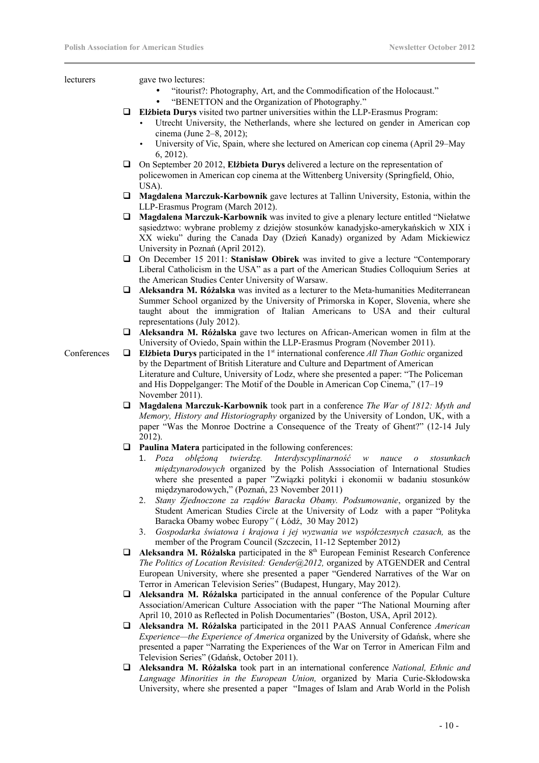lecturers

gave two lectures:

- "itourist?: Photography, Art, and the Commodification of the Holocaust."
- "BENETTON and the Organization of Photography."

- **Elżbieta Durys** visited two partner universities within the LLP-Erasmus Program:
  - Utrecht University, the Netherlands, where she lectured on gender in American cop cinema (June 2–8, 2012);
  - University of Vic, Spain, where she lectured on American cop cinema (April 29–May 6, 2012).
- On September 20 2012, **Elżbieta Durys** delivered a lecture on the representation of policewomen in American cop cinema at the Wittenberg University (Springfield, Ohio, USA).
- **Magdalena Marczuk-Karbownik** gave lectures at Tallinn University, Estonia, within the LLP-Erasmus Program (March 2012).
- **Magdalena Marczuk-Karbownik** was invited to give a plenary lecture entitled "Niełatwe sąsiedztwo: wybrane problemy z dziejów stosunków kanadyjsko-amerykańskich w XIX i XX wieku" during the Canada Day (Dzień Kanady) organized by Adam Mickiewicz University in Poznań (April 2012).
- On December 15 2011: **Stanisław Obirek** was invited to give a lecture "Contemporary Liberal Catholicism in the USA" as a part of the American Studies Colloquium Series at the American Studies Center University of Warsaw.
- **Aleksandra M. Różalska** was invited as a lecturer to the Meta-humanities Mediterranean Summer School organized by the University of Primorska in Koper, Slovenia, where she taught about the immigration of Italian Americans to USA and their cultural representations (July 2012).
- **Aleksandra M. Różalska** gave two lectures on African-American women in film at the University of Oviedo, Spain within the LLP-Erasmus Program (November 2011).

Conferences

- **Elżbieta Durys** participated in the 1st international conference *All Than Gothic* organized by the Department of British Literature and Culture and Department of American Literature and Culture, University of Lodz, where she presented a paper: "The Policeman and His Doppelganger: The Motif of the Double in American Cop Cinema," (17–19 November 2011).
- **Magdalena Marczuk-Karbownik** took part in a conference *The War of 1812: Myth and Memory, History and Historiography* organized by the University of London, UK, with a paper "Was the Monroe Doctrine a Consequence of the Treaty of Ghent?" (12-14 July 2012).
- **Paulina Matera** participated in the following conferences:
  1. *Poza oblężoną twierdzę. Interdyscyplinarność w nauce o stosunkach międzynarodowych* organized by the Polish Asssociation of International Studies where she presented a paper "Związki polityki i ekonomii w badaniu stosunków międzynarodowych," (Poznań, 23 November 2011)
  2. *Stany Zjednoczone za rządów Baracka Obamy. Podsumowanie*, organized by the Student American Studies Circle at the University of Lodz with a paper "Polityka Baracka Obamy wobec Europy" ( Łódź, 30 May 2012)
  3. *Gospodarka światowa i krajowa i jej wyzwania we współczesnych czasach,* as the member of the Program Council (Szczecin, 11-12 September 2012)
- **Aleksandra M. Różalska** participated in the 8th European Feminist Research Conference *The Politics of Location Revisited: Gender@2012,* organized by ATGENDER and Central European University, where she presented a paper "Gendered Narratives of the War on Terror in American Television Series" (Budapest, Hungary, May 2012).
- **Aleksandra M. Różalska** participated in the annual conference of the Popular Culture Association/American Culture Association with the paper "The National Mourning after April 10, 2010 as Reflected in Polish Documentaries" (Boston, USA, April 2012).
- **Aleksandra M. Różalska** participated in the 2011 PAAS Annual Conference *American Experience—the Experience of America* organized by the University of Gdańsk, where she presented a paper "Narrating the Experiences of the War on Terror in American Film and Television Series" (Gdańsk, October 2011).
- **Aleksandra M. Różalska** took part in an international conference *National, Ethnic and Language Minorities in the European Union,* organized by Maria Curie-Skłodowska University, where she presented a paper "Images of Islam and Arab World in the Polish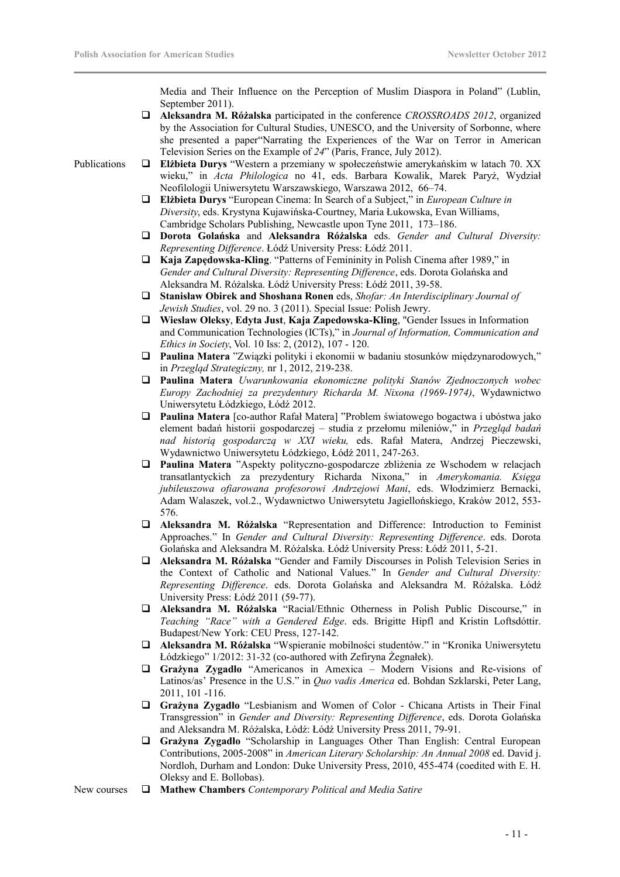Media and Their Influence on the Perception of Muslim Diaspora in Poland" (Lublin, September 2011).

- **Aleksandra M. Różalska** participated in the conference *CROSSROADS 2012*, organized by the Association for Cultural Studies, UNESCO, and the University of Sorbonne, where she presented a paper"Narrating the Experiences of the War on Terror in American Television Series on the Example of *24*" (Paris, France, July 2012).

Publications

- **Elżbieta Durys** "Western a przemiany w społeczeństwie amerykańskim w latach 70. XX wieku," in *Acta Philologica* no 41, eds. Barbara Kowalik, Marek Paryż, Wydział Neofilologii Uniwersytetu Warszawskiego, Warszawa 2012, 66–74.
- **Elżbieta Durys** "European Cinema: In Search of a Subject," in *European Culture in Diversity*, eds. Krystyna Kujawińska-Courtney, Maria Łukowska, Evan Williams, Cambridge Scholars Publishing, Newcastle upon Tyne 2011, 173–186.
- **Dorota Golańska** and **Aleksandra Różalska** eds. *Gender and Cultural Diversity: Representing Difference*. Łódź University Press: Łódź 2011.
- **Kaja Zapędowska-Kling**. "Patterns of Femininity in Polish Cinema after 1989," in *Gender and Cultural Diversity: Representing Difference*, eds. Dorota Golańska and Aleksandra M. Różalska. Łódź University Press: Łódź 2011, 39-58.
- **Stanisław Obirek and Shoshana Ronen** eds, *Shofar: An Interdisciplinary Journal of Jewish Studies*, vol. 29 no. 3 (2011). Special Issue: Polish Jewry.
- **Wieslaw Oleksy**, **Edyta Just**, **Kaja Zapedowska-Kling**, "Gender Issues in Information and Communication Technologies (ICTs)," in *Journal of Information, Communication and Ethics in Society*, Vol. 10 Iss: 2, (2012), 107 - 120.
- **Paulina Matera** "Związki polityki i ekonomii w badaniu stosunków międzynarodowych," in *Przegląd Strategiczny,* nr 1, 2012, 219-238.
- **Paulina Matera** *Uwarunkowania ekonomiczne polityki Stanów Zjednoczonych wobec Europy Zachodniej za prezydentury Richarda M. Nixona (1969-1974)*, Wydawnictwo Uniwersytetu Łódzkiego, Łódź 2012.
- **Paulina Matera** [co-author Rafał Matera] "Problem światowego bogactwa i ubóstwa jako element badań historii gospodarczej – studia z przełomu mileniów," in *Przegląd badań nad historią gospodarczą w XXI wieku,* eds. Rafał Matera, Andrzej Pieczewski, Wydawnictwo Uniwersytetu Łódzkiego, Łódź 2011, 247-263.
- **Paulina Matera** "Aspekty polityczno-gospodarcze zbliżenia ze Wschodem w relacjach transatlantyckich za prezydentury Richarda Nixona," in *Amerykomania. Księga jubileuszowa ofiarowana profesorowi Andrzejowi Mani*, eds. Włodzimierz Bernacki, Adam Walaszek, vol.2., Wydawnictwo Uniwersytetu Jagiellońskiego, Kraków 2012, 553-576.
- **Aleksandra M. Różalska** "Representation and Difference: Introduction to Feminist Approaches." In *Gender and Cultural Diversity: Representing Difference*. eds. Dorota Golańska and Aleksandra M. Różalska. Łódź University Press: Łódź 2011, 5-21.
- **Aleksandra M. Różalska** "Gender and Family Discourses in Polish Television Series in the Context of Catholic and National Values." In *Gender and Cultural Diversity: Representing Difference*. eds. Dorota Golańska and Aleksandra M. Różalska. Łódź University Press: Łódź 2011 (59-77).
- **Aleksandra M. Różalska** "Racial/Ethnic Otherness in Polish Public Discourse," in *Teaching "Race" with a Gendered Edge*. eds. Brigitte Hipfl and Kristin Loftsdóttir. Budapest/New York: CEU Press, 127-142.
- **Aleksandra M. Różalska** "Wspieranie mobilności studentów." in "Kronika Uniwersytetu Łódzkiego" 1/2012: 31-32 (co-authored with Zefiryna Żegnałek).
- **Grażyna Zygadło** "Americanos in Amexica – Modern Visions and Re-visions of Latinos/as' Presence in the U.S." in *Quo vadis America* ed. Bohdan Szklarski, Peter Lang, 2011, 101 -116.
- **Grażyna Zygadło** "Lesbianism and Women of Color - Chicana Artists in Their Final Transgression" in *Gender and Diversity: Representing Difference*, eds. Dorota Golańska and Aleksandra M. Różalska, Łódź: Łódź University Press 2011, 79-91.
- **Grażyna Zygadło** "Scholarship in Languages Other Than English: Central European Contributions, 2005-2008" in *American Literary Scholarship: An Annual 2008* ed. David j. Nordloh, Durham and London: Duke University Press, 2010, 455-474 (coedited with E. H. Oleksy and E. Bollobas).

New courses

- **Mathew Chambers** *Contemporary Political and Media Satire*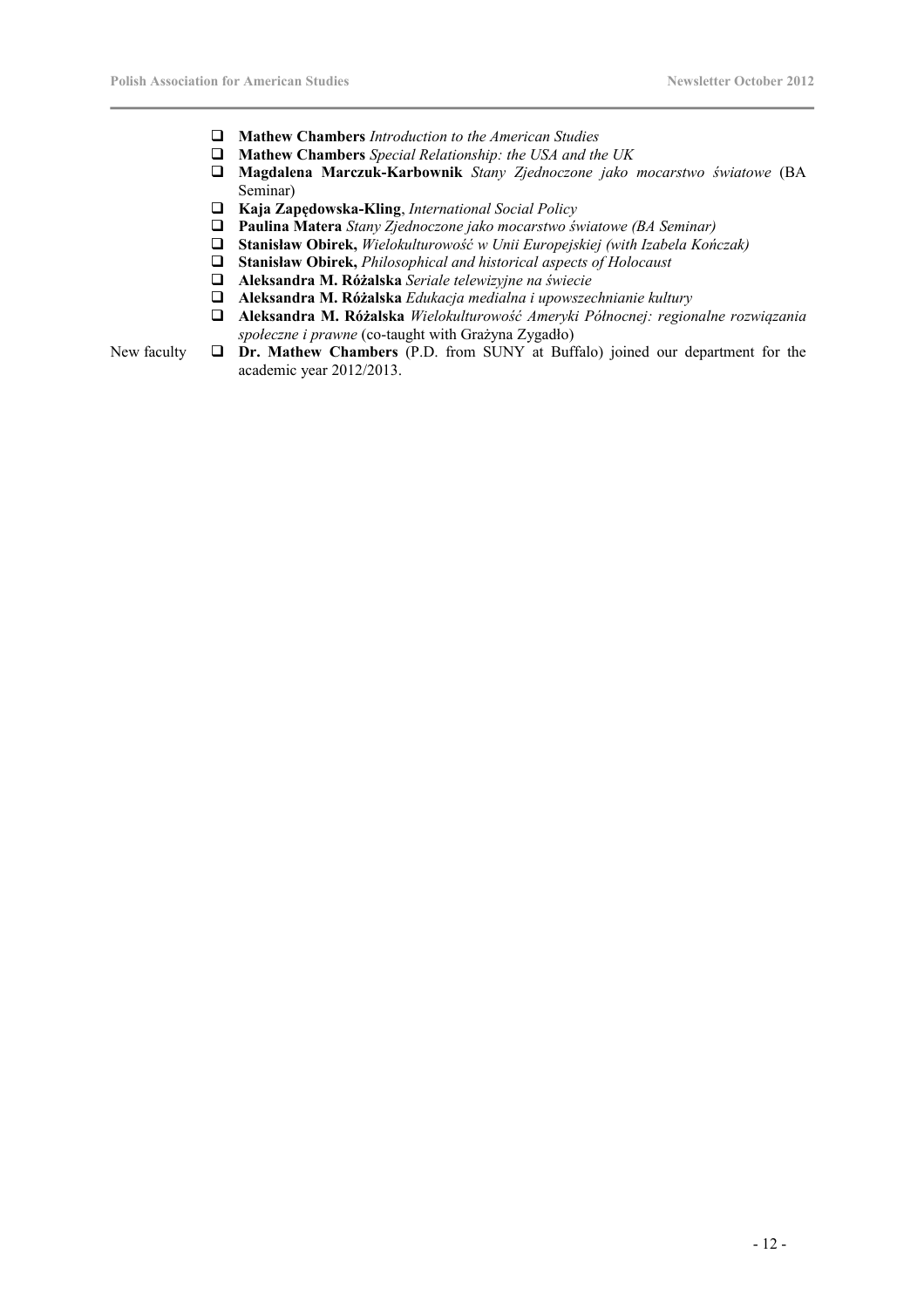- **Mathew Chambers** *Introduction to the American Studies*
- **Mathew Chambers** *Special Relationship: the USA and the UK*
- **Magdalena Marczuk-Karbownik** *Stany Zjednoczone jako mocarstwo światowe* (BA Seminar)
- **Kaja Zapędowska-Kling**, *International Social Policy*
- **Paulina Matera** *Stany Zjednoczone jako mocarstwo światowe (BA Seminar)*
- **Stanisław Obirek,** *Wielokulturowość w Unii Europejskiej (with Izabela Kończak)*
- **Stanisław Obirek,** *Philosophical and historical aspects of Holocaust*
- **Aleksandra M. Różalska** *Seriale telewizyjne na świecie*
- **Aleksandra M. Różalska** *Edukacja medialna i upowszechnianie kultury*
- **Aleksandra M. Różalska** *Wielokulturowość Ameryki Północnej: regionalne rozwiązania społeczne i prawne* (co-taught with Grażyna Zygadło)

New faculty

- **Dr. Mathew Chambers** (P.D. from SUNY at Buffalo) joined our department for the academic year 2012/2013.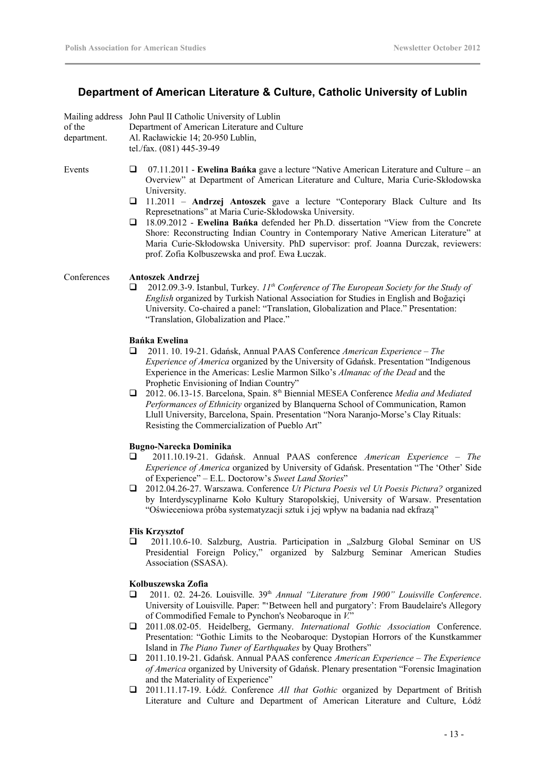## Department of American Literature & Culture, Catholic University of Lublin

Mailing address of the department.
John Paul II Catholic University of Lublin
Department of American Literature and Culture
Al. Racławickie 14; 20-950 Lublin,
tel./fax. (081) 445-39-49

### Events

- 07.11.2011 - **Ewelina Bańka** gave a lecture "Native American Literature and Culture – an Overview" at Department of American Literature and Culture, Maria Curie-Skłodowska University.
- 11.2011 – **Andrzej Antoszek** gave a lecture "Conteporary Black Culture and Its Represetnations" at Maria Curie-Skłodowska University.
- 18.09.2012 - **Ewelina Bańka** defended her Ph.D. dissertation "View from the Concrete Shore: Reconstructing Indian Country in Contemporary Native American Literature" at Maria Curie-Skłodowska University. PhD supervisor: prof. Joanna Durczak, reviewers: prof. Zofia Kolbuszewska and prof. Ewa Łuczak.

### Conferences

**Antoszek Andrzej**

- 2012.09.3-9. Istanbul, Turkey. *11th Conference of The European Society for the Study of English* organized by Turkish National Association for Studies in English and Boğaziçi University. Co-chaired a panel: "Translation, Globalization and Place." Presentation: "Translation, Globalization and Place."

**Bańka Ewelina**

- 2011. 10. 19-21. Gdańsk, Annual PAAS Conference *American Experience – The Experience of America* organized by the University of Gdańsk. Presentation "Indigenous Experience in the Americas: Leslie Marmon Silko's *Almanac of the Dead* and the Prophetic Envisioning of Indian Country"
- 2012. 06.13-15. Barcelona, Spain. 8th Biennial MESEA Conference *Media and Mediated Performances of Ethnicity* organized by Blanquerna School of Communication, Ramon Llull University, Barcelona, Spain. Presentation "Nora Naranjo-Morse's Clay Rituals: Resisting the Commercialization of Pueblo Art"

**Bugno-Narecka Dominika**

- 2011.10.19-21. Gdańsk. Annual PAAS conference *American Experience – The Experience of America* organized by University of Gdańsk. Presentation "The 'Other' Side of Experience" – E.L. Doctorow's *Sweet Land Stories*"
- 2012.04.26-27. Warszawa. Conference *Ut Pictura Poesis vel Ut Poesis Pictura?* organized by Interdyscyplinarne Koło Kultury Staropolskiej, University of Warsaw. Presentation "Oświeceniowa próba systematyzacji sztuk i jej wpływ na badania nad ekfrazą"

**Flis Krzysztof**

- 2011.10.6-10. Salzburg, Austria. Participation in „Salzburg Global Seminar on US Presidential Foreign Policy," organized by Salzburg Seminar American Studies Association (SSASA).

**Kolbuszewska Zofia**

- 2011. 02. 24-26. Louisville. 39th *Annual "Literature from 1900" Louisville Conference*. University of Louisville. Paper: "'Between hell and purgatory': From Baudelaire's Allegory of Commodified Female to Pynchon's Neobaroque in *V.*"
- 2011.08.02-05. Heidelberg, Germany. *International Gothic Association* Conference. Presentation: "Gothic Limits to the Neobaroque: Dystopian Horrors of the Kunstkammer Island in *The Piano Tuner of Earthquakes* by Quay Brothers"
- 2011.10.19-21. Gdańsk. Annual PAAS conference *American Experience – The Experience of America* organized by University of Gdańsk. Plenary presentation "Forensic Imagination and the Materiality of Experience"
- 2011.11.17-19. Łódź. Conference *All that Gothic* organized by Department of British Literature and Culture and Department of American Literature and Culture, Łódź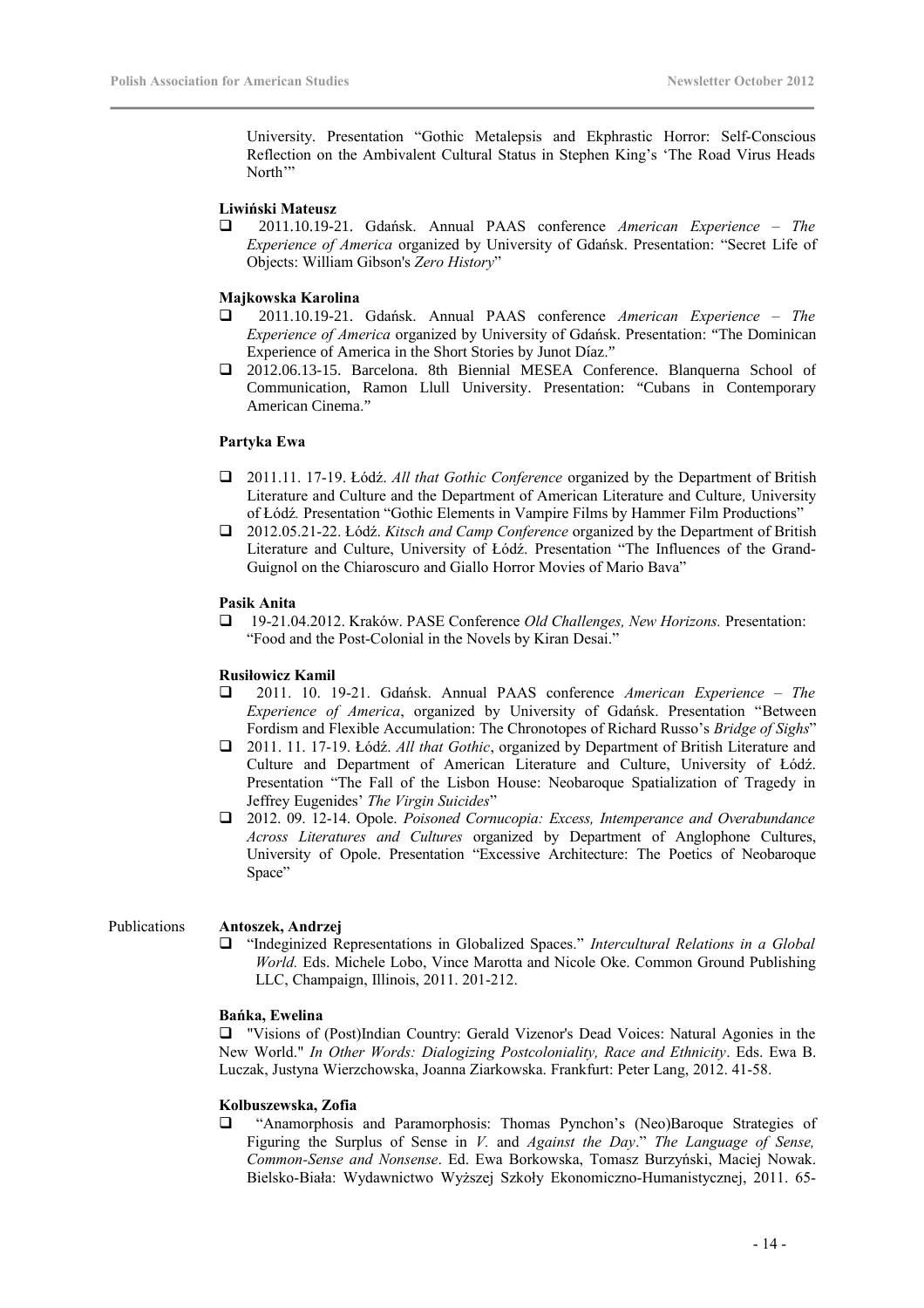University. Presentation "Gothic Metalepsis and Ekphrastic Horror: Self-Conscious Reflection on the Ambivalent Cultural Status in Stephen King's 'The Road Virus Heads North'"

**Liwiński Mateusz**

- 2011.10.19-21. Gdańsk. Annual PAAS conference *American Experience – The Experience of America* organized by University of Gdańsk. Presentation: "Secret Life of Objects: William Gibson's *Zero History*"

**Majkowska Karolina**

- 2011.10.19-21. Gdańsk. Annual PAAS conference *American Experience – The Experience of America* organized by University of Gdańsk. Presentation: "The Dominican Experience of America in the Short Stories by Junot Díaz."
- 2012.06.13-15. Barcelona. 8th Biennial MESEA Conference. Blanquerna School of Communication, Ramon Llull University. Presentation: "Cubans in Contemporary American Cinema."

**Partyka Ewa**

- 2011.11. 17-19. Łódź. *All that Gothic Conference* organized by the Department of British Literature and Culture and the Department of American Literature and Culture, University of Łódź. Presentation "Gothic Elements in Vampire Films by Hammer Film Productions"
- 2012.05.21-22. Łódź. *Kitsch and Camp Conference* organized by the Department of British Literature and Culture, University of Łódź. Presentation "The Influences of the Grand-Guignol on the Chiaroscuro and Giallo Horror Movies of Mario Bava"

**Pasik Anita**

- 19-21.04.2012. Kraków. PASE Conference *Old Challenges, New Horizons.* Presentation: "Food and the Post-Colonial in the Novels by Kiran Desai."

**Rusiłowicz Kamil**

- 2011. 10. 19-21. Gdańsk. Annual PAAS conference *American Experience – The Experience of America*, organized by University of Gdańsk. Presentation "Between Fordism and Flexible Accumulation: The Chronotopes of Richard Russo's *Bridge of Sighs*"
- 2011. 11. 17-19. Łódź. *All that Gothic*, organized by Department of British Literature and Culture and Department of American Literature and Culture, University of Łódź. Presentation "The Fall of the Lisbon House: Neobaroque Spatialization of Tragedy in Jeffrey Eugenides' *The Virgin Suicides*"
- 2012. 09. 12-14. Opole. *Poisoned Cornucopia: Excess, Intemperance and Overabundance Across Literatures and Cultures* organized by Department of Anglophone Cultures, University of Opole. Presentation "Excessive Architecture: The Poetics of Neobaroque Space"

## Publications

**Antoszek, Andrzej**

- "Indeginized Representations in Globalized Spaces." *Intercultural Relations in a Global World.* Eds. Michele Lobo, Vince Marotta and Nicole Oke. Common Ground Publishing LLC, Champaign, Illinois, 2011. 201-212.

**Bańka, Ewelina**

- "Visions of (Post)Indian Country: Gerald Vizenor's Dead Voices: Natural Agonies in the New World." *In Other Words: Dialogizing Postcoloniality, Race and Ethnicity*. Eds. Ewa B. Luczak, Justyna Wierzchowska, Joanna Ziarkowska. Frankfurt: Peter Lang, 2012. 41-58.

**Kolbuszewska, Zofia**

- "Anamorphosis and Paramorphosis: Thomas Pynchon's (Neo)Baroque Strategies of Figuring the Surplus of Sense in *V.* and *Against the Day*." *The Language of Sense, Common-Sense and Nonsense*. Ed. Ewa Borkowska, Tomasz Burzyński, Maciej Nowak. Bielsko-Biała: Wydawnictwo Wyższej Szkoły Ekonomiczno-Humanistycznej, 2011. 65-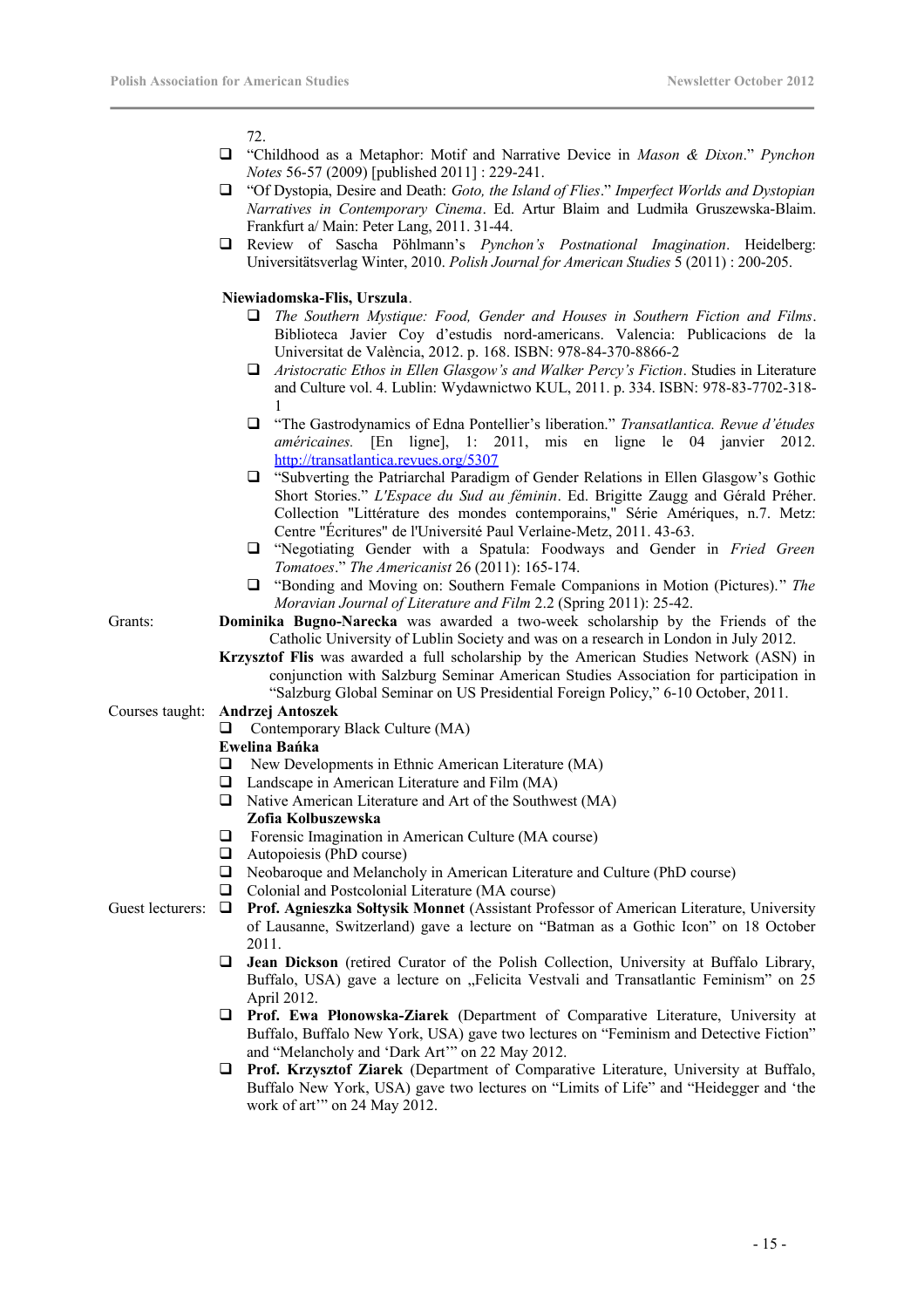72.

- "Childhood as a Metaphor: Motif and Narrative Device in *Mason & Dixon*." *Pynchon Notes* 56-57 (2009) [published 2011] : 229-241.
- "Of Dystopia, Desire and Death: *Goto, the Island of Flies*." *Imperfect Worlds and Dystopian Narratives in Contemporary Cinema*. Ed. Artur Blaim and Ludmiła Gruszewska-Blaim. Frankfurt a/ Main: Peter Lang, 2011. 31-44.
- Review of Sascha Pöhlmann's *Pynchon's Postnational Imagination*. Heidelberg: Universitätsverlag Winter, 2010. *Polish Journal for American Studies* 5 (2011) : 200-205.

**Niewiadomska-Flis, Urszula**.

- *The Southern Mystique: Food, Gender and Houses in Southern Fiction and Films*. Biblioteca Javier Coy d'estudis nord-americans. Valencia: Publicacions de la Universitat de València, 2012. p. 168. ISBN: 978-84-370-8866-2
- *Aristocratic Ethos in Ellen Glasgow's and Walker Percy's Fiction*. Studies in Literature and Culture vol. 4. Lublin: Wydawnictwo KUL, 2011. p. 334. ISBN: 978-83-7702-318-1
- "The Gastrodynamics of Edna Pontellier's liberation." *Transatlantica. Revue d'études américaines.* [En ligne], 1: 2011, mis en ligne le 04 janvier 2012. http://transatlantica.revues.org/5307
- "Subverting the Patriarchal Paradigm of Gender Relations in Ellen Glasgow's Gothic Short Stories." *L'Espace du Sud au féminin*. Ed. Brigitte Zaugg and Gérald Préher. Collection "Littérature des mondes contemporains," Série Amériques, n.7. Metz: Centre "Écritures" de l'Université Paul Verlaine-Metz, 2011. 43-63.
- "Negotiating Gender with a Spatula: Foodways and Gender in *Fried Green Tomatoes*." *The Americanist* 26 (2011): 165-174.
- "Bonding and Moving on: Southern Female Companions in Motion (Pictures)." *The Moravian Journal of Literature and Film* 2.2 (Spring 2011): 25-42.

Grants:

**Dominika Bugno-Narecka** was awarded a two-week scholarship by the Friends of the Catholic University of Lublin Society and was on a research in London in July 2012.

**Krzysztof Flis** was awarded a full scholarship by the American Studies Network (ASN) in conjunction with Salzburg Seminar American Studies Association for participation in "Salzburg Global Seminar on US Presidential Foreign Policy," 6-10 October, 2011.

Courses taught:

**Andrzej Antoszek**

- Contemporary Black Culture (MA)

**Ewelina Bańka**

- New Developments in Ethnic American Literature (MA)
- Landscape in American Literature and Film (MA)
- Native American Literature and Art of the Southwest (MA)

**Zofia Kolbuszewska**

- Forensic Imagination in American Culture (MA course)
- Autopoiesis (PhD course)
- Neobaroque and Melancholy in American Literature and Culture (PhD course)
- Colonial and Postcolonial Literature (MA course)

Guest lecturers:

- **Prof. Agnieszka Sołtysik Monnet** (Assistant Professor of American Literature, University of Lausanne, Switzerland) gave a lecture on "Batman as a Gothic Icon" on 18 October 2011.
- **Jean Dickson** (retired Curator of the Polish Collection, University at Buffalo Library, Buffalo, USA) gave a lecture on „Felicita Vestvali and Transatlantic Feminism" on 25 April 2012.
- **Prof. Ewa Płonowska-Ziarek** (Department of Comparative Literature, University at Buffalo, Buffalo New York, USA) gave two lectures on "Feminism and Detective Fiction" and "Melancholy and 'Dark Art'" on 22 May 2012.
- **Prof. Krzysztof Ziarek** (Department of Comparative Literature, University at Buffalo, Buffalo New York, USA) gave two lectures on "Limits of Life" and "Heidegger and 'the work of art'" on 24 May 2012.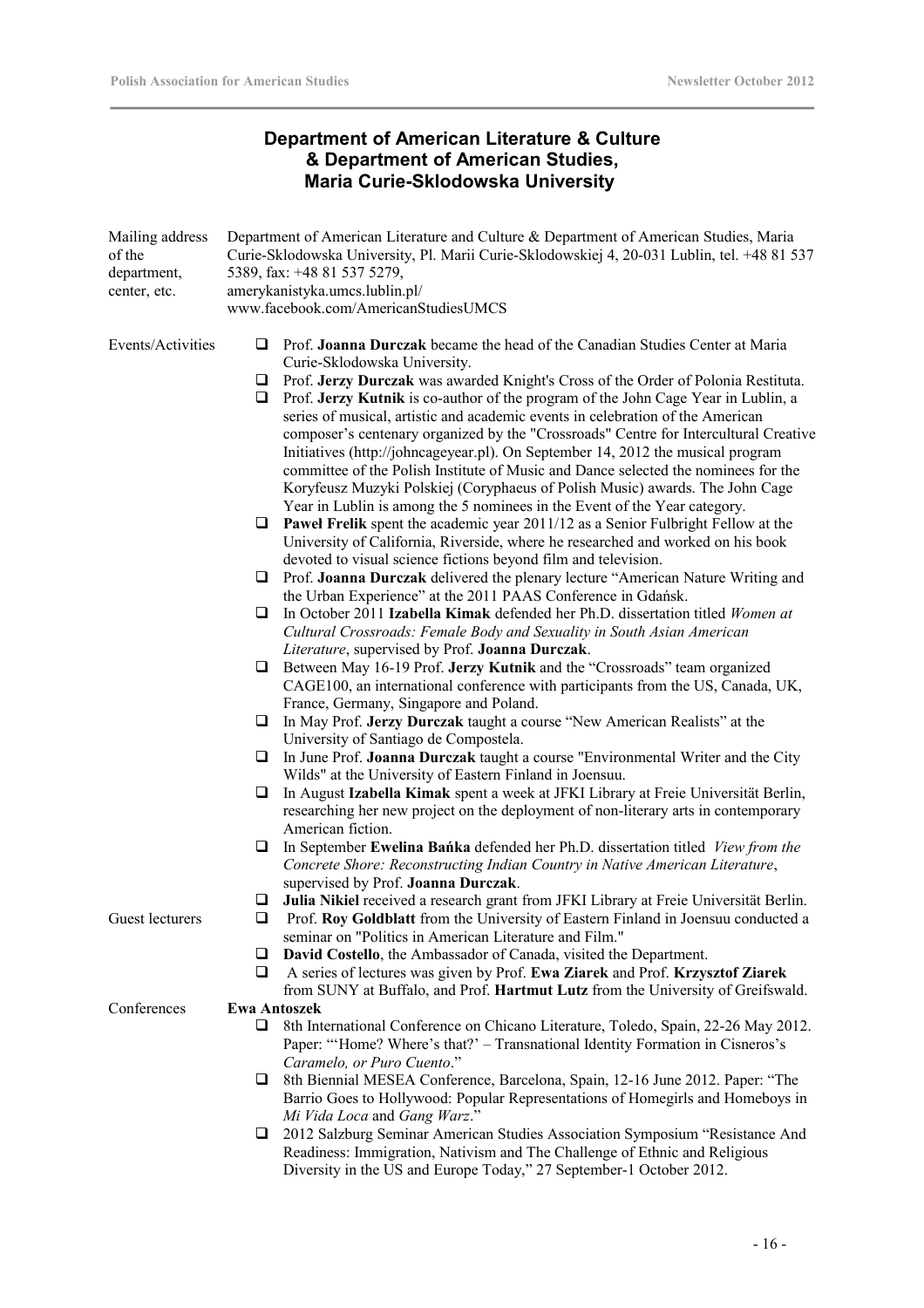## Department of American Literature & Culture & Department of American Studies, Maria Curie-Sklodowska University

**Mailing address of the department, center, etc.**

Department of American Literature and Culture & Department of American Studies, Maria Curie-Sklodowska University, Pl. Marii Curie-Sklodowskiej 4, 20-031 Lublin, tel. +48 81 537 5389, fax: +48 81 537 5279,
amerykanistyka.umcs.lublin.pl/
www.facebook.com/AmericanStudiesUMCS

**Events/Activities**

- Prof. **Joanna Durczak** became the head of the Canadian Studies Center at Maria Curie-Sklodowska University.
- Prof. **Jerzy Durczak** was awarded Knight's Cross of the Order of Polonia Restituta.
- Prof. **Jerzy Kutnik** is co-author of the program of the John Cage Year in Lublin, a series of musical, artistic and academic events in celebration of the American composer's centenary organized by the "Crossroads" Centre for Intercultural Creative Initiatives (http://johncageyear.pl). On September 14, 2012 the musical program committee of the Polish Institute of Music and Dance selected the nominees for the Koryfeusz Muzyki Polskiej (Coryphaeus of Polish Music) awards. The John Cage Year in Lublin is among the 5 nominees in the Event of the Year category.
- **Paweł Frelik** spent the academic year 2011/12 as a Senior Fulbright Fellow at the University of California, Riverside, where he researched and worked on his book devoted to visual science fictions beyond film and television.
- Prof. **Joanna Durczak** delivered the plenary lecture "American Nature Writing and the Urban Experience" at the 2011 PAAS Conference in Gdańsk.
- In October 2011 **Izabella Kimak** defended her Ph.D. dissertation titled *Women at Cultural Crossroads: Female Body and Sexuality in South Asian American Literature*, supervised by Prof. **Joanna Durczak**.
- Between May 16-19 Prof. **Jerzy Kutnik** and the "Crossroads" team organized CAGE100, an international conference with participants from the US, Canada, UK, France, Germany, Singapore and Poland.
- In May Prof. **Jerzy Durczak** taught a course "New American Realists" at the University of Santiago de Compostela.
- In June Prof. **Joanna Durczak** taught a course "Environmental Writer and the City Wilds" at the University of Eastern Finland in Joensuu.
- In August **Izabella Kimak** spent a week at JFKI Library at Freie Universität Berlin, researching her new project on the deployment of non-literary arts in contemporary American fiction.
- In September **Ewelina Bańka** defended her Ph.D. dissertation titled *View from the Concrete Shore: Reconstructing Indian Country in Native American Literature*, supervised by Prof. **Joanna Durczak**.
- **Julia Nikiel** received a research grant from JFKI Library at Freie Universität Berlin.

**Guest lecturers**

- Prof. **Roy Goldblatt** from the University of Eastern Finland in Joensuu conducted a seminar on "Politics in American Literature and Film."
- **David Costello**, the Ambassador of Canada, visited the Department.
- A series of lectures was given by Prof. **Ewa Ziarek** and Prof. **Krzysztof Ziarek** from SUNY at Buffalo, and Prof. **Hartmut Lutz** from the University of Greifswald.

**Conferences**

**Ewa Antoszek**

- 8th International Conference on Chicano Literature, Toledo, Spain, 22-26 May 2012. Paper: "'Home? Where's that?' – Transnational Identity Formation in Cisneros's *Caramelo, or Puro Cuento*."
- 8th Biennial MESEA Conference, Barcelona, Spain, 12-16 June 2012. Paper: "The Barrio Goes to Hollywood: Popular Representations of Homegirls and Homeboys in *Mi Vida Loca* and *Gang Warz*."
- 2012 Salzburg Seminar American Studies Association Symposium "Resistance And Readiness: Immigration, Nativism and The Challenge of Ethnic and Religious Diversity in the US and Europe Today," 27 September-1 October 2012.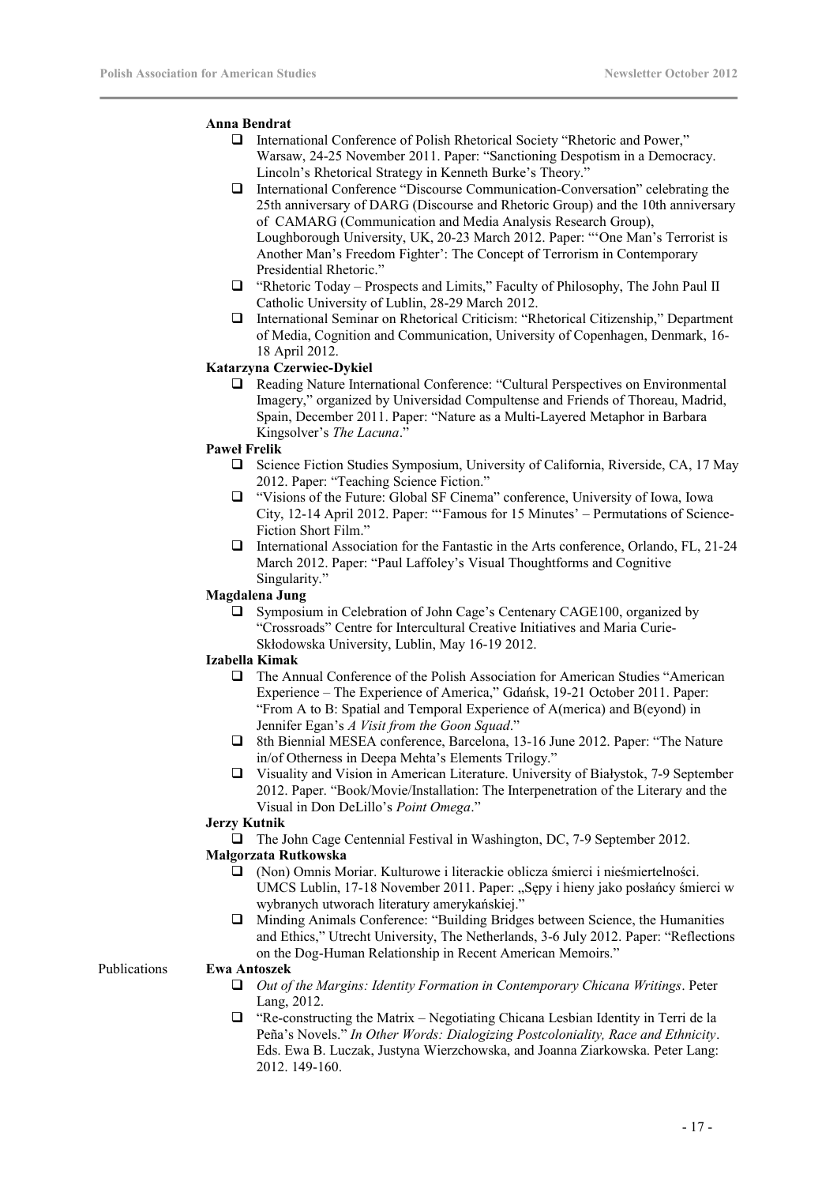**Anna Bendrat**

- International Conference of Polish Rhetorical Society "Rhetoric and Power," Warsaw, 24-25 November 2011. Paper: "Sanctioning Despotism in a Democracy. Lincoln's Rhetorical Strategy in Kenneth Burke's Theory."
- International Conference "Discourse Communication-Conversation" celebrating the 25th anniversary of DARG (Discourse and Rhetoric Group) and the 10th anniversary of CAMARG (Communication and Media Analysis Research Group), Loughborough University, UK, 20-23 March 2012. Paper: "'One Man's Terrorist is Another Man's Freedom Fighter': The Concept of Terrorism in Contemporary Presidential Rhetoric."
- "Rhetoric Today – Prospects and Limits," Faculty of Philosophy, The John Paul II Catholic University of Lublin, 28-29 March 2012.
- International Seminar on Rhetorical Criticism: "Rhetorical Citizenship," Department of Media, Cognition and Communication, University of Copenhagen, Denmark, 16-18 April 2012.

**Katarzyna Czerwiec-Dykiel**

- Reading Nature International Conference: "Cultural Perspectives on Environmental Imagery," organized by Universidad Compultense and Friends of Thoreau, Madrid, Spain, December 2011. Paper: "Nature as a Multi-Layered Metaphor in Barbara Kingsolver's *The Lacuna*."

**Paweł Frelik**

- Science Fiction Studies Symposium, University of California, Riverside, CA, 17 May 2012. Paper: "Teaching Science Fiction."
- "Visions of the Future: Global SF Cinema" conference, University of Iowa, Iowa City, 12-14 April 2012. Paper: "'Famous for 15 Minutes' – Permutations of Science-Fiction Short Film."
- International Association for the Fantastic in the Arts conference, Orlando, FL, 21-24 March 2012. Paper: "Paul Laffoley's Visual Thoughtforms and Cognitive Singularity."

**Magdalena Jung**

- Symposium in Celebration of John Cage's Centenary CAGE100, organized by "Crossroads" Centre for Intercultural Creative Initiatives and Maria Curie-Skłodowska University, Lublin, May 16-19 2012.

**Izabella Kimak**

- The Annual Conference of the Polish Association for American Studies "American Experience – The Experience of America," Gdańsk, 19-21 October 2011. Paper: "From A to B: Spatial and Temporal Experience of A(merica) and B(eyond) in Jennifer Egan's *A Visit from the Goon Squad*."
- 8th Biennial MESEA conference, Barcelona, 13-16 June 2012. Paper: "The Nature in/of Otherness in Deepa Mehta's Elements Trilogy."
- Visuality and Vision in American Literature. University of Białystok, 7-9 September 2012. Paper. "Book/Movie/Installation: The Interpenetration of the Literary and the Visual in Don DeLillo's *Point Omega*."

**Jerzy Kutnik**

- The John Cage Centennial Festival in Washington, DC, 7-9 September 2012.

**Małgorzata Rutkowska**

- (Non) Omnis Moriar. Kulturowe i literackie oblicza śmierci i nieśmiertelności. UMCS Lublin, 17-18 November 2011. Paper: „Sępy i hieny jako posłańcy śmierci w wybranych utworach literatury amerykańskiej."
- Minding Animals Conference: "Building Bridges between Science, the Humanities and Ethics," Utrecht University, The Netherlands, 3-6 July 2012. Paper: "Reflections on the Dog-Human Relationship in Recent American Memoirs."

## Publications

**Ewa Antoszek**

- *Out of the Margins: Identity Formation in Contemporary Chicana Writings*. Peter Lang, 2012.
- "Re-constructing the Matrix – Negotiating Chicana Lesbian Identity in Terri de la Peña's Novels." *In Other Words: Dialogizing Postcoloniality, Race and Ethnicity*. Eds. Ewa B. Luczak, Justyna Wierzchowska, and Joanna Ziarkowska. Peter Lang: 2012. 149-160.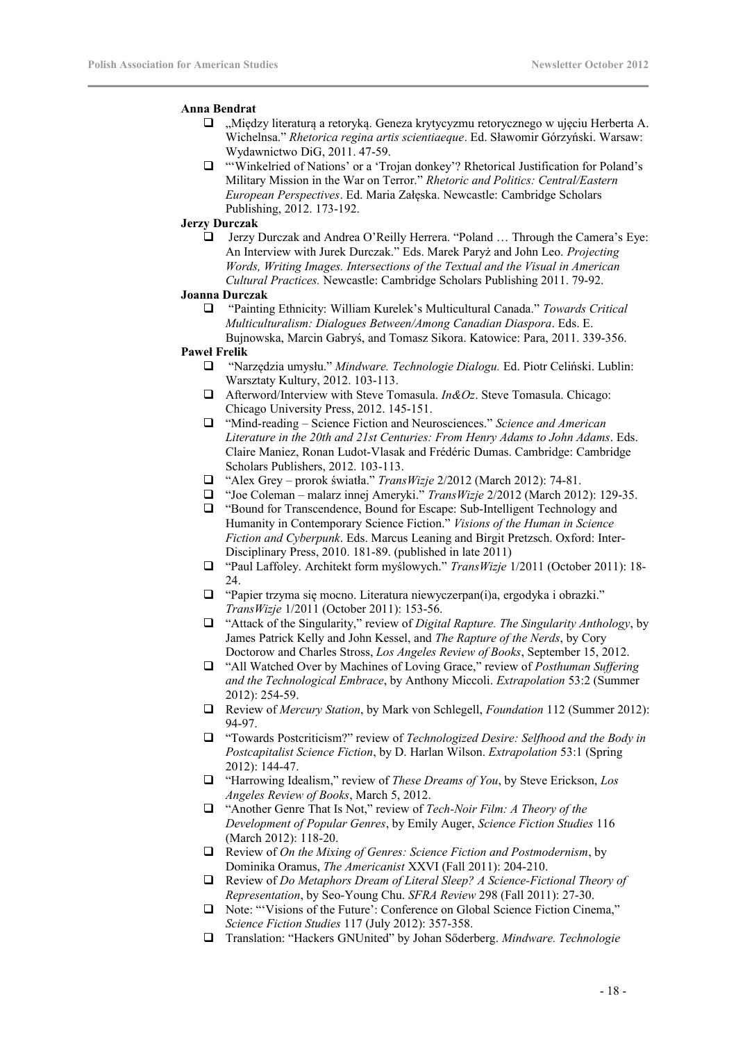**Anna Bendrat**

- „Między literaturą a retoryką. Geneza krytycyzmu retorycznego w ujęciu Herberta A. Wichelnsa." *Rhetorica regina artis scientiaeque*. Ed. Sławomir Górzyński. Warsaw: Wydawnictwo DiG, 2011. 47-59.
- "'Winkelried of Nations' or a 'Trojan donkey'? Rhetorical Justification for Poland's Military Mission in the War on Terror." *Rhetoric and Politics: Central/Eastern European Perspectives*. Ed. Maria Załęska. Newcastle: Cambridge Scholars Publishing, 2012. 173-192.

**Jerzy Durczak**

- Jerzy Durczak and Andrea O'Reilly Herrera. "Poland … Through the Camera's Eye: An Interview with Jurek Durczak." Eds. Marek Paryż and John Leo. *Projecting Words, Writing Images. Intersections of the Textual and the Visual in American Cultural Practices.* Newcastle: Cambridge Scholars Publishing 2011. 79-92.

**Joanna Durczak**

- "Painting Ethnicity: William Kurelek's Multicultural Canada." *Towards Critical Multiculturalism: Dialogues Between/Among Canadian Diaspora*. Eds. E. Bujnowska, Marcin Gabryś, and Tomasz Sikora. Katowice: Para, 2011. 339-356.

**Paweł Frelik**

- "Narzędzia umysłu." *Mindware. Technologie Dialogu.* Ed. Piotr Celiński. Lublin: Warsztaty Kultury, 2012. 103-113.
- Afterword/Interview with Steve Tomasula. *In&Oz*. Steve Tomasula. Chicago: Chicago University Press, 2012. 145-151.
- "Mind-reading – Science Fiction and Neurosciences." *Science and American Literature in the 20th and 21st Centuries: From Henry Adams to John Adams*. Eds. Claire Maniez, Ronan Ludot-Vlasak and Frédéric Dumas. Cambridge: Cambridge Scholars Publishers, 2012. 103-113.
- "Alex Grey – prorok światła." *TransWizje* 2/2012 (March 2012): 74-81.
- "Joe Coleman – malarz innej Ameryki." *TransWizje* 2/2012 (March 2012): 129-35.
- "Bound for Transcendence, Bound for Escape: Sub-Intelligent Technology and Humanity in Contemporary Science Fiction." *Visions of the Human in Science Fiction and Cyberpunk*. Eds. Marcus Leaning and Birgit Pretzsch. Oxford: Inter-Disciplinary Press, 2010. 181-89. (published in late 2011)
- "Paul Laffoley. Architekt form myślowych." *TransWizje* 1/2011 (October 2011): 18-24.
- "Papier trzyma się mocno. Literatura niewyczerpan(i)a, ergodyka i obrazki." *TransWizje* 1/2011 (October 2011): 153-56.
- "Attack of the Singularity," review of *Digital Rapture. The Singularity Anthology*, by James Patrick Kelly and John Kessel, and *The Rapture of the Nerds*, by Cory Doctorow and Charles Stross, *Los Angeles Review of Books*, September 15, 2012.
- "All Watched Over by Machines of Loving Grace," review of *Posthuman Suffering and the Technological Embrace*, by Anthony Miccoli. *Extrapolation* 53:2 (Summer 2012): 254-59.
- Review of *Mercury Station*, by Mark von Schlegell, *Foundation* 112 (Summer 2012): 94-97.
- "Towards Postcriticism?" review of *Technologized Desire: Selfhood and the Body in Postcapitalist Science Fiction*, by D. Harlan Wilson. *Extrapolation* 53:1 (Spring 2012): 144-47.
- "Harrowing Idealism," review of *These Dreams of You*, by Steve Erickson, *Los Angeles Review of Books*, March 5, 2012.
- "Another Genre That Is Not," review of *Tech-Noir Film: A Theory of the Development of Popular Genres*, by Emily Auger, *Science Fiction Studies* 116 (March 2012): 118-20.
- Review of *On the Mixing of Genres: Science Fiction and Postmodernism*, by Dominika Oramus, *The Americanist* XXVI (Fall 2011): 204-210.
- Review of *Do Metaphors Dream of Literal Sleep? A Science-Fictional Theory of Representation*, by Seo-Young Chu. *SFRA Review* 298 (Fall 2011): 27-30.
- Note: "'Visions of the Future': Conference on Global Science Fiction Cinema," *Science Fiction Studies* 117 (July 2012): 357-358.
- Translation: "Hackers GNUnited" by Johan Sőderberg. *Mindware. Technologie*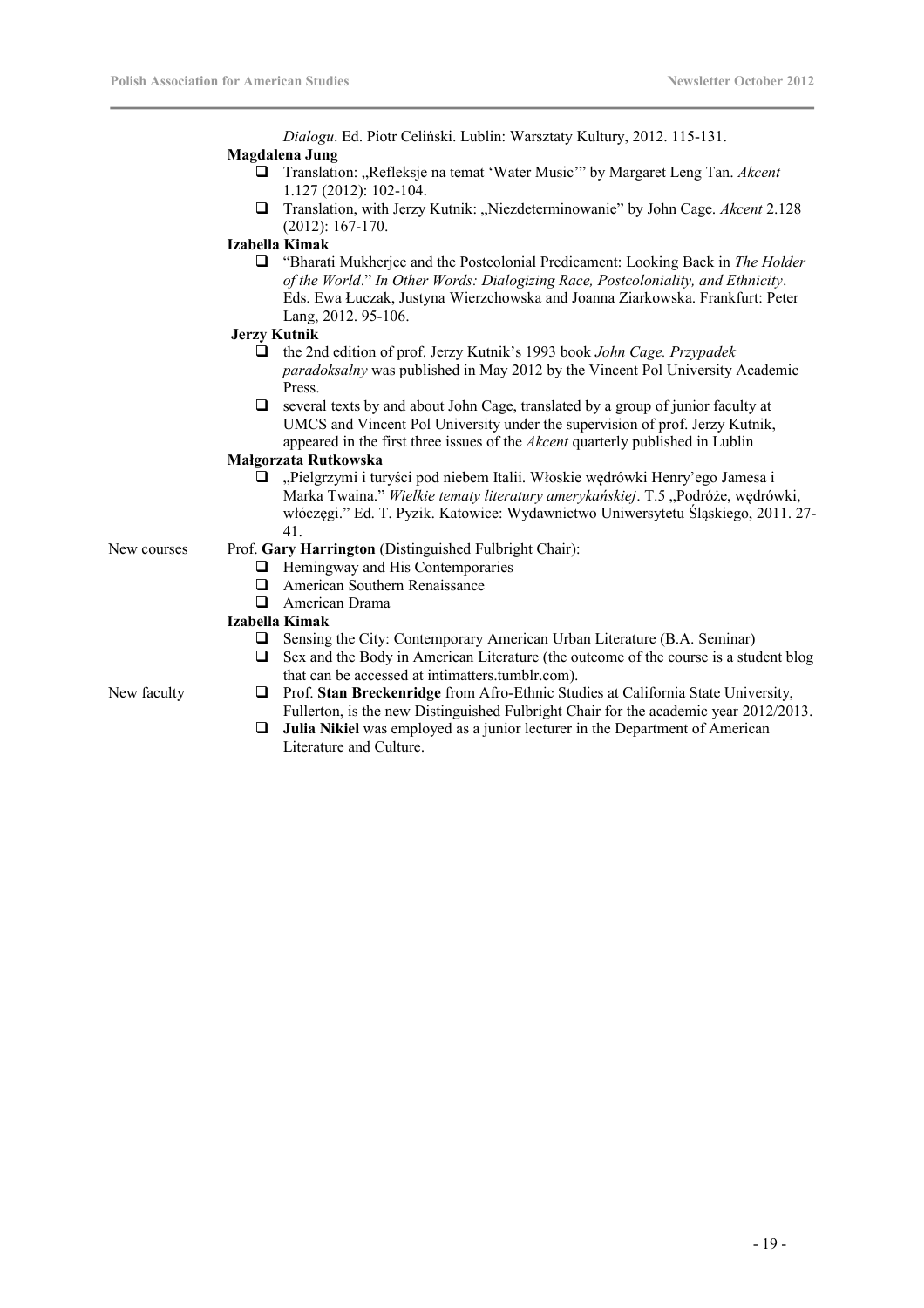*Dialogu*. Ed. Piotr Celiński. Lublin: Warsztaty Kultury, 2012. 115-131.

**Magdalena Jung**

- Translation: „Refleksje na temat 'Water Music'" by Margaret Leng Tan. *Akcent* 1.127 (2012): 102-104.
- Translation, with Jerzy Kutnik: „Niezdeterminowanie" by John Cage. *Akcent* 2.128 (2012): 167-170.

**Izabella Kimak**

- "Bharati Mukherjee and the Postcolonial Predicament: Looking Back in *The Holder of the World*." *In Other Words: Dialogizing Race, Postcoloniality, and Ethnicity*. Eds. Ewa Łuczak, Justyna Wierzchowska and Joanna Ziarkowska. Frankfurt: Peter Lang, 2012. 95-106.

**Jerzy Kutnik**

- the 2nd edition of prof. Jerzy Kutnik's 1993 book *John Cage. Przypadek paradoksalny* was published in May 2012 by the Vincent Pol University Academic Press.
- several texts by and about John Cage, translated by a group of junior faculty at UMCS and Vincent Pol University under the supervision of prof. Jerzy Kutnik, appeared in the first three issues of the *Akcent* quarterly published in Lublin

**Małgorzata Rutkowska**

- „Pielgrzymi i turyści pod niebem Italii. Włoskie wędrówki Henry'ego Jamesa i Marka Twaina." *Wielkie tematy literatury amerykańskiej*. T.5 „Podróże, wędrówki, włóczęgi." Ed. T. Pyzik. Katowice: Wydawnictwo Uniwersytetu Śląskiego, 2011. 27-41.

New courses

Prof. **Gary Harrington** (Distinguished Fulbright Chair):

- Hemingway and His Contemporaries
- American Southern Renaissance
- American Drama

**Izabella Kimak**

- Sensing the City: Contemporary American Urban Literature (B.A. Seminar)
- Sex and the Body in American Literature (the outcome of the course is a student blog that can be accessed at intimatters.tumblr.com).

New faculty

- Prof. **Stan Breckenridge** from Afro-Ethnic Studies at California State University, Fullerton, is the new Distinguished Fulbright Chair for the academic year 2012/2013.
- **Julia Nikiel** was employed as a junior lecturer in the Department of American Literature and Culture.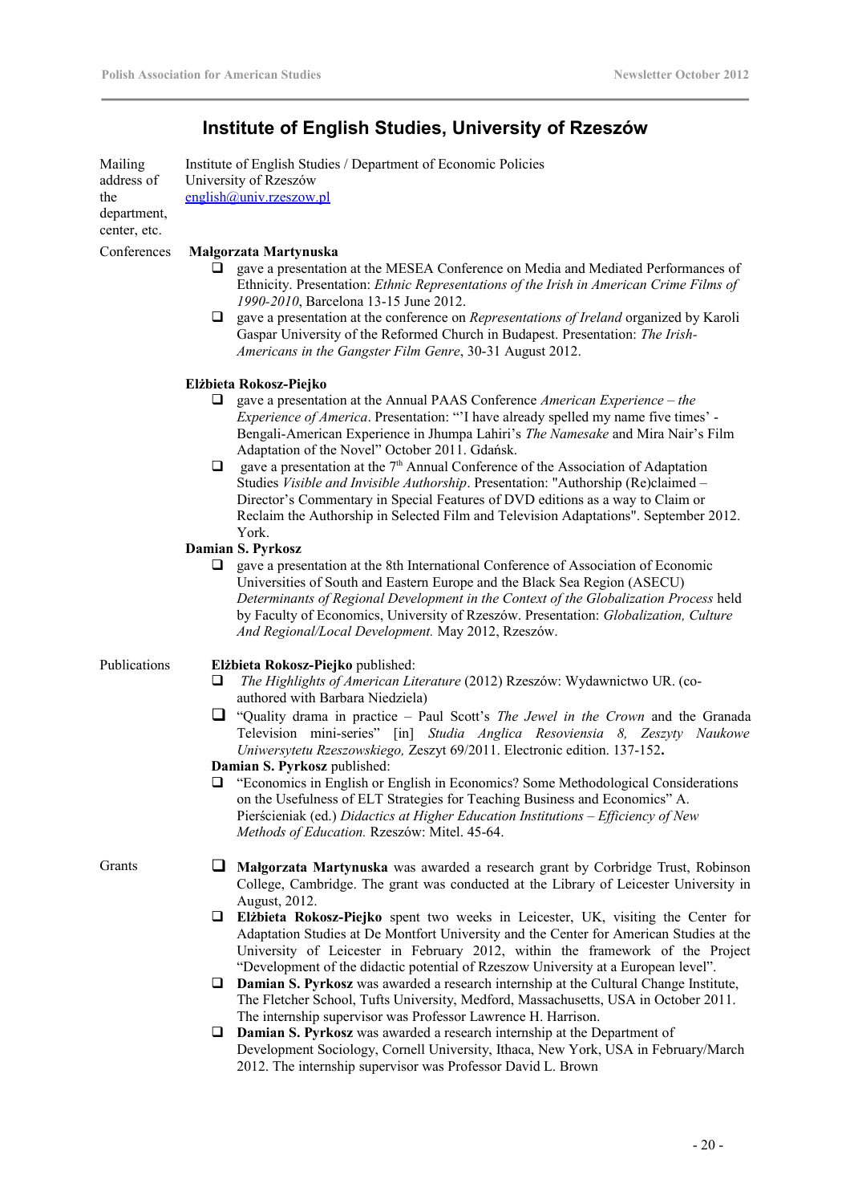## Institute of English Studies, University of Rzeszów

**Mailing address of the department, center, etc.**

Institute of English Studies / Department of Economic Policies
University of Rzeszów
english@univ.rzeszow.pl

**Conferences**

**Małgorzata Martynuska**

- gave a presentation at the MESEA Conference on Media and Mediated Performances of Ethnicity. Presentation: *Ethnic Representations of the Irish in American Crime Films of 1990-2010*, Barcelona 13-15 June 2012.
- gave a presentation at the conference on *Representations of Ireland* organized by Karoli Gaspar University of the Reformed Church in Budapest. Presentation: *The Irish-Americans in the Gangster Film Genre*, 30-31 August 2012.

**Elżbieta Rokosz-Piejko**

- gave a presentation at the Annual PAAS Conference *American Experience – the Experience of America*. Presentation: "'I have already spelled my name five times' - Bengali-American Experience in Jhumpa Lahiri's *The Namesake* and Mira Nair's Film Adaptation of the Novel" October 2011. Gdańsk.
- gave a presentation at the 7th Annual Conference of the Association of Adaptation Studies *Visible and Invisible Authorship*. Presentation: "Authorship (Re)claimed – Director's Commentary in Special Features of DVD editions as a way to Claim or Reclaim the Authorship in Selected Film and Television Adaptations". September 2012. York.

**Damian S. Pyrkosz**

- gave a presentation at the 8th International Conference of Association of Economic Universities of South and Eastern Europe and the Black Sea Region (ASECU) *Determinants of Regional Development in the Context of the Globalization Process* held by Faculty of Economics, University of Rzeszów. Presentation: *Globalization, Culture And Regional/Local Development.* May 2012, Rzeszów.

**Publications**

**Elżbieta Rokosz-Piejko** published:

- *The Highlights of American Literature* (2012) Rzeszów: Wydawnictwo UR. (co-authored with Barbara Niedziela)
- "Quality drama in practice – Paul Scott's *The Jewel in the Crown* and the Granada Television mini-series" [in] *Studia Anglica Resoviensia 8, Zeszyty Naukowe Uniwersytetu Rzeszowskiego,* Zeszyt 69/2011. Electronic edition. 137-152**.**

**Damian S. Pyrkosz** published:

- "Economics in English or English in Economics? Some Methodological Considerations on the Usefulness of ELT Strategies for Teaching Business and Economics" A. Pierścieniak (ed.) *Didactics at Higher Education Institutions – Efficiency of New Methods of Education.* Rzeszów: Mitel. 45-64.

**Grants**

- **Małgorzata Martynuska** was awarded a research grant by Corbridge Trust, Robinson College, Cambridge. The grant was conducted at the Library of Leicester University in August, 2012.
- **Elżbieta Rokosz-Piejko** spent two weeks in Leicester, UK, visiting the Center for Adaptation Studies at De Montfort University and the Center for American Studies at the University of Leicester in February 2012, within the framework of the Project "Development of the didactic potential of Rzeszow University at a European level".
- **Damian S. Pyrkosz** was awarded a research internship at the Cultural Change Institute, The Fletcher School, Tufts University, Medford, Massachusetts, USA in October 2011. The internship supervisor was Professor Lawrence H. Harrison.
- **Damian S. Pyrkosz** was awarded a research internship at the Department of Development Sociology, Cornell University, Ithaca, New York, USA in February/March 2012. The internship supervisor was Professor David L. Brown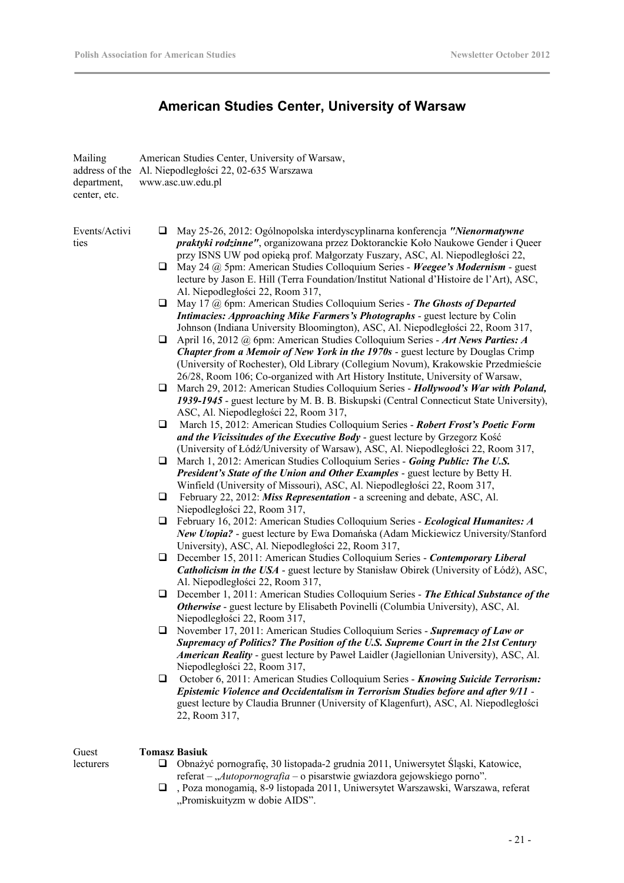## American Studies Center, University of Warsaw

**Mailing address of the department, center, etc.**

American Studies Center, University of Warsaw,
Al. Niepodległości 22, 02-635 Warszawa
www.asc.uw.edu.pl

**Events/Activities**

- May 25-26, 2012: Ogólnopolska interdyscyplinarna konferencja ***"Nienormatywne praktyki rodzinne"***, organizowana przez Doktoranckie Koło Naukowe Gender i Queer przy ISNS UW pod opieką prof. Małgorzaty Fuszary, ASC, Al. Niepodległości 22,
- May 24 @ 5pm: American Studies Colloquium Series - ***Weegee's Modernism*** - guest lecture by Jason E. Hill (Terra Foundation/Institut National d'Histoire de l'Art), ASC, Al. Niepodległości 22, Room 317,
- May 17 @ 6pm: American Studies Colloquium Series - ***The Ghosts of Departed Intimacies: Approaching Mike Farmers's Photographs*** - guest lecture by Colin Johnson (Indiana University Bloomington), ASC, Al. Niepodległości 22, Room 317,
- April 16, 2012 @ 6pm: American Studies Colloquium Series - ***Art News Parties: A Chapter from a Memoir of New York in the 1970s*** - guest lecture by Douglas Crimp (University of Rochester), Old Library (Collegium Novum), Krakowskie Przedmieście 26/28, Room 106; Co-organized with Art History Institute, University of Warsaw,
- March 29, 2012: American Studies Colloquium Series - ***Hollywood's War with Poland, 1939-1945*** - guest lecture by M. B. B. Biskupski (Central Connecticut State University), ASC, Al. Niepodległości 22, Room 317,
- March 15, 2012: American Studies Colloquium Series - ***Robert Frost's Poetic Form and the Vicissitudes of the Executive Body*** - guest lecture by Grzegorz Kość (University of Łódź/University of Warsaw), ASC, Al. Niepodległości 22, Room 317,
- March 1, 2012: American Studies Colloquium Series - ***Going Public: The U.S. President's State of the Union and Other Examples*** - guest lecture by Betty H. Winfield (University of Missouri), ASC, Al. Niepodległości 22, Room 317,
- February 22, 2012: ***Miss Representation*** - a screening and debate, ASC, Al. Niepodległości 22, Room 317,
- February 16, 2012: American Studies Colloquium Series - ***Ecological Humanites: A New Utopia?*** - guest lecture by Ewa Domańska (Adam Mickiewicz University/Stanford University), ASC, Al. Niepodległości 22, Room 317,
- December 15, 2011: American Studies Colloquium Series - ***Contemporary Liberal Catholicism in the USA*** - guest lecture by Stanisław Obirek (University of Łódź), ASC, Al. Niepodległości 22, Room 317,
- December 1, 2011: American Studies Colloquium Series - ***The Ethical Substance of the Otherwise*** - guest lecture by Elisabeth Povinelli (Columbia University), ASC, Al. Niepodległości 22, Room 317,
- November 17, 2011: American Studies Colloquium Series - ***Supremacy of Law or Supremacy of Politics? The Position of the U.S. Supreme Court in the 21st Century American Reality*** - guest lecture by Paweł Laidler (Jagiellonian University), ASC, Al. Niepodległości 22, Room 317,
- October 6, 2011: American Studies Colloquium Series - ***Knowing Suicide Terrorism: Epistemic Violence and Occidentalism in Terrorism Studies before and after 9/11*** - guest lecture by Claudia Brunner (University of Klagenfurt), ASC, Al. Niepodległości 22, Room 317,

**Guest lecturers**

**Tomasz Basiuk**

- Obnażyć pornografię, 30 listopada-2 grudnia 2011, Uniwersytet Śląski, Katowice, referat – „*Autopornografia* – o pisarstwie gwiazdora gejowskiego porno".
- , Poza monogamią, 8-9 listopada 2011, Uniwersytet Warszawski, Warszawa, referat „Promiskuityzm w dobie AIDS".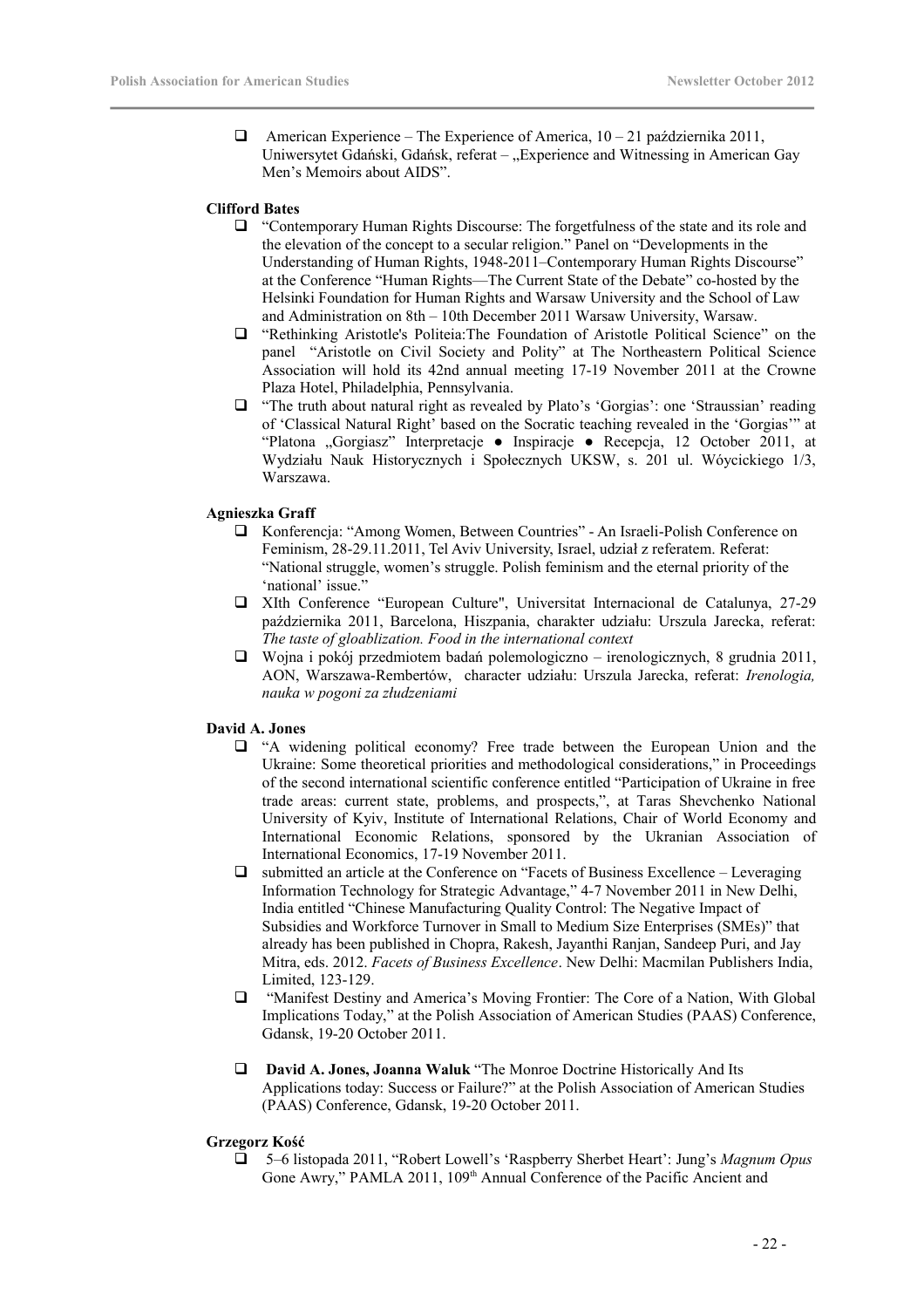- American Experience – The Experience of America, 10 – 21 października 2011, Uniwersytet Gdański, Gdańsk, referat – „Experience and Witnessing in American Gay Men's Memoirs about AIDS".

**Clifford Bates**

- "Contemporary Human Rights Discourse: The forgetfulness of the state and its role and the elevation of the concept to a secular religion." Panel on "Developments in the Understanding of Human Rights, 1948-2011–Contemporary Human Rights Discourse" at the Conference "Human Rights—The Current State of the Debate" co-hosted by the Helsinki Foundation for Human Rights and Warsaw University and the School of Law and Administration on 8th – 10th December 2011 Warsaw University, Warsaw.
- "Rethinking Aristotle's Politeia:The Foundation of Aristotle Political Science" on the panel "Aristotle on Civil Society and Polity" at The Northeastern Political Science Association will hold its 42nd annual meeting 17-19 November 2011 at the Crowne Plaza Hotel, Philadelphia, Pennsylvania.
- "The truth about natural right as revealed by Plato's 'Gorgias': one 'Straussian' reading of 'Classical Natural Right' based on the Socratic teaching revealed in the 'Gorgias'" at "Platona „Gorgiasz" Interpretacje ● Inspiracje ● Recepcja, 12 October 2011, at Wydziału Nauk Historycznych i Społecznych UKSW, s. 201 ul. Wóycickiego 1/3, Warszawa.

**Agnieszka Graff**

- Konferencja: "Among Women, Between Countries" - An Israeli-Polish Conference on Feminism, 28-29.11.2011, Tel Aviv University, Israel, udział z referatem. Referat: "National struggle, women's struggle. Polish feminism and the eternal priority of the 'national' issue."
- XIth Conference "European Culture", Universitat Internacional de Catalunya, 27-29 października 2011, Barcelona, Hiszpania, charakter udziału: Urszula Jarecka, referat: *The taste of gloablization. Food in the international context*
- Wojna i pokój przedmiotem badań polemologiczno – irenologicznych, 8 grudnia 2011, AON, Warszawa-Rembertów, character udziału: Urszula Jarecka, referat: *Irenologia, nauka w pogoni za złudzeniami*

**David A. Jones**

- "A widening political economy? Free trade between the European Union and the Ukraine: Some theoretical priorities and methodological considerations," in Proceedings of the second international scientific conference entitled "Participation of Ukraine in free trade areas: current state, problems, and prospects,", at Taras Shevchenko National University of Kyiv, Institute of International Relations, Chair of World Economy and International Economic Relations, sponsored by the Ukranian Association of International Economics, 17-19 November 2011.
- submitted an article at the Conference on "Facets of Business Excellence – Leveraging Information Technology for Strategic Advantage," 4-7 November 2011 in New Delhi, India entitled "Chinese Manufacturing Quality Control: The Negative Impact of Subsidies and Workforce Turnover in Small to Medium Size Enterprises (SMEs)" that already has been published in Chopra, Rakesh, Jayanthi Ranjan, Sandeep Puri, and Jay Mitra, eds. 2012. *Facets of Business Excellence*. New Delhi: Macmilan Publishers India, Limited, 123-129.
- "Manifest Destiny and America's Moving Frontier: The Core of a Nation, With Global Implications Today," at the Polish Association of American Studies (PAAS) Conference, Gdansk, 19-20 October 2011.
- **David A. Jones, Joanna Waluk** "The Monroe Doctrine Historically And Its Applications today: Success or Failure?" at the Polish Association of American Studies (PAAS) Conference, Gdansk, 19-20 October 2011.

**Grzegorz Kość**

- 5–6 listopada 2011, "Robert Lowell's 'Raspberry Sherbet Heart': Jung's *Magnum Opus* Gone Awry," PAMLA 2011, 109th Annual Conference of the Pacific Ancient and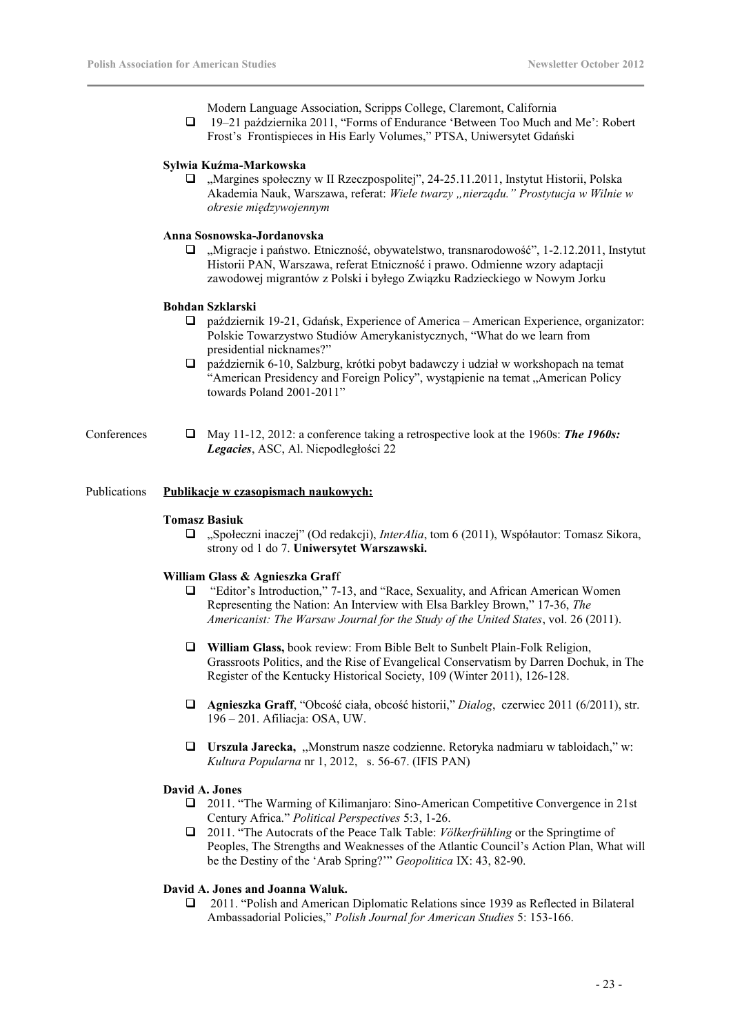Modern Language Association, Scripps College, Claremont, California

- 19–21 października 2011, "Forms of Endurance 'Between Too Much and Me': Robert Frost's Frontispieces in His Early Volumes," PTSA, Uniwersytet Gdański

**Sylwia Kuźma-Markowska**

- „Margines społeczny w II Rzeczpospolitej", 24-25.11.2011, Instytut Historii, Polska Akademia Nauk, Warszawa, referat: *Wiele twarzy „nierządu." Prostytucja w Wilnie w okresie międzywojennym*

**Anna Sosnowska-Jordanovska**

- „Migracje i państwo. Etniczność, obywatelstwo, transnarodowość", 1-2.12.2011, Instytut Historii PAN, Warszawa, referat Etniczność i prawo. Odmienne wzory adaptacji zawodowej migrantów z Polski i byłego Związku Radzieckiego w Nowym Jorku

**Bohdan Szklarski**

- październik 19-21, Gdańsk, Experience of America – American Experience, organizator: Polskie Towarzystwo Studiów Amerykanistycznych, "What do we learn from presidential nicknames?"
- październik 6-10, Salzburg, krótki pobyt badawczy i udział w workshopach na temat "American Presidency and Foreign Policy", wystąpienie na temat „American Policy towards Poland 2001-2011"

Conferences

- May 11-12, 2012: a conference taking a retrospective look at the 1960s: ***The 1960s: Legacies***, ASC, Al. Niepodległości 22

Publications

**Publikacje w czasopismach naukowych:**

**Tomasz Basiuk**

- „Społeczni inaczej" (Od redakcji), *InterAlia*, tom 6 (2011), Współautor: Tomasz Sikora, strony od 1 do 7. **Uniwersytet Warszawski.**

**William Glass & Agnieszka Graff**

- "Editor's Introduction," 7-13, and "Race, Sexuality, and African American Women Representing the Nation: An Interview with Elsa Barkley Brown," 17-36, *The Americanist: The Warsaw Journal for the Study of the United States*, vol. 26 (2011).
- **William Glass,** book review: From Bible Belt to Sunbelt Plain-Folk Religion, Grassroots Politics, and the Rise of Evangelical Conservatism by Darren Dochuk, in The Register of the Kentucky Historical Society, 109 (Winter 2011), 126-128.
- **Agnieszka Graff**, "Obcość ciała, obcość historii," *Dialog*, czerwiec 2011 (6/2011), str. 196 – 201. Afiliacja: OSA, UW.
- **Urszula Jarecka,** „Monstrum nasze codzienne. Retoryka nadmiaru w tabloidach," w: *Kultura Popularna* nr 1, 2012, s. 56-67. (IFIS PAN)

**David A. Jones**

- 2011. "The Warming of Kilimanjaro: Sino-American Competitive Convergence in 21st Century Africa." *Political Perspectives* 5:3, 1-26.
- 2011. "The Autocrats of the Peace Talk Table: *Völkerfrühling* or the Springtime of Peoples, The Strengths and Weaknesses of the Atlantic Council's Action Plan, What will be the Destiny of the 'Arab Spring?'" *Geopolitica* IX: 43, 82-90.

**David A. Jones and Joanna Waluk.**

- 2011. "Polish and American Diplomatic Relations since 1939 as Reflected in Bilateral Ambassadorial Policies," *Polish Journal for American Studies* 5: 153-166.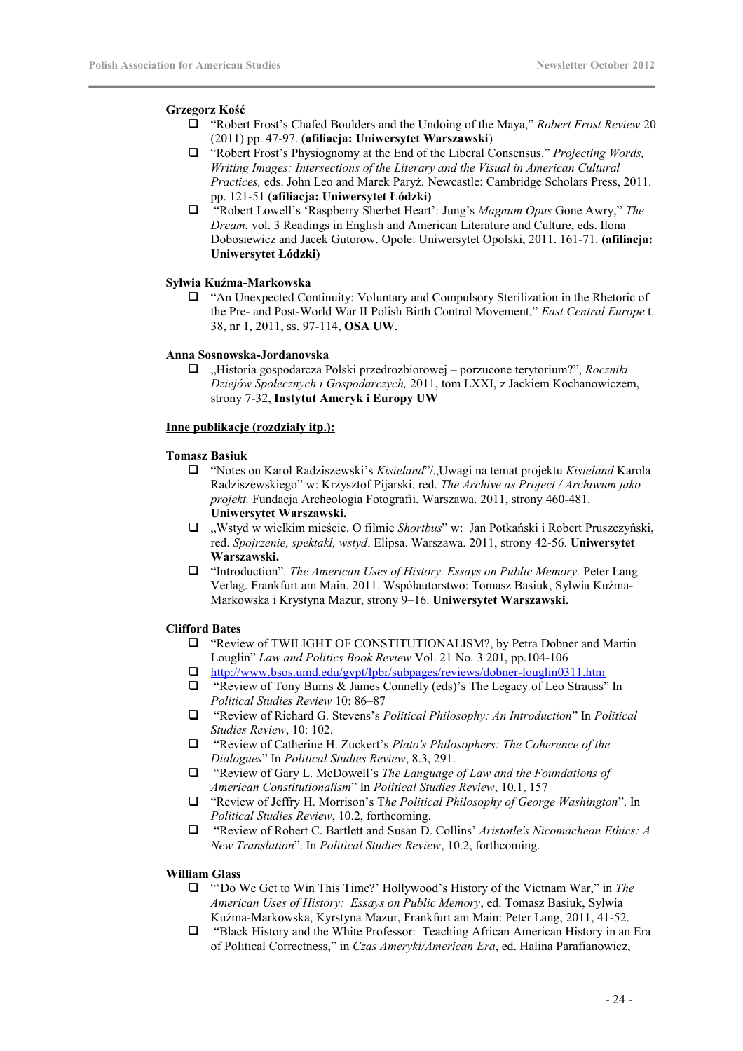**Grzegorz Kość**

- "Robert Frost's Chafed Boulders and the Undoing of the Maya," *Robert Frost Review* 20 (2011) pp. 47-97. (**afiliacja: Uniwersytet Warszawski**)
- "Robert Frost's Physiognomy at the End of the Liberal Consensus." *Projecting Words, Writing Images: Intersections of the Literary and the Visual in American Cultural Practices,* eds. John Leo and Marek Paryż. Newcastle: Cambridge Scholars Press, 2011. pp. 121-51 (**afiliacja: Uniwersytet Łódzki)**
- "Robert Lowell's 'Raspberry Sherbet Heart': Jung's *Magnum Opus* Gone Awry," *The Dream.* vol. 3 Readings in English and American Literature and Culture, eds. Ilona Dobosiewicz and Jacek Gutorow. Opole: Uniwersytet Opolski, 2011. 161-71. **(afiliacja: Uniwersytet Łódzki)**

**Sylwia Kuźma-Markowska**

- "An Unexpected Continuity: Voluntary and Compulsory Sterilization in the Rhetoric of the Pre- and Post-World War II Polish Birth Control Movement," *East Central Europe* t. 38, nr 1, 2011, ss. 97-114, **OSA UW**.

**Anna Sosnowska-Jordanovska**

- „Historia gospodarcza Polski przedrozbiorowej – porzucone terytorium?", *Roczniki Dziejów Społecznych i Gospodarczych,* 2011, tom LXXI, z Jackiem Kochanowiczem, strony 7-32, **Instytut Ameryk i Europy UW**

**<u>Inne publikacje (rozdziały itp.):</u>**

**Tomasz Basiuk**

- "Notes on Karol Radziszewski's *Kisieland*"/„Uwagi na temat projektu *Kisieland* Karola Radziszewskiego" w: Krzysztof Pijarski, red. *The Archive as Project / Archiwum jako projekt.* Fundacja Archeologia Fotografii. Warszawa. 2011, strony 460-481. **Uniwersytet Warszawski.**
- „Wstyd w wielkim mieście. O filmie *Shortbus*" w: Jan Potkański i Robert Pruszczyński, red. *Spojrzenie, spektakl, wstyd*. Elipsa. Warszawa. 2011, strony 42-56. **Uniwersytet Warszawski.**
- "Introduction". *The American Uses of History. Essays on Public Memory.* Peter Lang Verlag. Frankfurt am Main. 2011. Współautorstwo: Tomasz Basiuk, Sylwia Kuźma-Markowska i Krystyna Mazur, strony 9–16. **Uniwersytet Warszawski.**

**Clifford Bates**

- "Review of TWILIGHT OF CONSTITUTIONALISM?, by Petra Dobner and Martin Louglin" *Law and Politics Book Review* Vol. 21 No. 3 201, pp.104-106
- http://www.bsos.umd.edu/gvpt/lpbr/subpages/reviews/dobner-louglin0311.htm
- "Review of Tony Burns & James Connelly (eds)'s The Legacy of Leo Strauss" In *Political Studies Review* 10: 86–87
- "Review of Richard G. Stevens's *Political Philosophy: An Introduction*" In *Political Studies Review*, 10: 102.
- "Review of Catherine H. Zuckert's *Plato's Philosophers: The Coherence of the Dialogues*" In *Political Studies Review*, 8.3, 291.
- "Review of Gary L. McDowell's *The Language of Law and the Foundations of American Constitutionalism*" In *Political Studies Review*, 10.1, 157
- "Review of Jeffry H. Morrison's T*he Political Philosophy of George Washington*". In *Political Studies Review*, 10.2, forthcoming.
- "Review of Robert C. Bartlett and Susan D. Collins' *Aristotle's Nicomachean Ethics: A New Translation*". In *Political Studies Review*, 10.2, forthcoming.

**William Glass**

- "'Do We Get to Win This Time?' Hollywood's History of the Vietnam War," in *The American Uses of History: Essays on Public Memory*, ed. Tomasz Basiuk, Sylwia Kuźma-Markowska, Kyrstyna Mazur, Frankfurt am Main: Peter Lang, 2011, 41-52.
- "Black History and the White Professor: Teaching African American History in an Era of Political Correctness," in *Czas Ameryki/American Era*, ed. Halina Parafianowicz,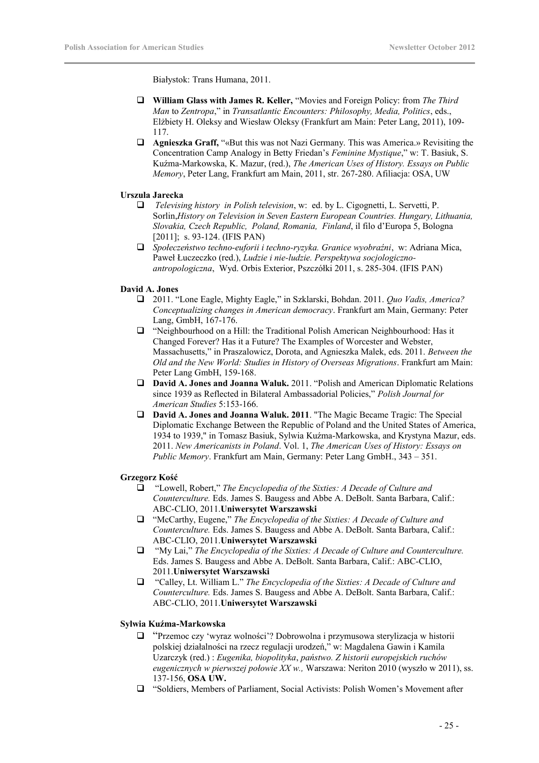Białystok: Trans Humana, 2011.

- **William Glass with James R. Keller,** "Movies and Foreign Policy: from *The Third Man* to *Zentropa*," in *Transatlantic Encounters: Philosophy, Media, Politics*, eds., Elżbiety H. Oleksy and Wiesław Oleksy (Frankfurt am Main: Peter Lang, 2011), 109-117.
- **Agnieszka Graff,** "«But this was not Nazi Germany. This was America.» Revisiting the Concentration Camp Analogy in Betty Friedan's *Feminine Mystique*," w: T. Basiuk, S. Kuźma-Markowska, K. Mazur, (red.), *The American Uses of History. Essays on Public Memory*, Peter Lang, Frankfurt am Main, 2011, str. 267-280. Afiliacja: OSA, UW

**Urszula Jarecka**

- *Televising history in Polish television*, w: ed. by L. Cigognetti, L. Servetti, P. Sorlin,*History on Television in Seven Eastern European Countries. Hungary, Lithuania, Slovakia, Czech Republic, Poland, Romania, Finland*, il filo d'Europa 5, Bologna [2011]; s. 93-124. (IFIS PAN)
- *Społeczeństwo techno-euforii i techno-ryzyka. Granice wyobraźni*, w: Adriana Mica, Paweł Łuczeczko (red.), *Ludzie i nie-ludzie. Perspektywa socjologiczno-antropologiczna*, Wyd. Orbis Exterior, Pszczółki 2011, s. 285-304. (IFIS PAN)

**David A. Jones**

- 2011. "Lone Eagle, Mighty Eagle," in Szklarski, Bohdan. 2011. *Quo Vadis, America? Conceptualizing changes in American democracy*. Frankfurt am Main, Germany: Peter Lang, GmbH, 167-176.
- "Neighbourhood on a Hill: the Traditional Polish American Neighbourhood: Has it Changed Forever? Has it a Future? The Examples of Worcester and Webster, Massachusetts," in Praszalowicz, Dorota, and Agnieszka Malek, eds. 2011. *Between the Old and the New World: Studies in History of Overseas Migrations*. Frankfurt am Main: Peter Lang GmbH, 159-168.
- **David A. Jones and Joanna Waluk.** 2011. "Polish and American Diplomatic Relations since 1939 as Reflected in Bilateral Ambassadorial Policies," *Polish Journal for American Studies* 5:153-166.
- **David A. Jones and Joanna Waluk. 2011**. "The Magic Became Tragic: The Special Diplomatic Exchange Between the Republic of Poland and the United States of America, 1934 to 1939," in Tomasz Basiuk, Sylwia Kuźma-Markowska, and Krystyna Mazur, eds. 2011. *New Americanists in Poland*. Vol. 1, *The American Uses of History: Essays on Public Memory*. Frankfurt am Main, Germany: Peter Lang GmbH., 343 – 351.

**Grzegorz Kość**

- "Lowell, Robert," *The Encyclopedia of the Sixties: A Decade of Culture and Counterculture.* Eds. James S. Baugess and Abbe A. DeBolt. Santa Barbara, Calif.: ABC-CLIO, 2011.**Uniwersytet Warszawski**
- "McCarthy, Eugene," *The Encyclopedia of the Sixties: A Decade of Culture and Counterculture.* Eds. James S. Baugess and Abbe A. DeBolt. Santa Barbara, Calif.: ABC-CLIO, 2011.**Uniwersytet Warszawski**
- "My Lai," *The Encyclopedia of the Sixties: A Decade of Culture and Counterculture.* Eds. James S. Baugess and Abbe A. DeBolt. Santa Barbara, Calif.: ABC-CLIO, 2011.**Uniwersytet Warszawski**
- "Calley, Lt. William L." *The Encyclopedia of the Sixties: A Decade of Culture and Counterculture.* Eds. James S. Baugess and Abbe A. DeBolt. Santa Barbara, Calif.: ABC-CLIO, 2011.**Uniwersytet Warszawski**

**Sylwia Kuźma-Markowska**

- "Przemoc czy 'wyraz wolności'? Dobrowolna i przymusowa sterylizacja w historii polskiej działalności na rzecz regulacji urodzeń," w: Magdalena Gawin i Kamila Uzarczyk (red.) : *Eugenika, biopolityka*, *państwo. Z historii europejskich ruchów eugenicznych w pierwszej połowie XX w.,* Warszawa: Neriton 2010 (wyszło w 2011), ss. 137-156, **OSA UW.**
- "Soldiers, Members of Parliament, Social Activists: Polish Women's Movement after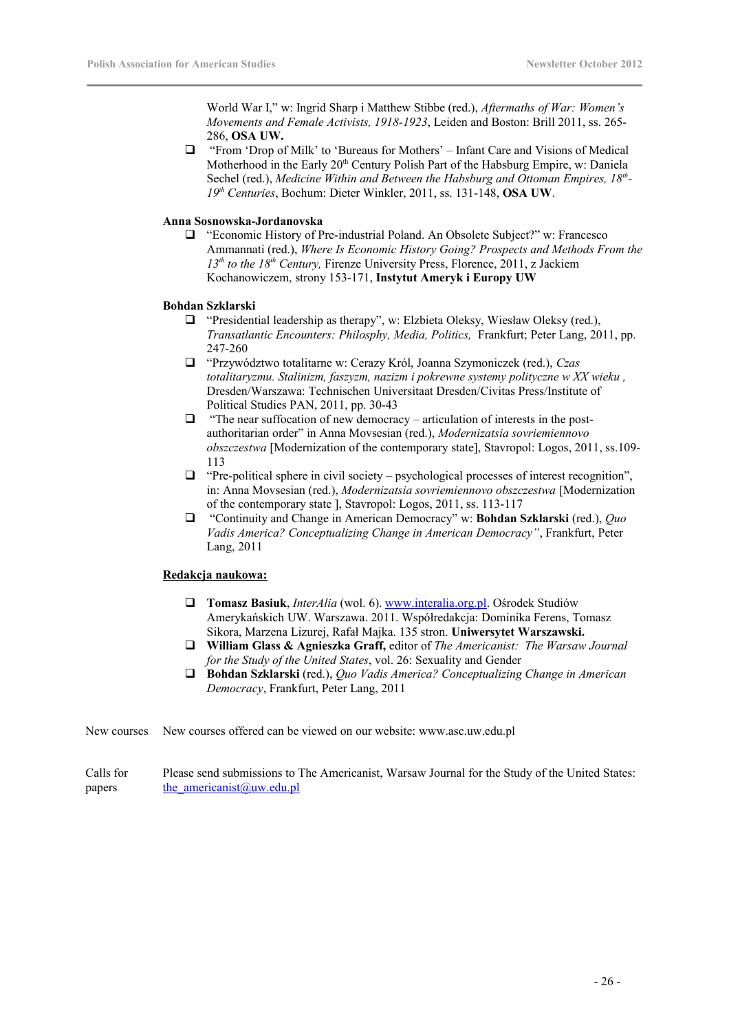World War I," w: Ingrid Sharp i Matthew Stibbe (red.), *Aftermaths of War: Women's Movements and Female Activists, 1918-1923*, Leiden and Boston: Brill 2011, ss. 265-286, **OSA UW.**

- "From 'Drop of Milk' to 'Bureaus for Mothers' – Infant Care and Visions of Medical Motherhood in the Early 20th Century Polish Part of the Habsburg Empire, w: Daniela Sechel (red.), *Medicine Within and Between the Habsburg and Ottoman Empires, 18th-19th Centuries*, Bochum: Dieter Winkler, 2011, ss. 131-148, **OSA UW**.

**Anna Sosnowska-Jordanovska**

- "Economic History of Pre-industrial Poland. An Obsolete Subject?" w: Francesco Ammannati (red.), *Where Is Economic History Going? Prospects and Methods From the 13th to the 18th Century,* Firenze University Press, Florence, 2011, z Jackiem Kochanowiczem, strony 153-171, **Instytut Ameryk i Europy UW**

**Bohdan Szklarski**

- "Presidential leadership as therapy", w: Elzbieta Oleksy, Wiesław Oleksy (red.), *Transatlantic Encounters: Philosphy, Media, Politics,* Frankfurt; Peter Lang, 2011, pp. 247-260
- "Przywództwo totalitarne w: Cerazy Król, Joanna Szymoniczek (red.), *Czas totalitaryzmu. Stalinizm, faszyzm, nazizm i pokrewne systemy polityczne w XX wieku ,* Dresden/Warszawa: Technischen Universitaat Dresden/Civitas Press/Institute of Political Studies PAN, 2011, pp. 30-43
- "The near suffocation of new democracy – articulation of interests in the post-authoritarian order" in Anna Movsesian (red.), *Modernizatsia sovriemiennovo obszczestwa* [Modernization of the contemporary state], Stavropol: Logos, 2011, ss.109-113
- "Pre-political sphere in civil society – psychological processes of interest recognition", in: Anna Movsesian (red.), *Modernizatsia sovriemiennovo obszczestwa* [Modernization of the contemporary state ], Stavropol: Logos, 2011, ss. 113-117
- "Continuity and Change in American Democracy" w: **Bohdan Szklarski** (red.), *Quo Vadis America? Conceptualizing Change in American Democracy"*, Frankfurt, Peter Lang, 2011

**Redakcja naukowa:**

- **Tomasz Basiuk**, *InterAlia* (wol. 6). www.interalia.org.pl. Ośrodek Studiów Amerykańskich UW. Warszawa. 2011. Współredakcja: Dominika Ferens, Tomasz Sikora, Marzena Lizurej, Rafał Majka. 135 stron. **Uniwersytet Warszawski.**
- **William Glass & Agnieszka Graff,** editor of *The Americanist: The Warsaw Journal for the Study of the United States*, vol. 26: Sexuality and Gender
- **Bohdan Szklarski** (red.), *Quo Vadis America? Conceptualizing Change in American Democracy*, Frankfurt, Peter Lang, 2011

New courses — New courses offered can be viewed on our website: www.asc.uw.edu.pl

Calls for papers — Please send submissions to The Americanist, Warsaw Journal for the Study of the United States: the_americanist@uw.edu.pl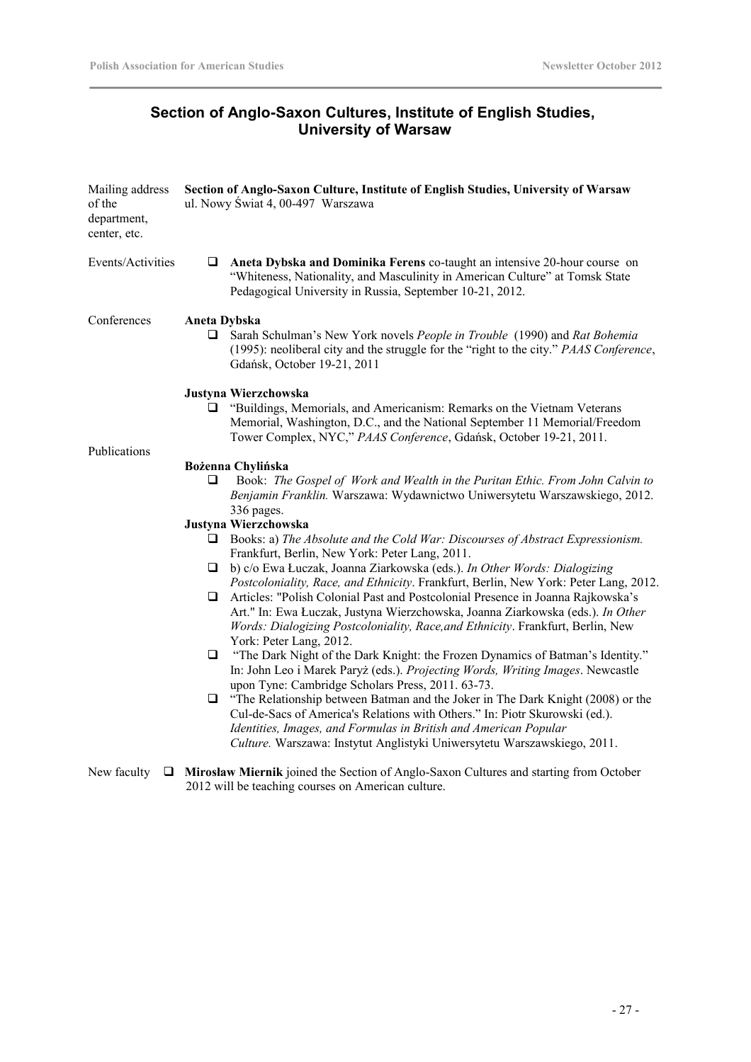## Section of Anglo-Saxon Cultures, Institute of English Studies, University of Warsaw

Mailing address of the department, center, etc.

**Section of Anglo-Saxon Culture, Institute of English Studies, University of Warsaw**
ul. Nowy Świat 4, 00-497 Warszawa

Events/Activities

- **Aneta Dybska and Dominika Ferens** co-taught an intensive 20-hour course on "Whiteness, Nationality, and Masculinity in American Culture" at Tomsk State Pedagogical University in Russia, September 10-21, 2012.

Conferences

**Aneta Dybska**

- Sarah Schulman's New York novels *People in Trouble* (1990) and *Rat Bohemia* (1995): neoliberal city and the struggle for the "right to the city." *PAAS Conference*, Gdańsk, October 19-21, 2011

**Justyna Wierzchowska**

- "Buildings, Memorials, and Americanism: Remarks on the Vietnam Veterans Memorial, Washington, D.C., and the National September 11 Memorial/Freedom Tower Complex, NYC," *PAAS Conference*, Gdańsk, October 19-21, 2011.

Publications

**Bożenna Chylińska**

- Book: *The Gospel of Work and Wealth in the Puritan Ethic. From John Calvin to Benjamin Franklin.* Warszawa: Wydawnictwo Uniwersytetu Warszawskiego, 2012. 336 pages.

**Justyna Wierzchowska**

- Books: a) *The Absolute and the Cold War: Discourses of Abstract Expressionism.* Frankfurt, Berlin, New York: Peter Lang, 2011.
- b) c/o Ewa Łuczak, Joanna Ziarkowska (eds.). *In Other Words: Dialogizing Postcoloniality, Race, and Ethnicity*. Frankfurt, Berlin, New York: Peter Lang, 2012.
- Articles: "Polish Colonial Past and Postcolonial Presence in Joanna Rajkowska's Art." In: Ewa Łuczak, Justyna Wierzchowska, Joanna Ziarkowska (eds.). *In Other Words: Dialogizing Postcoloniality, Race,and Ethnicity*. Frankfurt, Berlin, New York: Peter Lang, 2012.
- "The Dark Night of the Dark Knight: the Frozen Dynamics of Batman's Identity." In: John Leo i Marek Paryż (eds.). *Projecting Words, Writing Images*. Newcastle upon Tyne: Cambridge Scholars Press, 2011. 63-73.
- "The Relationship between Batman and the Joker in The Dark Knight (2008) or the Cul-de-Sacs of America's Relations with Others." In: Piotr Skurowski (ed.). *Identities, Images, and Formulas in British and American Popular Culture.* Warszawa: Instytut Anglistyki Uniwersytetu Warszawskiego, 2011.

New faculty

- **Mirosław Miernik** joined the Section of Anglo-Saxon Cultures and starting from October 2012 will be teaching courses on American culture.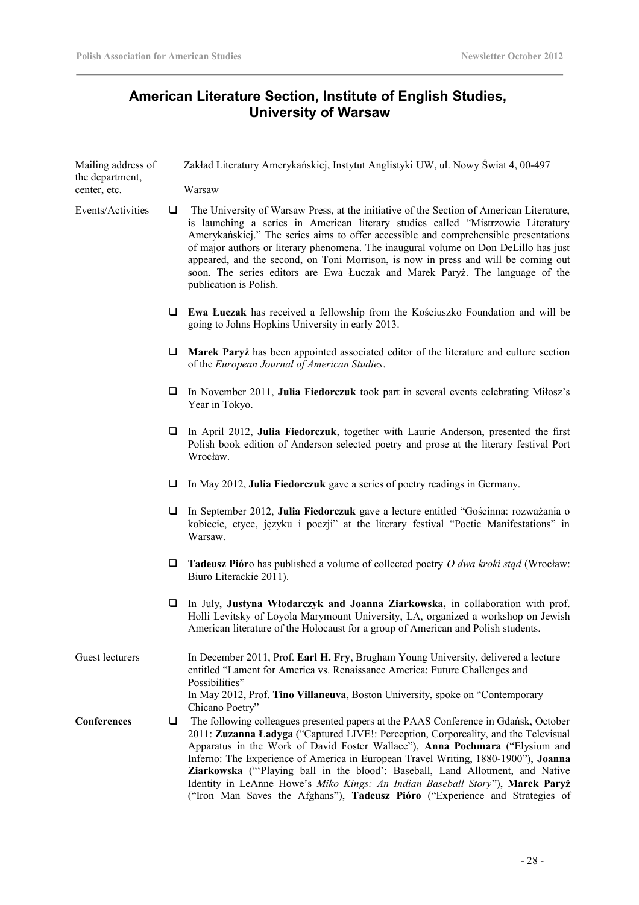## American Literature Section, Institute of English Studies, University of Warsaw

Mailing address of the department, center, etc.

Zakład Literatury Amerykańskiej, Instytut Anglistyki UW, ul. Nowy Świat 4, 00-497 Warsaw

Events/Activities

- The University of Warsaw Press, at the initiative of the Section of American Literature, is launching a series in American literary studies called "Mistrzowie Literatury Amerykańskiej." The series aims to offer accessible and comprehensible presentations of major authors or literary phenomena. The inaugural volume on Don DeLillo has just appeared, and the second, on Toni Morrison, is now in press and will be coming out soon. The series editors are Ewa Łuczak and Marek Paryż. The language of the publication is Polish.
- **Ewa Łuczak** has received a fellowship from the Kościuszko Foundation and will be going to Johns Hopkins University in early 2013.
- **Marek Paryż** has been appointed associated editor of the literature and culture section of the *European Journal of American Studies*.
- In November 2011, **Julia Fiedorczuk** took part in several events celebrating Miłosz's Year in Tokyo.
- In April 2012, **Julia Fiedorczuk**, together with Laurie Anderson, presented the first Polish book edition of Anderson selected poetry and prose at the literary festival Port Wrocław.
- In May 2012, **Julia Fiedorczuk** gave a series of poetry readings in Germany.
- In September 2012, **Julia Fiedorczuk** gave a lecture entitled "Gościnna: rozważania o kobiecie, etyce, języku i poezji" at the literary festival "Poetic Manifestations" in Warsaw.
- **Tadeusz Pióro** has published a volume of collected poetry *O dwa kroki stąd* (Wrocław: Biuro Literackie 2011).
- In July, **Justyna Włodarczyk and Joanna Ziarkowska,** in collaboration with prof. Holli Levitsky of Loyola Marymount University, LA, organized a workshop on Jewish American literature of the Holocaust for a group of American and Polish students.

Guest lecturers

In December 2011, Prof. **Earl H. Fry**, Brugham Young University, delivered a lecture entitled "Lament for America vs. Renaissance America: Future Challenges and Possibilities"
In May 2012, Prof. **Tino Villaneuva**, Boston University, spoke on "Contemporary Chicano Poetry"

**Conferences**

- The following colleagues presented papers at the PAAS Conference in Gdańsk, October 2011: **Zuzanna Ładyga** ("Captured LIVE!: Perception, Corporeality, and the Televisual Apparatus in the Work of David Foster Wallace"), **Anna Pochmara** ("Elysium and Inferno: The Experience of America in European Travel Writing, 1880-1900"), **Joanna Ziarkowska** ("'Playing ball in the blood': Baseball, Land Allotment, and Native Identity in LeAnne Howe's *Miko Kings: An Indian Baseball Story*"), **Marek Paryż** ("Iron Man Saves the Afghans"), **Tadeusz Pióro** ("Experience and Strategies of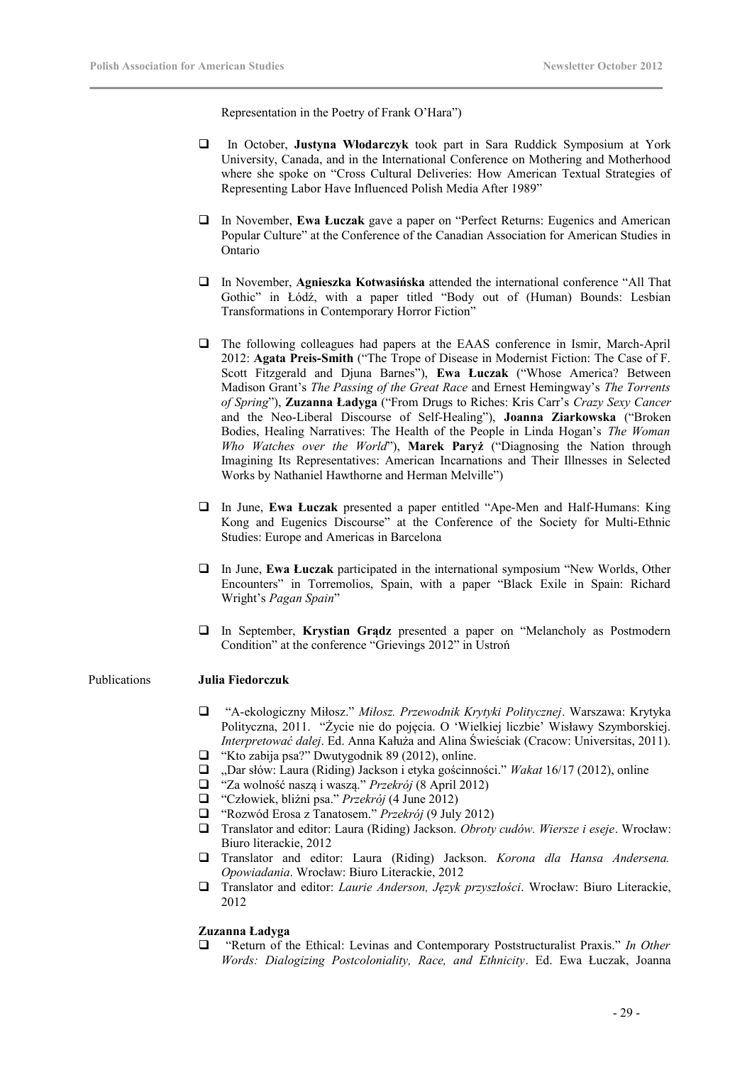Representation in the Poetry of Frank O'Hara")

- In October, **Justyna Włodarczyk** took part in Sara Ruddick Symposium at York University, Canada, and in the International Conference on Mothering and Motherhood where she spoke on "Cross Cultural Deliveries: How American Textual Strategies of Representing Labor Have Influenced Polish Media After 1989"

- In November, **Ewa Łuczak** gave a paper on "Perfect Returns: Eugenics and American Popular Culture" at the Conference of the Canadian Association for American Studies in Ontario

- In November, **Agnieszka Kotwasińska** attended the international conference "All That Gothic" in Łódź, with a paper titled "Body out of (Human) Bounds: Lesbian Transformations in Contemporary Horror Fiction"

- The following colleagues had papers at the EAAS conference in Ismir, March-April 2012: **Agata Preis-Smith** ("The Trope of Disease in Modernist Fiction: The Case of F. Scott Fitzgerald and Djuna Barnes"), **Ewa Łuczak** ("Whose America? Between Madison Grant's *The Passing of the Great Race* and Ernest Hemingway's *The Torrents of Spring*"), **Zuzanna Ładyga** ("From Drugs to Riches: Kris Carr's *Crazy Sexy Cancer* and the Neo-Liberal Discourse of Self-Healing"), **Joanna Ziarkowska** ("Broken Bodies, Healing Narratives: The Health of the People in Linda Hogan's *The Woman Who Watches over the World*"), **Marek Paryż** ("Diagnosing the Nation through Imagining Its Representatives: American Incarnations and Their Illnesses in Selected Works by Nathaniel Hawthorne and Herman Melville")

- In June, **Ewa Łuczak** presented a paper entitled "Ape-Men and Half-Humans: King Kong and Eugenics Discourse" at the Conference of the Society for Multi-Ethnic Studies: Europe and Americas in Barcelona

- In June, **Ewa Łuczak** participated in the international symposium "New Worlds, Other Encounters" in Torremolios, Spain, with a paper "Black Exile in Spain: Richard Wright's *Pagan Spain*"

- In September, **Krystian Grądz** presented a paper on "Melancholy as Postmodern Condition" at the conference "Grievings 2012" in Ustroń

Publications

**Julia Fiedorczuk**

- "A-ekologiczny Miłosz." *Miłosz. Przewodnik Krytyki Politycznej*. Warszawa: Krytyka Polityczna, 2011. "Życie nie do pojęcia. O 'Wielkiej liczbie' Wisławy Szymborskiej. *Interpretować dalej*. Ed. Anna Kałuża and Alina Świeściak (Cracow: Universitas, 2011).
- "Kto zabija psa?" Dwutygodnik 89 (2012), online.
- „Dar słów: Laura (Riding) Jackson i etyka gościnności." *Wakat* 16/17 (2012), online
- "Za wolność naszą i waszą." *Przekrój* (8 April 2012)
- "Człowiek, bliźni psa." *Przekrój* (4 June 2012)
- "Rozwód Erosa z Tanatosem." *Przekrój* (9 July 2012)
- Translator and editor: Laura (Riding) Jackson. *Obroty cudów. Wiersze i eseje*. Wrocław: Biuro literackie, 2012
- Translator and editor: Laura (Riding) Jackson. *Korona dla Hansa Andersena. Opowiadania*. Wrocław: Biuro Literackie, 2012
- Translator and editor: *Laurie Anderson, Język przyszłości*. Wrocław: Biuro Literackie, 2012

**Zuzanna Ładyga**

- "Return of the Ethical: Levinas and Contemporary Poststructuralist Praxis." *In Other Words: Dialogizing Postcoloniality, Race, and Ethnicity*. Ed. Ewa Łuczak, Joanna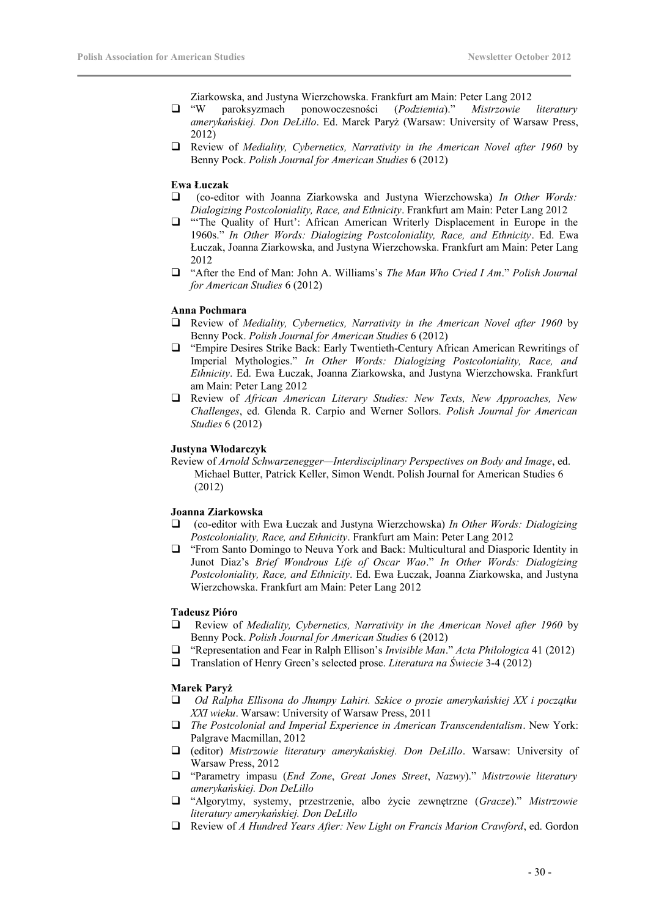Ziarkowska, and Justyna Wierzchowska. Frankfurt am Main: Peter Lang 2012

- "W paroksyzmach ponowoczesności (*Podziemia*)." *Mistrzowie literatury amerykańskiej. Don DeLillo*. Ed. Marek Paryż (Warsaw: University of Warsaw Press, 2012)
- Review of *Mediality, Cybernetics, Narrativity in the American Novel after 1960* by Benny Pock. *Polish Journal for American Studies* 6 (2012)

**Ewa Łuczak**

- (co-editor with Joanna Ziarkowska and Justyna Wierzchowska) *In Other Words: Dialogizing Postcoloniality, Race, and Ethnicity*. Frankfurt am Main: Peter Lang 2012
- "'The Quality of Hurt': African American Writerly Displacement in Europe in the 1960s." *In Other Words: Dialogizing Postcoloniality, Race, and Ethnicity*. Ed. Ewa Łuczak, Joanna Ziarkowska, and Justyna Wierzchowska. Frankfurt am Main: Peter Lang 2012
- "After the End of Man: John A. Williams's *The Man Who Cried I Am*." *Polish Journal for American Studies* 6 (2012)

**Anna Pochmara**

- Review of *Mediality, Cybernetics, Narrativity in the American Novel after 1960* by Benny Pock. *Polish Journal for American Studies* 6 (2012)
- "Empire Desires Strike Back: Early Twentieth-Century African American Rewritings of Imperial Mythologies." *In Other Words: Dialogizing Postcoloniality, Race, and Ethnicity*. Ed. Ewa Łuczak, Joanna Ziarkowska, and Justyna Wierzchowska. Frankfurt am Main: Peter Lang 2012
- Review of *African American Literary Studies: New Texts, New Approaches, New Challenges*, ed. Glenda R. Carpio and Werner Sollors. *Polish Journal for American Studies* 6 (2012)

**Justyna Włodarczyk**

Review of *Arnold Schwarzenegger—Interdisciplinary Perspectives on Body and Image*, ed. Michael Butter, Patrick Keller, Simon Wendt. Polish Journal for American Studies 6 (2012)

**Joanna Ziarkowska**

- (co-editor with Ewa Łuczak and Justyna Wierzchowska) *In Other Words: Dialogizing Postcoloniality, Race, and Ethnicity*. Frankfurt am Main: Peter Lang 2012
- "From Santo Domingo to Neuva York and Back: Multicultural and Diasporic Identity in Junot Diaz's *Brief Wondrous Life of Oscar Wao*." *In Other Words: Dialogizing Postcoloniality, Race, and Ethnicity*. Ed. Ewa Łuczak, Joanna Ziarkowska, and Justyna Wierzchowska. Frankfurt am Main: Peter Lang 2012

**Tadeusz Pióro**

- Review of *Mediality, Cybernetics, Narrativity in the American Novel after 1960* by Benny Pock. *Polish Journal for American Studies* 6 (2012)
- "Representation and Fear in Ralph Ellison's *Invisible Man*." *Acta Philologica* 41 (2012)
- Translation of Henry Green's selected prose. *Literatura na Świecie* 3-4 (2012)

**Marek Paryż**

- *Od Ralpha Ellisona do Jhumpy Lahiri. Szkice o prozie amerykańskiej XX i początku XXI wieku*. Warsaw: University of Warsaw Press, 2011
- *The Postcolonial and Imperial Experience in American Transcendentalism*. New York: Palgrave Macmillan, 2012
- (editor) *Mistrzowie literatury amerykańskiej. Don DeLillo*. Warsaw: University of Warsaw Press, 2012
- "Parametry impasu (*End Zone*, *Great Jones Street*, *Nazwy*)." *Mistrzowie literatury amerykańskiej. Don DeLillo*
- "Algorytmy, systemy, przestrzenie, albo życie zewnętrzne (*Gracze*)." *Mistrzowie literatury amerykańskiej. Don DeLillo*
- Review of *A Hundred Years After: New Light on Francis Marion Crawford*, ed. Gordon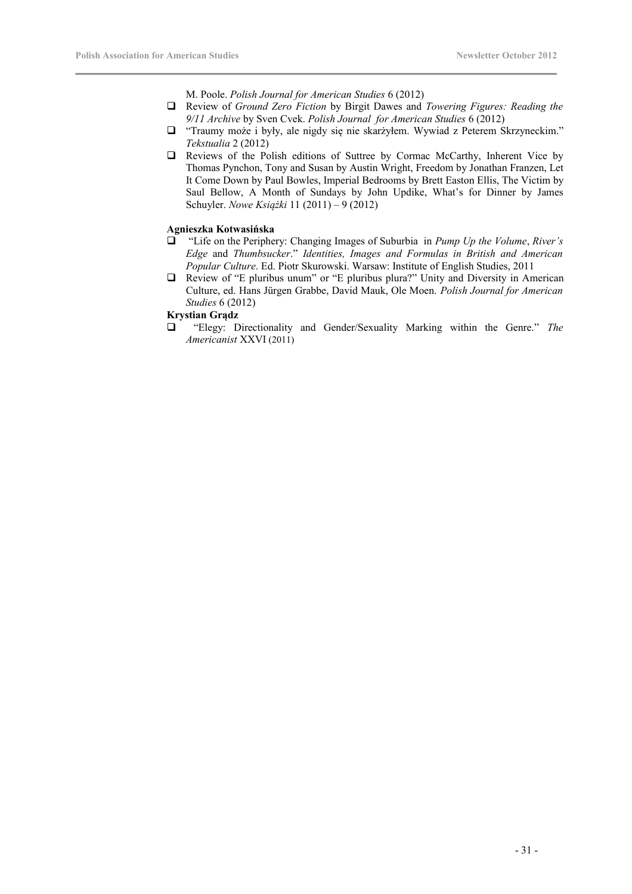M. Poole. *Polish Journal for American Studies* 6 (2012)

- Review of *Ground Zero Fiction* by Birgit Dawes and *Towering Figures: Reading the 9/11 Archive* by Sven Cvek. *Polish Journal for American Studies* 6 (2012)
- "Traumy może i były, ale nigdy się nie skarżyłem. Wywiad z Peterem Skrzyneckim." *Tekstualia* 2 (2012)
- Reviews of the Polish editions of Suttree by Cormac McCarthy, Inherent Vice by Thomas Pynchon, Tony and Susan by Austin Wright, Freedom by Jonathan Franzen, Let It Come Down by Paul Bowles, Imperial Bedrooms by Brett Easton Ellis, The Victim by Saul Bellow, A Month of Sundays by John Updike, What's for Dinner by James Schuyler. *Nowe Książki* 11 (2011) – 9 (2012)

**Agnieszka Kotwasińska**

- "Life on the Periphery: Changing Images of Suburbia in *Pump Up the Volume*, *River's Edge* and *Thumbsucker*." *Identities, Images and Formulas in British and American Popular Culture*. Ed. Piotr Skurowski. Warsaw: Institute of English Studies, 2011
- Review of "E pluribus unum" or "E pluribus plura?" Unity and Diversity in American Culture, ed. Hans Jürgen Grabbe, David Mauk, Ole Moen. *Polish Journal for American Studies* 6 (2012)

**Krystian Grądz**

- "Elegy: Directionality and Gender/Sexuality Marking within the Genre." *The Americanist* XXVI (2011)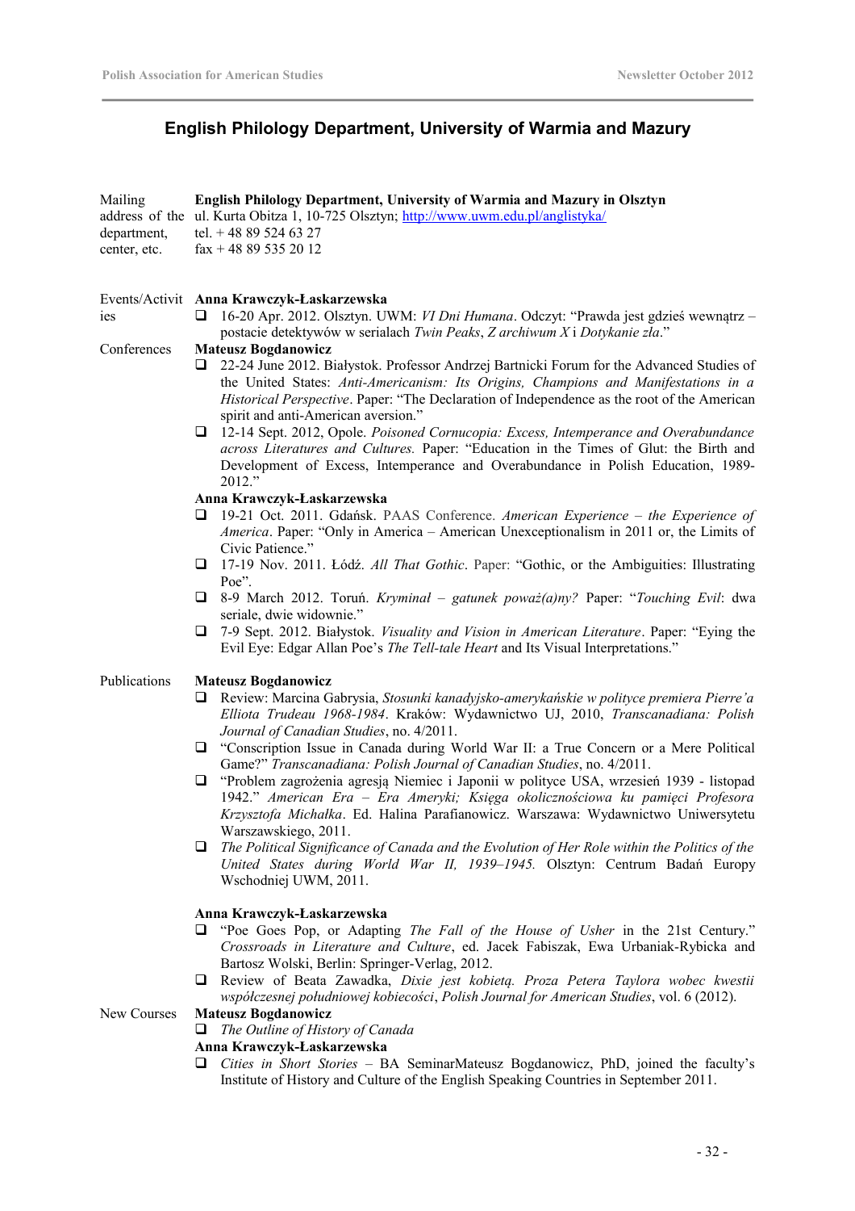## English Philology Department, University of Warmia and Mazury

**Mailing address of the department, center, etc.**

**English Philology Department, University of Warmia and Mazury in Olsztyn**
ul. Kurta Obitza 1, 10-725 Olsztyn; http://www.uwm.edu.pl/anglistyka/
tel. + 48 89 524 63 27
fax + 48 89 535 20 12

**Events/Activities**

**Anna Krawczyk-Łaskarzewska**

- 16-20 Apr. 2012. Olsztyn. UWM: *VI Dni Humana*. Odczyt: "Prawda jest gdzieś wewnątrz – postacie detektywów w serialach *Twin Peaks*, *Z archiwum X* i *Dotykanie zła*."

**Conferences**

**Mateusz Bogdanowicz**

- 22-24 June 2012. Białystok. Professor Andrzej Bartnicki Forum for the Advanced Studies of the United States: *Anti-Americanism: Its Origins, Champions and Manifestations in a Historical Perspective*. Paper: "The Declaration of Independence as the root of the American spirit and anti-American aversion."
- 12-14 Sept. 2012, Opole. *Poisoned Cornucopia: Excess, Intemperance and Overabundance across Literatures and Cultures.* Paper: "Education in the Times of Glut: the Birth and Development of Excess, Intemperance and Overabundance in Polish Education, 1989-2012."

**Anna Krawczyk-Łaskarzewska**

- 19-21 Oct. 2011. Gdańsk. PAAS Conference. *American Experience – the Experience of America*. Paper: "Only in America – American Unexceptionalism in 2011 or, the Limits of Civic Patience."
- 17-19 Nov. 2011. Łódź. *All That Gothic*. Paper: "Gothic, or the Ambiguities: Illustrating Poe".
- 8-9 March 2012. Toruń. *Kryminał – gatunek poważ(a)ny?* Paper: "*Touching Evil*: dwa seriale, dwie widownie."
- 7-9 Sept. 2012. Białystok. *Visuality and Vision in American Literature*. Paper: "Eying the Evil Eye: Edgar Allan Poe's *The Tell-tale Heart* and Its Visual Interpretations."

**Publications**

**Mateusz Bogdanowicz**

- Review: Marcina Gabrysia, *Stosunki kanadyjsko-amerykańskie w polityce premiera Pierre'a Elliota Trudeau 1968-1984*. Kraków: Wydawnictwo UJ, 2010, *Transcanadiana: Polish Journal of Canadian Studies*, no. 4/2011.
- "Conscription Issue in Canada during World War II: a True Concern or a Mere Political Game?" *Transcanadiana: Polish Journal of Canadian Studies*, no. 4/2011.
- "Problem zagrożenia agresją Niemiec i Japonii w polityce USA, wrzesień 1939 - listopad 1942." *American Era – Era Ameryki; Księga okolicznościowa ku pamięci Profesora Krzysztofa Michałka*. Ed. Halina Parafianowicz. Warszawa: Wydawnictwo Uniwersytetu Warszawskiego, 2011.
- *The Political Significance of Canada and the Evolution of Her Role within the Politics of the United States during World War II, 1939–1945.* Olsztyn: Centrum Badań Europy Wschodniej UWM, 2011.

**Anna Krawczyk-Łaskarzewska**

- "Poe Goes Pop, or Adapting *The Fall of the House of Usher* in the 21st Century." *Crossroads in Literature and Culture*, ed. Jacek Fabiszak, Ewa Urbaniak-Rybicka and Bartosz Wolski, Berlin: Springer-Verlag, 2012.
- Review of Beata Zawadka, *Dixie jest kobietą. Proza Petera Taylora wobec kwestii współczesnej południowej kobiecości*, *Polish Journal for American Studies*, vol. 6 (2012).

**New Courses**

**Mateusz Bogdanowicz**

- *The Outline of History of Canada*

**Anna Krawczyk-Łaskarzewska**

- *Cities in Short Stories* – BA SeminarMateusz Bogdanowicz, PhD, joined the faculty's Institute of History and Culture of the English Speaking Countries in September 2011.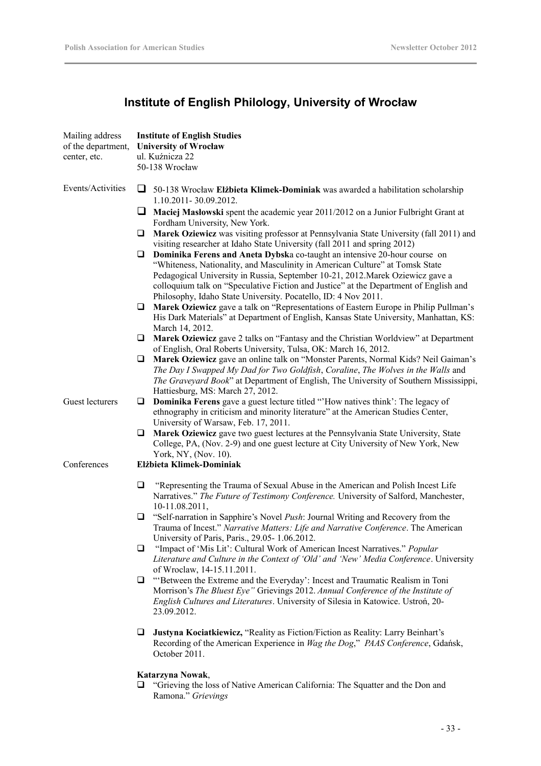# Institute of English Philology, University of Wrocław

Mailing address of the department, center, etc.

**Institute of English Studies**
**University of Wrocław**
ul. Kuźnicza 22
50-138 Wrocław

Events/Activities

- 50-138 Wrocław **Elżbieta Klimek-Dominiak** was awarded a habilitation scholarship 1.10.2011- 30.09.2012.
- **Maciej Masłowski** spent the academic year 2011/2012 on a Junior Fulbright Grant at Fordham University, New York.
- **Marek Oziewicz** was visiting professor at Pennsylvania State University (fall 2011) and visiting researcher at Idaho State University (fall 2011 and spring 2012)
- **Dominika Ferens and Aneta Dybsk**a co-taught an intensive 20-hour course on "Whiteness, Nationality, and Masculinity in American Culture" at Tomsk State Pedagogical University in Russia, September 10-21, 2012.Marek Oziewicz gave a colloquium talk on "Speculative Fiction and Justice" at the Department of English and Philosophy, Idaho State University. Pocatello, ID: 4 Nov 2011.
- **Marek Oziewicz** gave a talk on "Representations of Eastern Europe in Philip Pullman's His Dark Materials" at Department of English, Kansas State University, Manhattan, KS: March 14, 2012.
- **Marek Oziewicz** gave 2 talks on "Fantasy and the Christian Worldview" at Department of English, Oral Roberts University, Tulsa, OK: March 16, 2012.
- **Marek Oziewicz** gave an online talk on "Monster Parents, Normal Kids? Neil Gaiman's *The Day I Swapped My Dad for Two Goldfish*, *Coraline*, *The Wolves in the Walls* and *The Graveyard Book*" at Department of English, The University of Southern Mississippi, Hattiesburg, MS: March 27, 2012.

Guest lecturers

- **Dominika Ferens** gave a guest lecture titled "'How natives think': The legacy of ethnography in criticism and minority literature" at the American Studies Center, University of Warsaw, Feb. 17, 2011.
- **Marek Oziewicz** gave two guest lectures at the Pennsylvania State University, State College, PA, (Nov. 2-9) and one guest lecture at City University of New York, New York, NY, (Nov. 10).

Conferences

**Elżbieta Klimek-Dominiak**

- "Representing the Trauma of Sexual Abuse in the American and Polish Incest Life Narratives." *The Future of Testimony Conference.* University of Salford, Manchester, 10-11.08.2011,
- "Self-narration in Sapphire's Novel *Push*: Journal Writing and Recovery from the Trauma of Incest." *Narrative Matters: Life and Narrative Conference*. The American University of Paris, Paris., 29.05- 1.06.2012.
- "Impact of 'Mis Lit': Cultural Work of American Incest Narratives." *Popular Literature and Culture in the Context of 'Old' and 'New' Media Conference*. University of Wroclaw, 14-15.11.2011.
- "'Between the Extreme and the Everyday': Incest and Traumatic Realism in Toni Morrison's *The Bluest Eye"* Grievings 2012. *Annual Conference of the Institute of English Cultures and Literatures*. University of Silesia in Katowice. Ustroń, 20-23.09.2012.

- **Justyna Kociatkiewicz,** "Reality as Fiction/Fiction as Reality: Larry Beinhart's Recording of the American Experience in *Wag the Dog*," *PAAS Conference*, Gdańsk, October 2011.

**Katarzyna Nowak**,

- "Grieving the loss of Native American California: The Squatter and the Don and Ramona." *Grievings*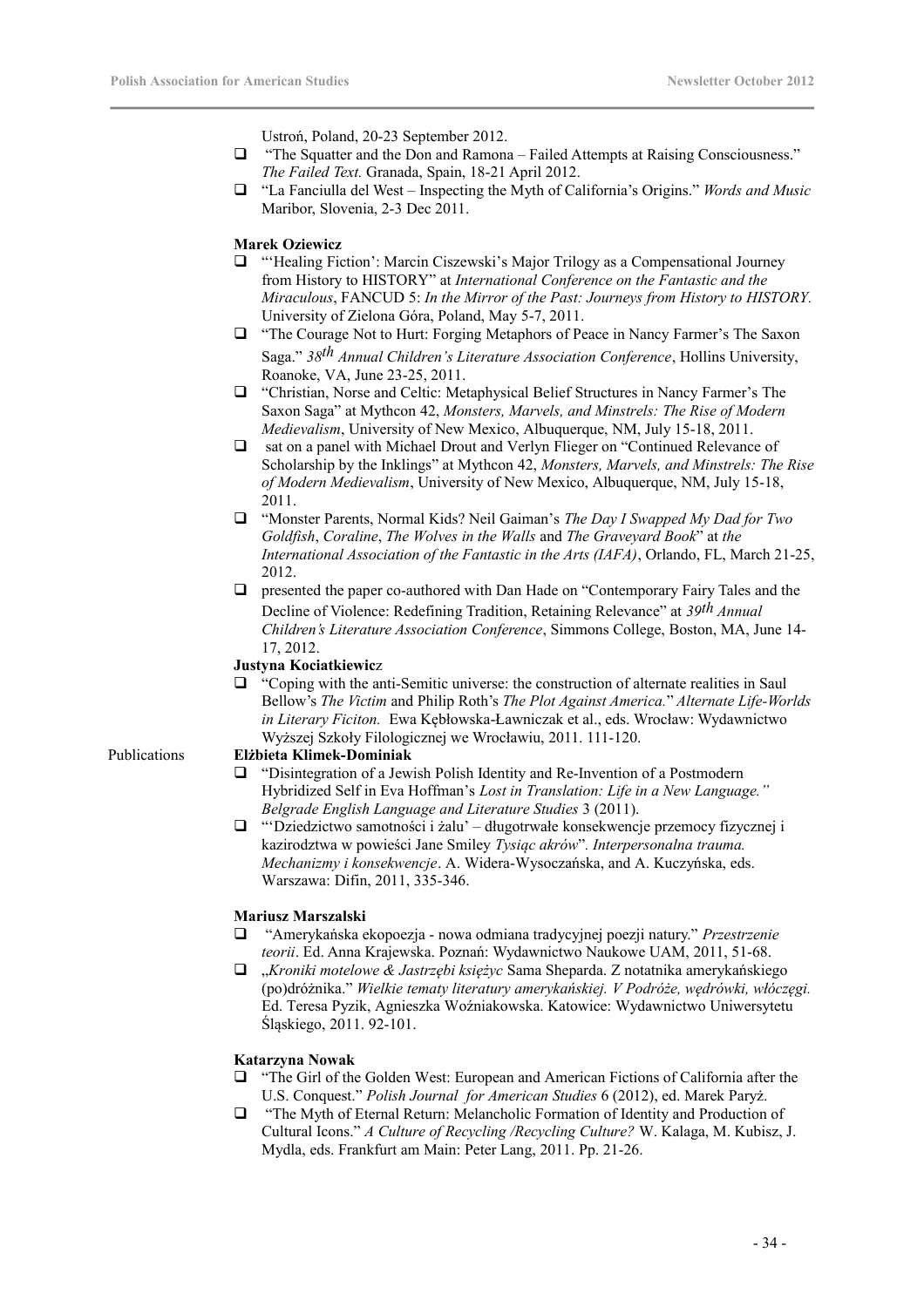Ustroń, Poland, 20-23 September 2012.

- "The Squatter and the Don and Ramona – Failed Attempts at Raising Consciousness." *The Failed Text.* Granada, Spain, 18-21 April 2012.
- "La Fanciulla del West – Inspecting the Myth of California's Origins." *Words and Music* Maribor, Slovenia, 2-3 Dec 2011.

**Marek Oziewicz**

- "'Healing Fiction': Marcin Ciszewski's Major Trilogy as a Compensational Journey from History to HISTORY" at *International Conference on the Fantastic and the Miraculous*, FANCUD 5: *In the Mirror of the Past: Journeys from History to HISTORY.* University of Zielona Góra, Poland, May 5-7, 2011.
- "The Courage Not to Hurt: Forging Metaphors of Peace in Nancy Farmer's The Saxon Saga." *38th Annual Children's Literature Association Conference*, Hollins University, Roanoke, VA, June 23-25, 2011.
- "Christian, Norse and Celtic: Metaphysical Belief Structures in Nancy Farmer's The Saxon Saga" at Mythcon 42, *Monsters, Marvels, and Minstrels: The Rise of Modern Medievalism*, University of New Mexico, Albuquerque, NM, July 15-18, 2011.
- sat on a panel with Michael Drout and Verlyn Flieger on "Continued Relevance of Scholarship by the Inklings" at Mythcon 42, *Monsters, Marvels, and Minstrels: The Rise of Modern Medievalism*, University of New Mexico, Albuquerque, NM, July 15-18, 2011.
- "Monster Parents, Normal Kids? Neil Gaiman's *The Day I Swapped My Dad for Two Goldfish*, *Coraline*, *The Wolves in the Walls* and *The Graveyard Book*" at *the International Association of the Fantastic in the Arts (IAFA)*, Orlando, FL, March 21-25, 2012.
- presented the paper co-authored with Dan Hade on "Contemporary Fairy Tales and the Decline of Violence: Redefining Tradition, Retaining Relevance" at *39th Annual Children's Literature Association Conference*, Simmons College, Boston, MA, June 14-17, 2012.

**Justyna Kociatkiewicz**

- "Coping with the anti-Semitic universe: the construction of alternate realities in Saul Bellow's *The Victim* and Philip Roth's *The Plot Against America.*" *Alternate Life-Worlds in Literary Ficiton.* Ewa Kębłowska-Ławniczak et al., eds. Wrocław: Wydawnictwo Wyższej Szkoły Filologicznej we Wrocławiu, 2011. 111-120.

## Publications

**Elżbieta Klimek-Dominiak**

- "Disintegration of a Jewish Polish Identity and Re-Invention of a Postmodern Hybridized Self in Eva Hoffman's *Lost in Translation: Life in a New Language." Belgrade English Language and Literature Studies* 3 (2011).
- "'Dziedzictwo samotności i żalu' – długotrwałe konsekwencje przemocy fizycznej i kazirodztwa w powieści Jane Smiley *Tysiąc akrów*". *Interpersonalna trauma. Mechanizmy i konsekwencje*. A. Widera-Wysoczańska, and A. Kuczyńska, eds. Warszawa: Difin, 2011, 335-346.

**Mariusz Marszalski**

- "Amerykańska ekopoezja - nowa odmiana tradycyjnej poezji natury." *Przestrzenie teorii*. Ed. Anna Krajewska. Poznań: Wydawnictwo Naukowe UAM, 2011, 51-68.
- „*Kroniki motelowe & Jastrzębi księżyc* Sama Sheparda. Z notatnika amerykańskiego (po)dróżnika." *Wielkie tematy literatury amerykańskiej. V Podróże, wędrówki, włóczęgi.* Ed. Teresa Pyzik, Agnieszka Woźniakowska. Katowice: Wydawnictwo Uniwersytetu Śląskiego, 2011. 92-101.

**Katarzyna Nowak**

- "The Girl of the Golden West: European and American Fictions of California after the U.S. Conquest." *Polish Journal for American Studies* 6 (2012), ed. Marek Paryż.
- "The Myth of Eternal Return: Melancholic Formation of Identity and Production of Cultural Icons." *A Culture of Recycling /Recycling Culture?* W. Kalaga, M. Kubisz, J. Mydla, eds. Frankfurt am Main: Peter Lang, 2011. Pp. 21-26.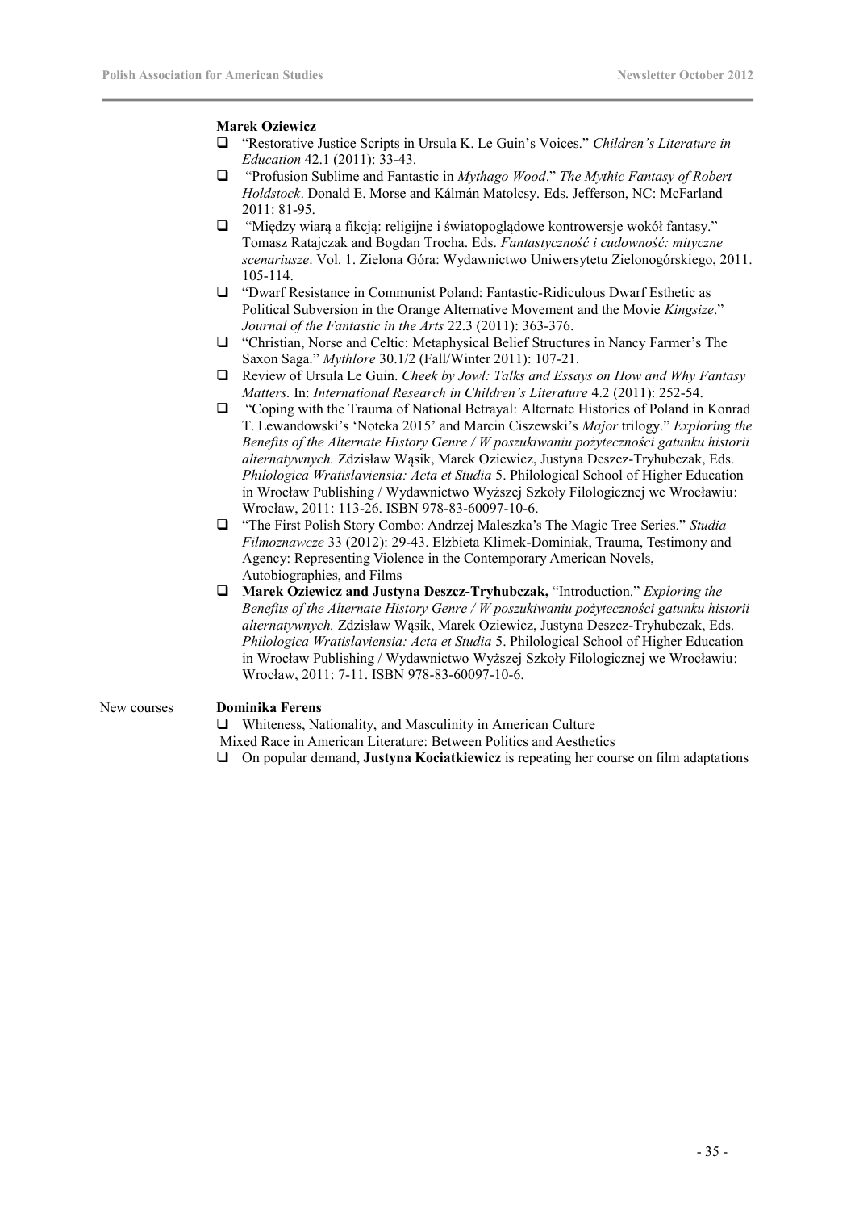**Marek Oziewicz**

- "Restorative Justice Scripts in Ursula K. Le Guin's Voices." *Children's Literature in Education* 42.1 (2011): 33-43.
- "Profusion Sublime and Fantastic in *Mythago Wood*." *The Mythic Fantasy of Robert Holdstock*. Donald E. Morse and Kálmán Matolcsy. Eds. Jefferson, NC: McFarland 2011: 81-95.
- "Między wiarą a fikcją: religijne i światopoglądowe kontrowersje wokół fantasy." Tomasz Ratajczak and Bogdan Trocha. Eds. *Fantastyczność i cudowność: mityczne scenariusze*. Vol. 1. Zielona Góra: Wydawnictwo Uniwersytetu Zielonogórskiego, 2011. 105-114.
- "Dwarf Resistance in Communist Poland: Fantastic-Ridiculous Dwarf Esthetic as Political Subversion in the Orange Alternative Movement and the Movie *Kingsize*." *Journal of the Fantastic in the Arts* 22.3 (2011): 363-376.
- "Christian, Norse and Celtic: Metaphysical Belief Structures in Nancy Farmer's The Saxon Saga." *Mythlore* 30.1/2 (Fall/Winter 2011): 107-21.
- Review of Ursula Le Guin. *Cheek by Jowl: Talks and Essays on How and Why Fantasy Matters.* In: *International Research in Children's Literature* 4.2 (2011): 252-54.
- "Coping with the Trauma of National Betrayal: Alternate Histories of Poland in Konrad T. Lewandowski's 'Noteka 2015' and Marcin Ciszewski's *Major* trilogy." *Exploring the Benefits of the Alternate History Genre / W poszukiwaniu pożyteczności gatunku historii alternatywnych.* Zdzisław Wąsik, Marek Oziewicz, Justyna Deszcz-Tryhubczak, Eds. *Philologica Wratislaviensia: Acta et Studia* 5. Philological School of Higher Education in Wrocław Publishing / Wydawnictwo Wyższej Szkoły Filologicznej we Wrocławiu: Wrocław, 2011: 113-26. ISBN 978-83-60097-10-6.
- "The First Polish Story Combo: Andrzej Maleszka's The Magic Tree Series." *Studia Filmoznawcze* 33 (2012): 29-43. Elżbieta Klimek-Dominiak, Trauma, Testimony and Agency: Representing Violence in the Contemporary American Novels, Autobiographies, and Films
- **Marek Oziewicz and Justyna Deszcz-Tryhubczak,** "Introduction." *Exploring the Benefits of the Alternate History Genre / W poszukiwaniu pożyteczności gatunku historii alternatywnych.* Zdzisław Wąsik, Marek Oziewicz, Justyna Deszcz-Tryhubczak, Eds. *Philologica Wratislaviensia: Acta et Studia* 5. Philological School of Higher Education in Wrocław Publishing / Wydawnictwo Wyższej Szkoły Filologicznej we Wrocławiu: Wrocław, 2011: 7-11. ISBN 978-83-60097-10-6.

New courses

**Dominika Ferens**

- Whiteness, Nationality, and Masculinity in American Culture

Mixed Race in American Literature: Between Politics and Aesthetics

- On popular demand, **Justyna Kociatkiewicz** is repeating her course on film adaptations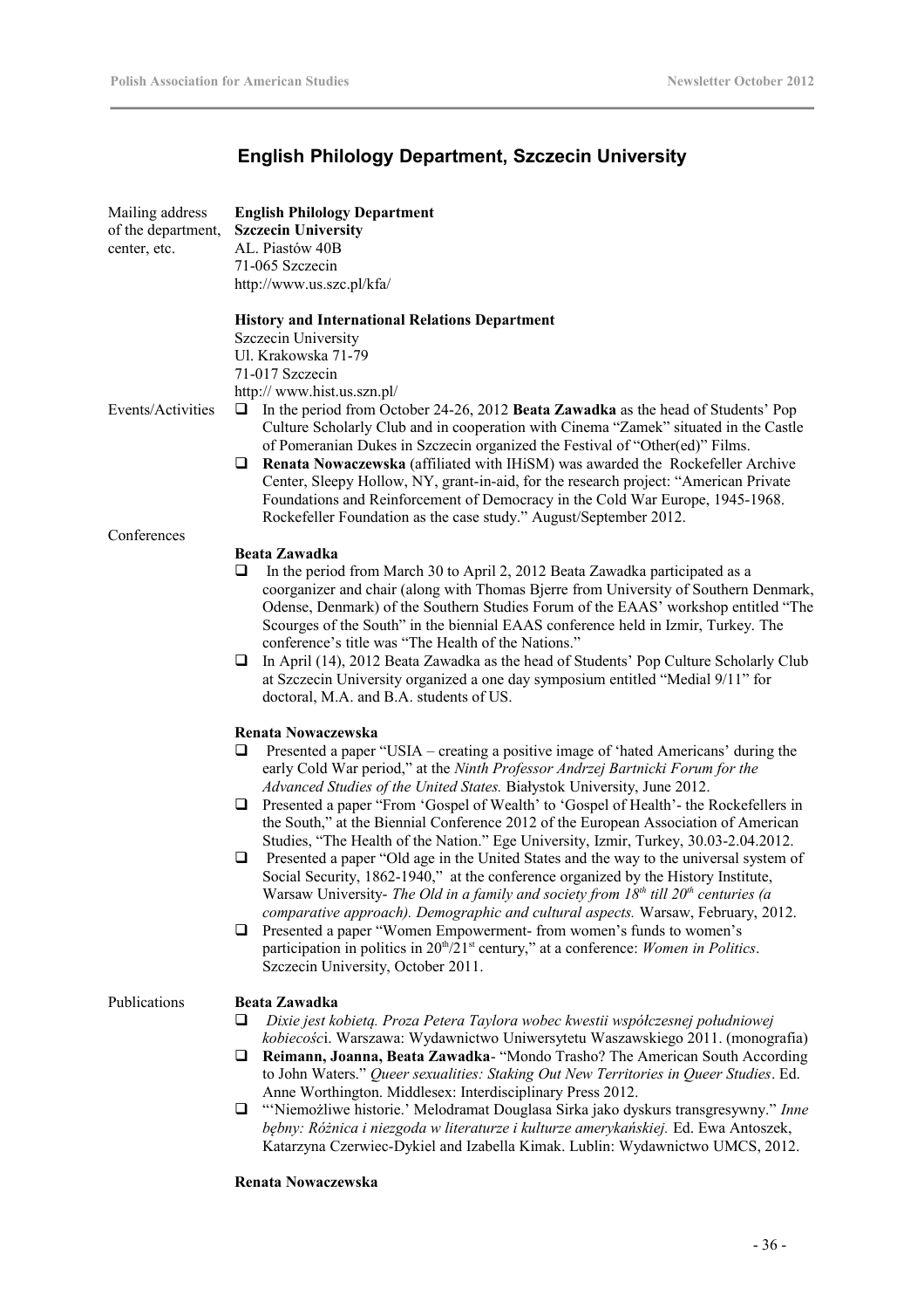## English Philology Department, Szczecin University

Mailing address of the department, center, etc.

**English Philology Department**
**Szczecin University**
AL. Piastów 40B
71-065 Szczecin
http://www.us.szc.pl/kfa/

**History and International Relations Department**
Szczecin University
Ul. Krakowska 71-79
71-017 Szczecin
http:// www.hist.us.szn.pl/

Events/Activities

- In the period from October 24-26, 2012 **Beata Zawadka** as the head of Students' Pop Culture Scholarly Club and in cooperation with Cinema "Zamek" situated in the Castle of Pomeranian Dukes in Szczecin organized the Festival of "Other(ed)" Films.
- **Renata Nowaczewska** (affiliated with IHiSM) was awarded the Rockefeller Archive Center, Sleepy Hollow, NY, grant-in-aid, for the research project: "American Private Foundations and Reinforcement of Democracy in the Cold War Europe, 1945-1968. Rockefeller Foundation as the case study." August/September 2012.

Conferences

**Beata Zawadka**

- In the period from March 30 to April 2, 2012 Beata Zawadka participated as a coorganizer and chair (along with Thomas Bjerre from University of Southern Denmark, Odense, Denmark) of the Southern Studies Forum of the EAAS' workshop entitled "The Scourges of the South" in the biennial EAAS conference held in Izmir, Turkey. The conference's title was "The Health of the Nations."
- In April (14), 2012 Beata Zawadka as the head of Students' Pop Culture Scholarly Club at Szczecin University organized a one day symposium entitled "Medial 9/11" for doctoral, M.A. and B.A. students of US.

**Renata Nowaczewska**

- Presented a paper "USIA – creating a positive image of 'hated Americans' during the early Cold War period," at the *Ninth Professor Andrzej Bartnicki Forum for the Advanced Studies of the United States.* Białystok University, June 2012.
- Presented a paper "From 'Gospel of Wealth' to 'Gospel of Health'- the Rockefellers in the South," at the Biennial Conference 2012 of the European Association of American Studies, "The Health of the Nation." Ege University, Izmir, Turkey, 30.03-2.04.2012.
- Presented a paper "Old age in the United States and the way to the universal system of Social Security, 1862-1940," at the conference organized by the History Institute, Warsaw University- *The Old in a family and society from 18th till 20th centuries (a comparative approach). Demographic and cultural aspects.* Warsaw, February, 2012.
- Presented a paper "Women Empowerment- from women's funds to women's participation in politics in 20th/21st century," at a conference: *Women in Politics*. Szczecin University, October 2011.

Publications

**Beata Zawadka**

- *Dixie jest kobietą. Proza Petera Taylora wobec kwestii współczesnej południowej kobiecośc*i. Warszawa: Wydawnictwo Uniwersytetu Waszawskiego 2011. (monografia)
- **Reimann, Joanna, Beata Zawadka**- "Mondo Trasho? The American South According to John Waters." *Queer sexualities: Staking Out New Territories in Queer Studies*. Ed. Anne Worthington. Middlesex: Interdisciplinary Press 2012.
- "'Niemożliwe historie.' Melodramat Douglasa Sirka jako dyskurs transgresywny." *Inne bębny: Różnica i niezgoda w literaturze i kulturze amerykańskiej.* Ed. Ewa Antoszek, Katarzyna Czerwiec-Dykiel and Izabella Kimak. Lublin: Wydawnictwo UMCS, 2012.

**Renata Nowaczewska**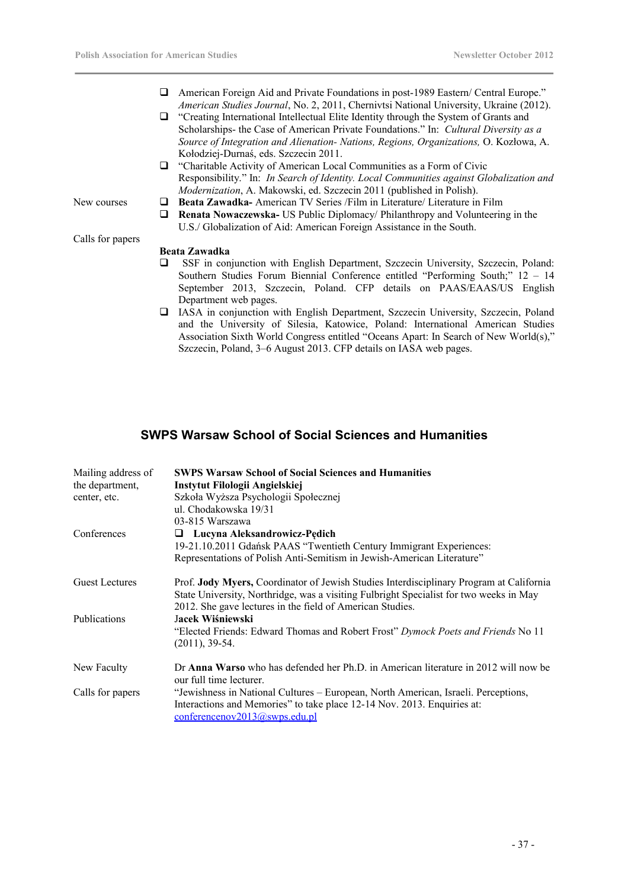- American Foreign Aid and Private Foundations in post-1989 Eastern/ Central Europe." *American Studies Journal*, No. 2, 2011, Chernivtsi National University, Ukraine (2012).
- "Creating International Intellectual Elite Identity through the System of Grants and Scholarships- the Case of American Private Foundations." In: *Cultural Diversity as a Source of Integration and Alienation- Nations, Regions, Organizations,* O. Kozłowa, A. Kołodziej-Durnaś, eds. Szczecin 2011.
- "Charitable Activity of American Local Communities as a Form of Civic Responsibility." In: *In Search of Identity. Local Communities against Globalization and Modernization*, A. Makowski, ed. Szczecin 2011 (published in Polish).

New courses

- **Beata Zawadka-** American TV Series /Film in Literature/ Literature in Film
- **Renata Nowaczewska-** US Public Diplomacy/ Philanthropy and Volunteering in the U.S./ Globalization of Aid: American Foreign Assistance in the South.

Calls for papers

**Beata Zawadka**

- SSF in conjunction with English Department, Szczecin University, Szczecin, Poland: Southern Studies Forum Biennial Conference entitled "Performing South;" 12 – 14 September 2013, Szczecin, Poland. CFP details on PAAS/EAAS/US English Department web pages.
- IASA in conjunction with English Department, Szczecin University, Szczecin, Poland and the University of Silesia, Katowice, Poland: International American Studies Association Sixth World Congress entitled "Oceans Apart: In Search of New World(s)," Szczecin, Poland, 3–6 August 2013. CFP details on IASA web pages.

## SWPS Warsaw School of Social Sciences and Humanities

Mailing address of the department, center, etc.

**SWPS Warsaw School of Social Sciences and Humanities**
**Instytut Filologii Angielskiej**
Szkoła Wyższa Psychologii Społecznej
ul. Chodakowska 19/31
03-815 Warszawa

Conferences

- **Lucyna Aleksandrowicz-Pędich**

19-21.10.2011 Gdańsk PAAS "Twentieth Century Immigrant Experiences: Representations of Polish Anti-Semitism in Jewish-American Literature"

Guest Lectures

Prof. **Jody Myers,** Coordinator of Jewish Studies Interdisciplinary Program at California State University, Northridge, was a visiting Fulbright Specialist for two weeks in May 2012. She gave lectures in the field of American Studies.

Publications

**Jacek Wiśniewski**

"Elected Friends: Edward Thomas and Robert Frost" *Dymock Poets and Friends* No 11 (2011), 39-54.

New Faculty

Dr **Anna Warso** who has defended her Ph.D. in American literature in 2012 will now be our full time lecturer.

Calls for papers

"Jewishness in National Cultures – European, North American, Israeli. Perceptions, Interactions and Memories" to take place 12-14 Nov. 2013. Enquiries at: conferencenov2013@swps.edu.pl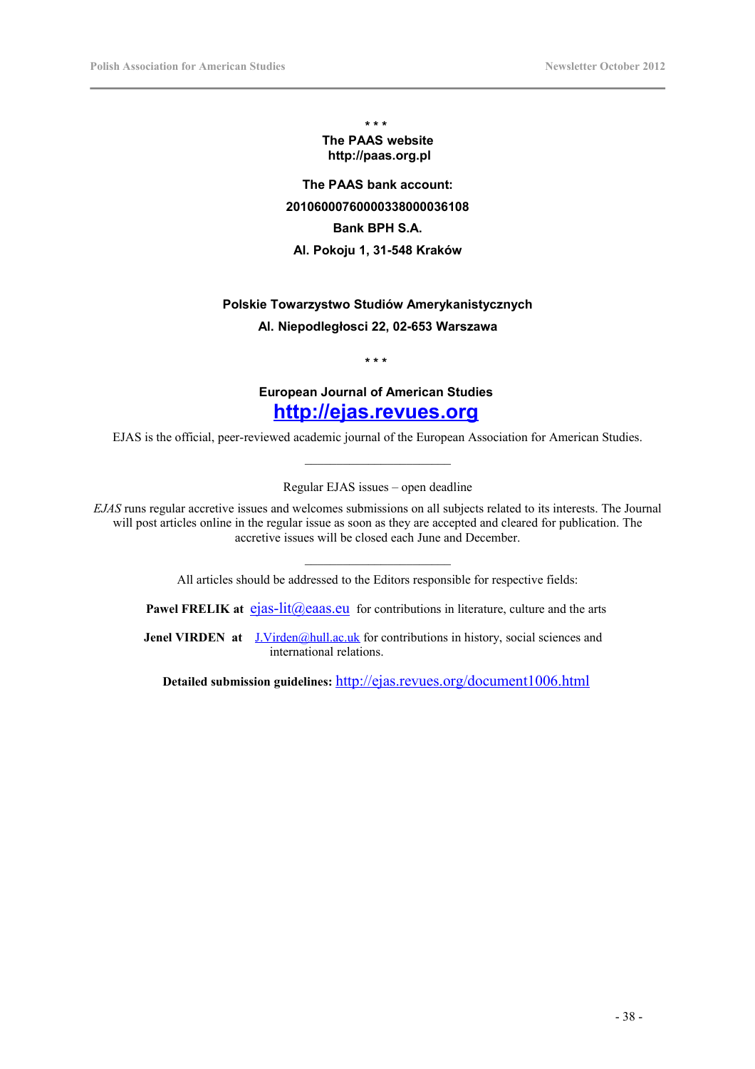\* \* \*

**The PAAS website**
**http://paas.org.pl**

**The PAAS bank account:**

**20106000760000338000036108**

**Bank BPH S.A.**

**Al. Pokoju 1, 31-548 Kraków**

**Polskie Towarzystwo Studiów Amerykanistycznych**

**Al. Niepodległosci 22, 02-653 Warszawa**

\* \* \*

**European Journal of American Studies**

**http://ejas.revues.org**

EJAS is the official, peer-reviewed academic journal of the European Association for American Studies.

---

Regular EJAS issues – open deadline

*EJAS* runs regular accretive issues and welcomes submissions on all subjects related to its interests. The Journal will post articles online in the regular issue as soon as they are accepted and cleared for publication. The accretive issues will be closed each June and December.

---

All articles should be addressed to the Editors responsible for respective fields:

**Pawel FRELIK at** ejas-lit@eaas.eu for contributions in literature, culture and the arts

**Jenel VIRDEN at** J.Virden@hull.ac.uk for contributions in history, social sciences and international relations.

**Detailed submission guidelines:** http://ejas.revues.org/document1006.html